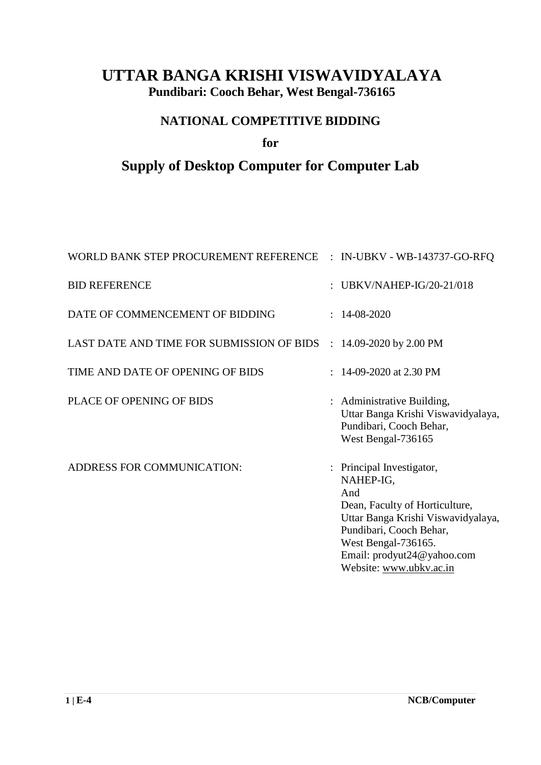# UTTAR BANGA KRISHI VISWAVIDYALAYA

**Pundibari: Cooch Behar, West Bengal-736165**

## NATIONAL COMPETITIVE BIDDING

**for**

## Supply of Desktop Computer for Computer Lab

| | | |
|---|---|---|
| WORLD BANK STEP PROCUREMENT REFERENCE | : | IN-UBKV - WB-143737-GO-RFQ |
| BID REFERENCE | : | UBKV/NAHEP-IG/20-21/018 |
| DATE OF COMMENCEMENT OF BIDDING | : | 14-08-2020 |
| LAST DATE AND TIME FOR SUBMISSION OF BIDS | : | 14.09-2020 by 2.00 PM |
| TIME AND DATE OF OPENING OF BIDS | : | 14-09-2020 at 2.30 PM |
| PLACE OF OPENING OF BIDS | : | Administrative Building, Uttar Banga Krishi Viswavidyalaya, Pundibari, Cooch Behar, West Bengal-736165 |
| ADDRESS FOR COMMUNICATION: | : | Principal Investigator, NAHEP-IG, And Dean, Faculty of Horticulture, Uttar Banga Krishi Viswavidyalaya, Pundibari, Cooch Behar, West Bengal-736165. Email: prodyut24@yahoo.com Website: www.ubkv.ac.in |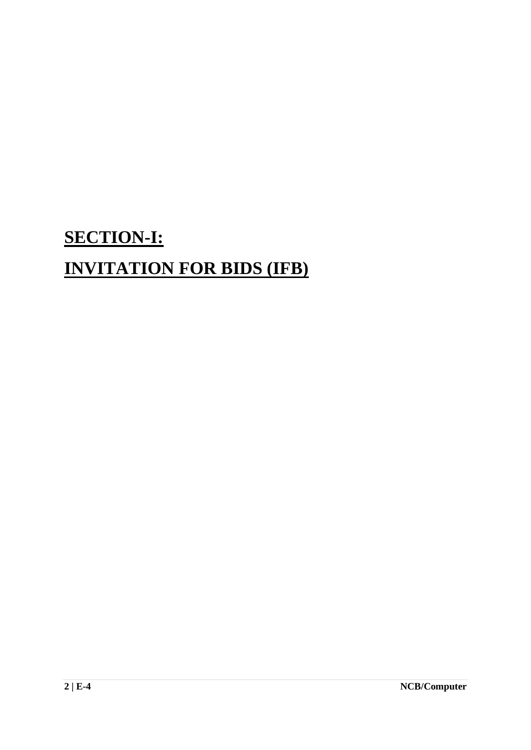# SECTION-I:

# INVITATION FOR BIDS (IFB)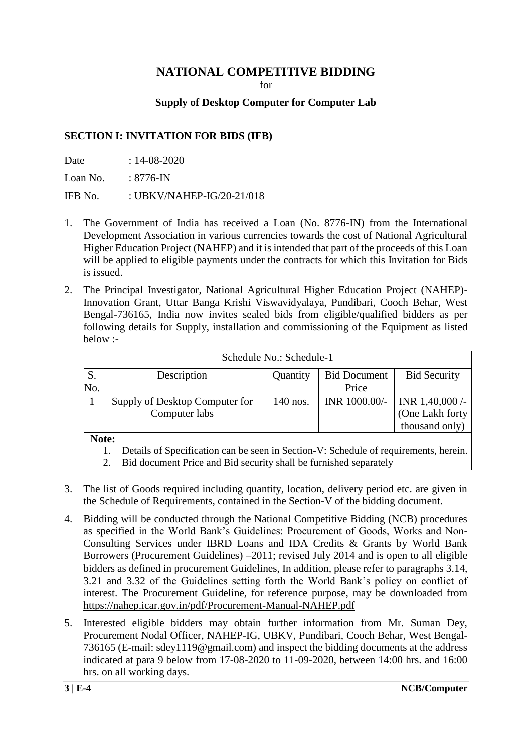# NATIONAL COMPETITIVE BIDDING

for

**Supply of Desktop Computer for Computer Lab**

## SECTION I: INVITATION FOR BIDS (IFB)

Date : 14-08-2020

Loan No. : 8776-IN

IFB No. : UBKV/NAHEP-IG/20-21/018

1. The Government of India has received a Loan (No. 8776-IN) from the International Development Association in various currencies towards the cost of National Agricultural Higher Education Project (NAHEP) and it is intended that part of the proceeds of this Loan will be applied to eligible payments under the contracts for which this Invitation for Bids is issued.

2. The Principal Investigator, National Agricultural Higher Education Project (NAHEP)-Innovation Grant, Uttar Banga Krishi Viswavidyalaya, Pundibari, Cooch Behar, West Bengal-736165, India now invites sealed bids from eligible/qualified bidders as per following details for Supply, installation and commissioning of the Equipment as listed below :-

| Schedule No.: Schedule-1 | | | | |
|---|---|---|---|---|
| S. No. | Description | Quantity | Bid Document Price | Bid Security |
| 1 | Supply of Desktop Computer for Computer labs | 140 nos. | INR 1000.00/- | INR 1,40,000 /- (One Lakh forty thousand only) |

**Note:**
1. Details of Specification can be seen in Section-V: Schedule of requirements, herein.
2. Bid document Price and Bid security shall be furnished separately

3. The list of Goods required including quantity, location, delivery period etc. are given in the Schedule of Requirements, contained in the Section-V of the bidding document.

4. Bidding will be conducted through the National Competitive Bidding (NCB) procedures as specified in the World Bank's Guidelines: Procurement of Goods, Works and Non-Consulting Services under IBRD Loans and IDA Credits & Grants by World Bank Borrowers (Procurement Guidelines) –2011; revised July 2014 and is open to all eligible bidders as defined in procurement Guidelines, In addition, please refer to paragraphs 3.14, 3.21 and 3.32 of the Guidelines setting forth the World Bank's policy on conflict of interest. The Procurement Guideline, for reference purpose, may be downloaded from https://nahep.icar.gov.in/pdf/Procurement-Manual-NAHEP.pdf

5. Interested eligible bidders may obtain further information from Mr. Suman Dey, Procurement Nodal Officer, NAHEP-IG, UBKV, Pundibari, Cooch Behar, West Bengal-736165 (E-mail: sdey1119@gmail.com) and inspect the bidding documents at the address indicated at para 9 below from 17-08-2020 to 11-09-2020, between 14:00 hrs. and 16:00 hrs. on all working days.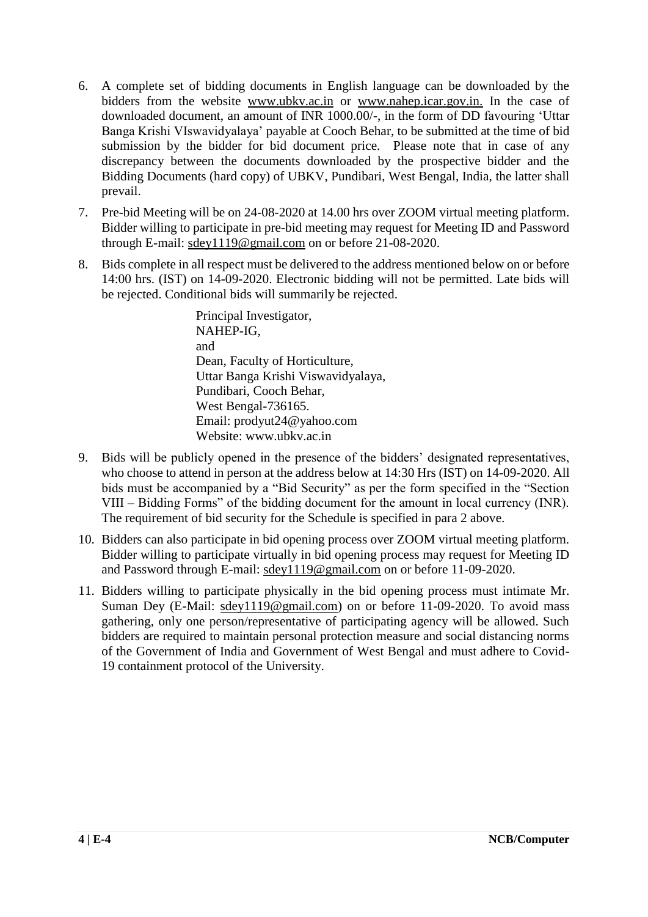6. A complete set of bidding documents in English language can be downloaded by the bidders from the website www.ubkv.ac.in or www.nahep.icar.gov.in. In the case of downloaded document, an amount of INR 1000.00/-, in the form of DD favouring 'Uttar Banga Krishi VIswavidyalaya' payable at Cooch Behar, to be submitted at the time of bid submission by the bidder for bid document price. Please note that in case of any discrepancy between the documents downloaded by the prospective bidder and the Bidding Documents (hard copy) of UBKV, Pundibari, West Bengal, India, the latter shall prevail.

7. Pre-bid Meeting will be on 24-08-2020 at 14.00 hrs over ZOOM virtual meeting platform. Bidder willing to participate in pre-bid meeting may request for Meeting ID and Password through E-mail: sdey1119@gmail.com on or before 21-08-2020.

8. Bids complete in all respect must be delivered to the address mentioned below on or before 14:00 hrs. (IST) on 14-09-2020. Electronic bidding will not be permitted. Late bids will be rejected. Conditional bids will summarily be rejected.

   Principal Investigator,  
   NAHEP-IG,  
   and  
   Dean, Faculty of Horticulture,  
   Uttar Banga Krishi Viswavidyalaya,  
   Pundibari, Cooch Behar,  
   West Bengal-736165.  
   Email: prodyut24@yahoo.com  
   Website: www.ubkv.ac.in

9. Bids will be publicly opened in the presence of the bidders' designated representatives, who choose to attend in person at the address below at 14:30 Hrs (IST) on 14-09-2020. All bids must be accompanied by a "Bid Security" as per the form specified in the "Section VIII – Bidding Forms" of the bidding document for the amount in local currency (INR). The requirement of bid security for the Schedule is specified in para 2 above.

10. Bidders can also participate in bid opening process over ZOOM virtual meeting platform. Bidder willing to participate virtually in bid opening process may request for Meeting ID and Password through E-mail: sdey1119@gmail.com on or before 11-09-2020.

11. Bidders willing to participate physically in the bid opening process must intimate Mr. Suman Dey (E-Mail: sdey1119@gmail.com) on or before 11-09-2020. To avoid mass gathering, only one person/representative of participating agency will be allowed. Such bidders are required to maintain personal protection measure and social distancing norms of the Government of India and Government of West Bengal and must adhere to Covid-19 containment protocol of the University.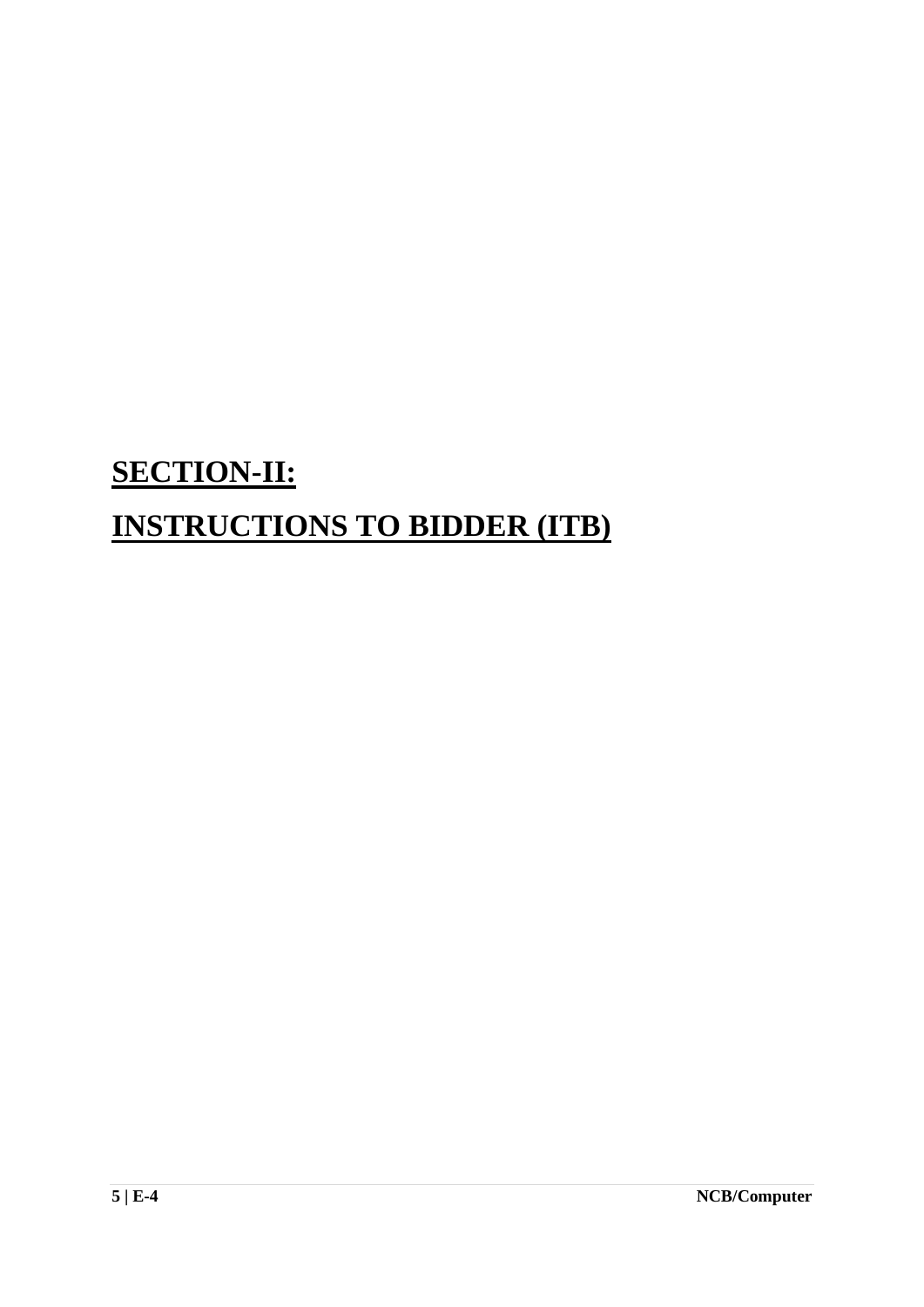# SECTION-II:

# INSTRUCTIONS TO BIDDER (ITB)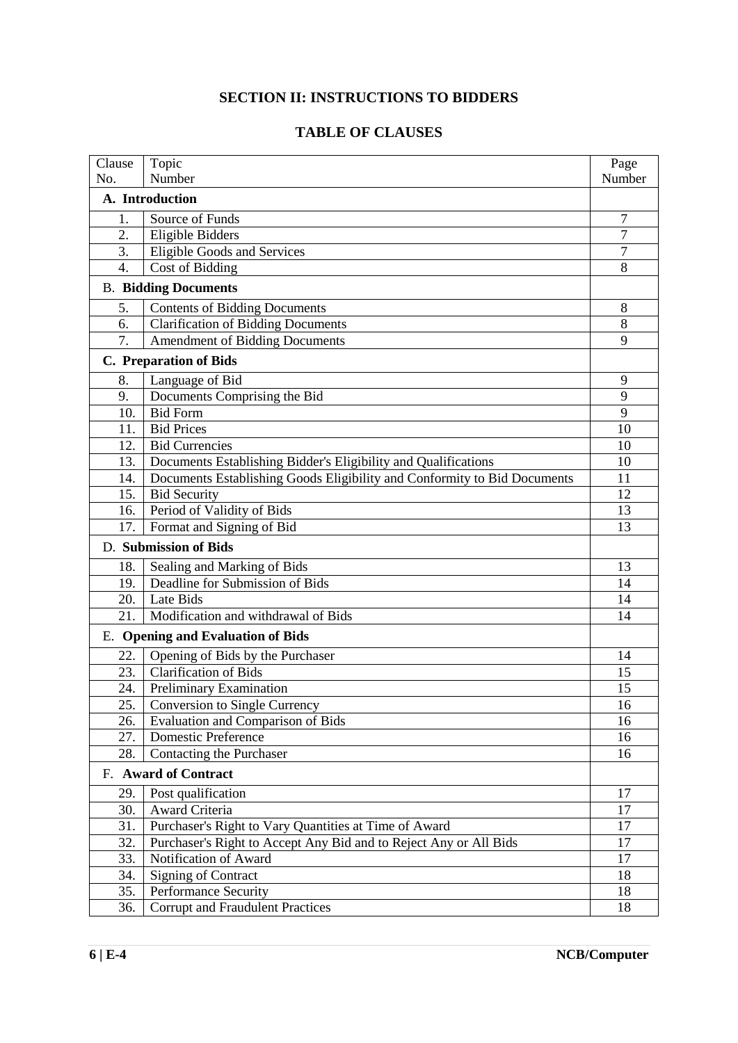# SECTION II: INSTRUCTIONS TO BIDDERS

## TABLE OF CLAUSES

| Clause No. | Topic Number | Page Number |
|---|---|---|
| | **A. Introduction** | |
| 1. | Source of Funds | 7 |
| 2. | Eligible Bidders | 7 |
| 3. | Eligible Goods and Services | 7 |
| 4. | Cost of Bidding | 8 |
| | **B. Bidding Documents** | |
| 5. | Contents of Bidding Documents | 8 |
| 6. | Clarification of Bidding Documents | 8 |
| 7. | Amendment of Bidding Documents | 9 |
| | **C. Preparation of Bids** | |
| 8. | Language of Bid | 9 |
| 9. | Documents Comprising the Bid | 9 |
| 10. | Bid Form | 9 |
| 11. | Bid Prices | 10 |
| 12. | Bid Currencies | 10 |
| 13. | Documents Establishing Bidder's Eligibility and Qualifications | 10 |
| 14. | Documents Establishing Goods Eligibility and Conformity to Bid Documents | 11 |
| 15. | Bid Security | 12 |
| 16. | Period of Validity of Bids | 13 |
| 17. | Format and Signing of Bid | 13 |
| | **D. Submission of Bids** | |
| 18. | Sealing and Marking of Bids | 13 |
| 19. | Deadline for Submission of Bids | 14 |
| 20. | Late Bids | 14 |
| 21. | Modification and withdrawal of Bids | 14 |
| | **E. Opening and Evaluation of Bids** | |
| 22. | Opening of Bids by the Purchaser | 14 |
| 23. | Clarification of Bids | 15 |
| 24. | Preliminary Examination | 15 |
| 25. | Conversion to Single Currency | 16 |
| 26. | Evaluation and Comparison of Bids | 16 |
| 27. | Domestic Preference | 16 |
| 28. | Contacting the Purchaser | 16 |
| | **F. Award of Contract** | |
| 29. | Post qualification | 17 |
| 30. | Award Criteria | 17 |
| 31. | Purchaser's Right to Vary Quantities at Time of Award | 17 |
| 32. | Purchaser's Right to Accept Any Bid and to Reject Any or All Bids | 17 |
| 33. | Notification of Award | 17 |
| 34. | Signing of Contract | 18 |
| 35. | Performance Security | 18 |
| 36. | Corrupt and Fraudulent Practices | 18 |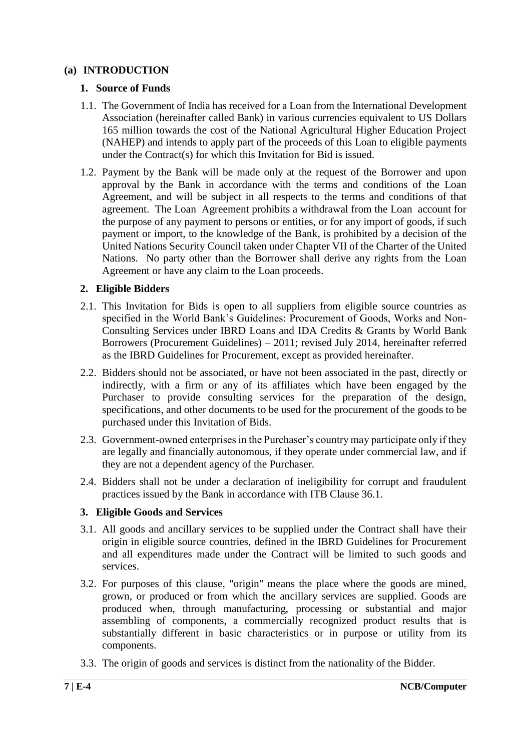## (a) INTRODUCTION

### 1. Source of Funds

1.1. The Government of India has received for a Loan from the International Development Association (hereinafter called Bank) in various currencies equivalent to US Dollars 165 million towards the cost of the National Agricultural Higher Education Project (NAHEP) and intends to apply part of the proceeds of this Loan to eligible payments under the Contract(s) for which this Invitation for Bid is issued.

1.2. Payment by the Bank will be made only at the request of the Borrower and upon approval by the Bank in accordance with the terms and conditions of the Loan Agreement, and will be subject in all respects to the terms and conditions of that agreement. The Loan Agreement prohibits a withdrawal from the Loan account for the purpose of any payment to persons or entities, or for any import of goods, if such payment or import, to the knowledge of the Bank, is prohibited by a decision of the United Nations Security Council taken under Chapter VII of the Charter of the United Nations. No party other than the Borrower shall derive any rights from the Loan Agreement or have any claim to the Loan proceeds.

### 2. Eligible Bidders

2.1. This Invitation for Bids is open to all suppliers from eligible source countries as specified in the World Bank's Guidelines: Procurement of Goods, Works and Non-Consulting Services under IBRD Loans and IDA Credits & Grants by World Bank Borrowers (Procurement Guidelines) – 2011; revised July 2014, hereinafter referred as the IBRD Guidelines for Procurement, except as provided hereinafter.

2.2. Bidders should not be associated, or have not been associated in the past, directly or indirectly, with a firm or any of its affiliates which have been engaged by the Purchaser to provide consulting services for the preparation of the design, specifications, and other documents to be used for the procurement of the goods to be purchased under this Invitation of Bids.

2.3. Government-owned enterprises in the Purchaser's country may participate only if they are legally and financially autonomous, if they operate under commercial law, and if they are not a dependent agency of the Purchaser.

2.4. Bidders shall not be under a declaration of ineligibility for corrupt and fraudulent practices issued by the Bank in accordance with ITB Clause 36.1.

### 3. Eligible Goods and Services

3.1. All goods and ancillary services to be supplied under the Contract shall have their origin in eligible source countries, defined in the IBRD Guidelines for Procurement and all expenditures made under the Contract will be limited to such goods and services.

3.2. For purposes of this clause, "origin" means the place where the goods are mined, grown, or produced or from which the ancillary services are supplied. Goods are produced when, through manufacturing, processing or substantial and major assembling of components, a commercially recognized product results that is substantially different in basic characteristics or in purpose or utility from its components.

3.3. The origin of goods and services is distinct from the nationality of the Bidder.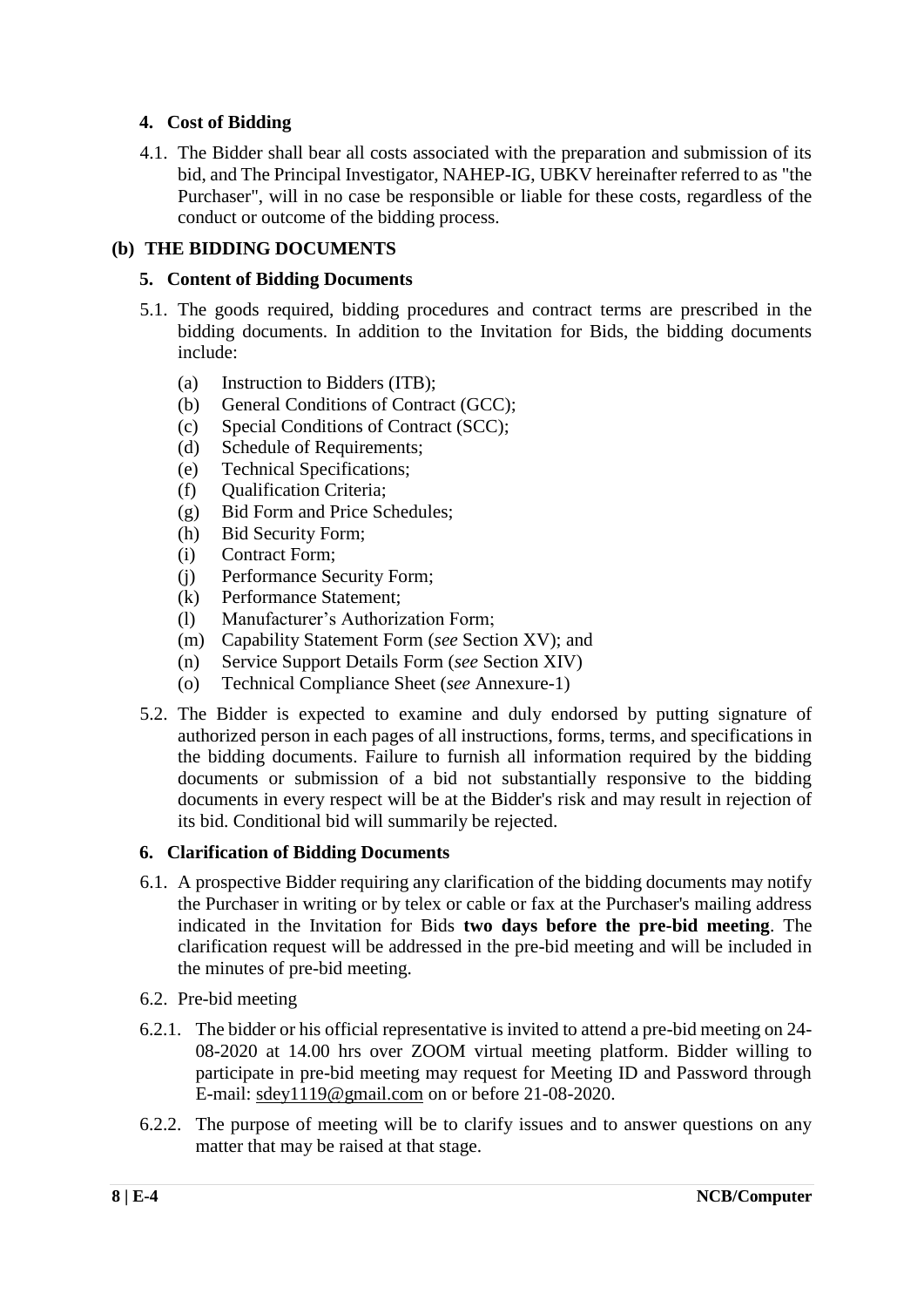### 4. Cost of Bidding

4.1. The Bidder shall bear all costs associated with the preparation and submission of its bid, and The Principal Investigator, NAHEP-IG, UBKV hereinafter referred to as "the Purchaser", will in no case be responsible or liable for these costs, regardless of the conduct or outcome of the bidding process.

## (b) THE BIDDING DOCUMENTS

### 5. Content of Bidding Documents

5.1. The goods required, bidding procedures and contract terms are prescribed in the bidding documents. In addition to the Invitation for Bids, the bidding documents include:

- (a) Instruction to Bidders (ITB);
- (b) General Conditions of Contract (GCC);
- (c) Special Conditions of Contract (SCC);
- (d) Schedule of Requirements;
- (e) Technical Specifications;
- (f) Qualification Criteria;
- (g) Bid Form and Price Schedules;
- (h) Bid Security Form;
- (i) Contract Form;
- (j) Performance Security Form;
- (k) Performance Statement;
- (l) Manufacturer's Authorization Form;
- (m) Capability Statement Form (*see* Section XV); and
- (n) Service Support Details Form (*see* Section XIV)
- (o) Technical Compliance Sheet (*see* Annexure-1)

5.2. The Bidder is expected to examine and duly endorsed by putting signature of authorized person in each pages of all instructions, forms, terms, and specifications in the bidding documents. Failure to furnish all information required by the bidding documents or submission of a bid not substantially responsive to the bidding documents in every respect will be at the Bidder's risk and may result in rejection of its bid. Conditional bid will summarily be rejected.

### 6. Clarification of Bidding Documents

6.1. A prospective Bidder requiring any clarification of the bidding documents may notify the Purchaser in writing or by telex or cable or fax at the Purchaser's mailing address indicated in the Invitation for Bids **two days before the pre-bid meeting**. The clarification request will be addressed in the pre-bid meeting and will be included in the minutes of pre-bid meeting.

6.2. Pre-bid meeting

6.2.1. The bidder or his official representative is invited to attend a pre-bid meeting on 24-08-2020 at 14.00 hrs over ZOOM virtual meeting platform. Bidder willing to participate in pre-bid meeting may request for Meeting ID and Password through E-mail: sdey1119@gmail.com on or before 21-08-2020.

6.2.2. The purpose of meeting will be to clarify issues and to answer questions on any matter that may be raised at that stage.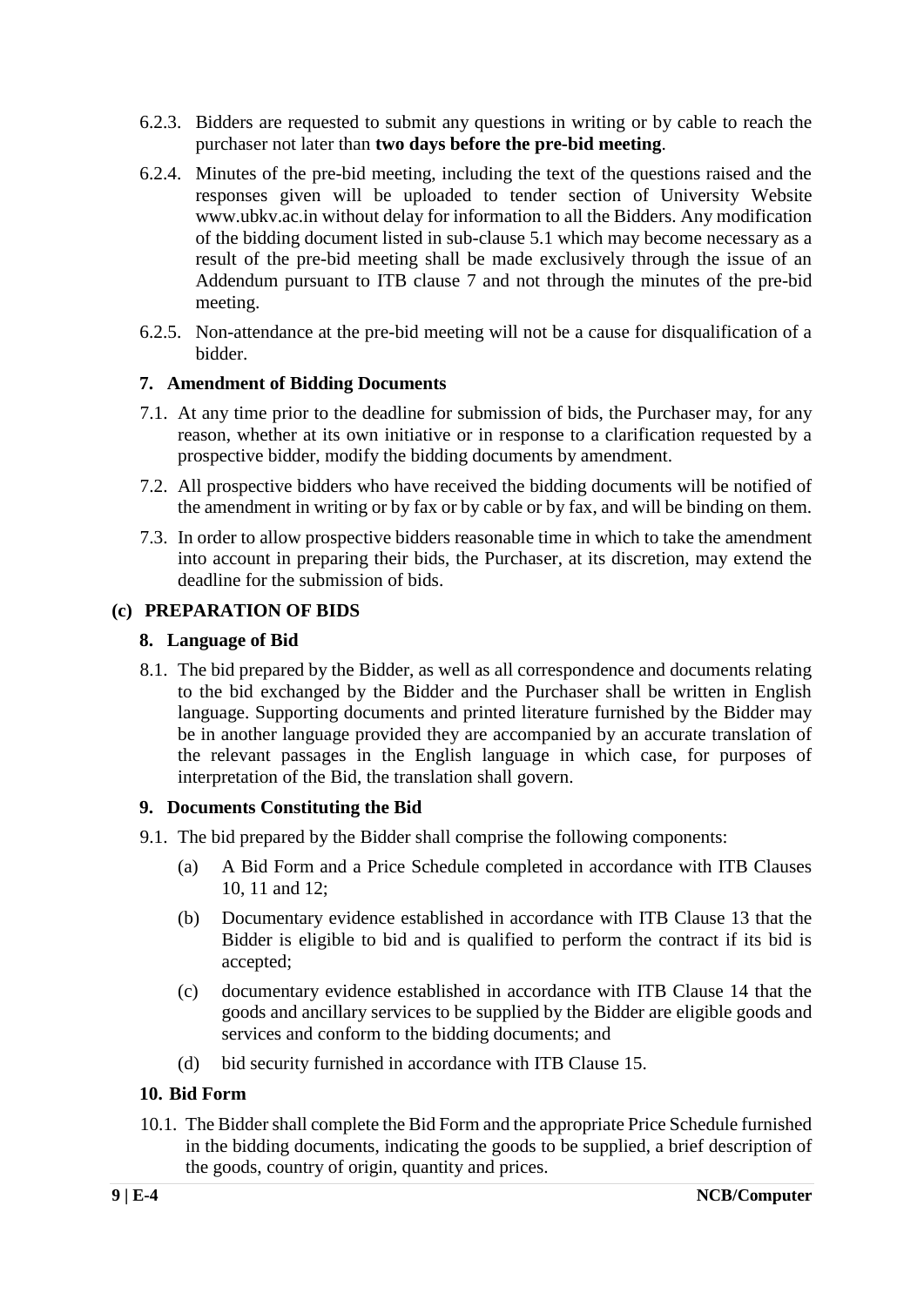6.2.3. Bidders are requested to submit any questions in writing or by cable to reach the purchaser not later than **two days before the pre-bid meeting**.

6.2.4. Minutes of the pre-bid meeting, including the text of the questions raised and the responses given will be uploaded to tender section of University Website www.ubkv.ac.in without delay for information to all the Bidders. Any modification of the bidding document listed in sub-clause 5.1 which may become necessary as a result of the pre-bid meeting shall be made exclusively through the issue of an Addendum pursuant to ITB clause 7 and not through the minutes of the pre-bid meeting.

6.2.5. Non-attendance at the pre-bid meeting will not be a cause for disqualification of a bidder.

### 7. Amendment of Bidding Documents

7.1. At any time prior to the deadline for submission of bids, the Purchaser may, for any reason, whether at its own initiative or in response to a clarification requested by a prospective bidder, modify the bidding documents by amendment.

7.2. All prospective bidders who have received the bidding documents will be notified of the amendment in writing or by fax or by cable or by fax, and will be binding on them.

7.3. In order to allow prospective bidders reasonable time in which to take the amendment into account in preparing their bids, the Purchaser, at its discretion, may extend the deadline for the submission of bids.

## (c) PREPARATION OF BIDS

### 8. Language of Bid

8.1. The bid prepared by the Bidder, as well as all correspondence and documents relating to the bid exchanged by the Bidder and the Purchaser shall be written in English language. Supporting documents and printed literature furnished by the Bidder may be in another language provided they are accompanied by an accurate translation of the relevant passages in the English language in which case, for purposes of interpretation of the Bid, the translation shall govern.

### 9. Documents Constituting the Bid

9.1. The bid prepared by the Bidder shall comprise the following components:

(a) A Bid Form and a Price Schedule completed in accordance with ITB Clauses 10, 11 and 12;

(b) Documentary evidence established in accordance with ITB Clause 13 that the Bidder is eligible to bid and is qualified to perform the contract if its bid is accepted;

(c) documentary evidence established in accordance with ITB Clause 14 that the goods and ancillary services to be supplied by the Bidder are eligible goods and services and conform to the bidding documents; and

(d) bid security furnished in accordance with ITB Clause 15.

### 10. Bid Form

10.1. The Bidder shall complete the Bid Form and the appropriate Price Schedule furnished in the bidding documents, indicating the goods to be supplied, a brief description of the goods, country of origin, quantity and prices.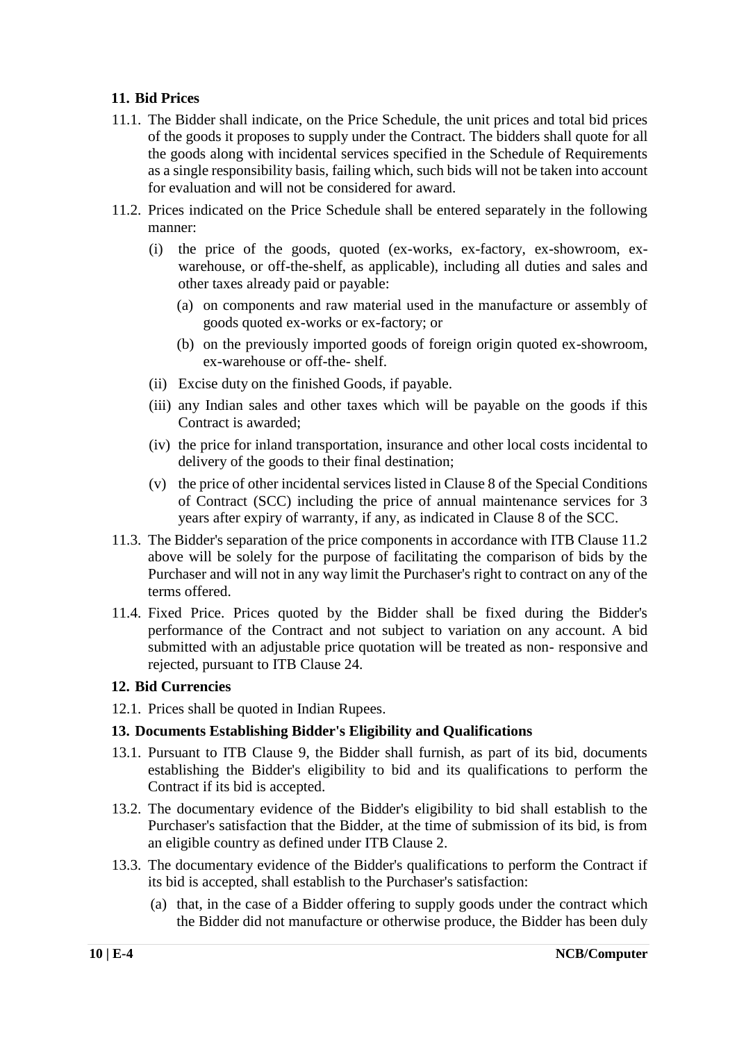## 11. Bid Prices

11.1. The Bidder shall indicate, on the Price Schedule, the unit prices and total bid prices of the goods it proposes to supply under the Contract. The bidders shall quote for all the goods along with incidental services specified in the Schedule of Requirements as a single responsibility basis, failing which, such bids will not be taken into account for evaluation and will not be considered for award.

11.2. Prices indicated on the Price Schedule shall be entered separately in the following manner:

- (i) the price of the goods, quoted (ex-works, ex-factory, ex-showroom, ex-warehouse, or off-the-shelf, as applicable), including all duties and sales and other taxes already paid or payable:
  - (a) on components and raw material used in the manufacture or assembly of goods quoted ex-works or ex-factory; or
  - (b) on the previously imported goods of foreign origin quoted ex-showroom, ex-warehouse or off-the- shelf.
- (ii) Excise duty on the finished Goods, if payable.
- (iii) any Indian sales and other taxes which will be payable on the goods if this Contract is awarded;
- (iv) the price for inland transportation, insurance and other local costs incidental to delivery of the goods to their final destination;
- (v) the price of other incidental services listed in Clause 8 of the Special Conditions of Contract (SCC) including the price of annual maintenance services for 3 years after expiry of warranty, if any, as indicated in Clause 8 of the SCC.

11.3. The Bidder's separation of the price components in accordance with ITB Clause 11.2 above will be solely for the purpose of facilitating the comparison of bids by the Purchaser and will not in any way limit the Purchaser's right to contract on any of the terms offered.

11.4. Fixed Price. Prices quoted by the Bidder shall be fixed during the Bidder's performance of the Contract and not subject to variation on any account. A bid submitted with an adjustable price quotation will be treated as non- responsive and rejected, pursuant to ITB Clause 24.

## 12. Bid Currencies

12.1. Prices shall be quoted in Indian Rupees.

## 13. Documents Establishing Bidder's Eligibility and Qualifications

13.1. Pursuant to ITB Clause 9, the Bidder shall furnish, as part of its bid, documents establishing the Bidder's eligibility to bid and its qualifications to perform the Contract if its bid is accepted.

13.2. The documentary evidence of the Bidder's eligibility to bid shall establish to the Purchaser's satisfaction that the Bidder, at the time of submission of its bid, is from an eligible country as defined under ITB Clause 2.

13.3. The documentary evidence of the Bidder's qualifications to perform the Contract if its bid is accepted, shall establish to the Purchaser's satisfaction:

- (a) that, in the case of a Bidder offering to supply goods under the contract which the Bidder did not manufacture or otherwise produce, the Bidder has been duly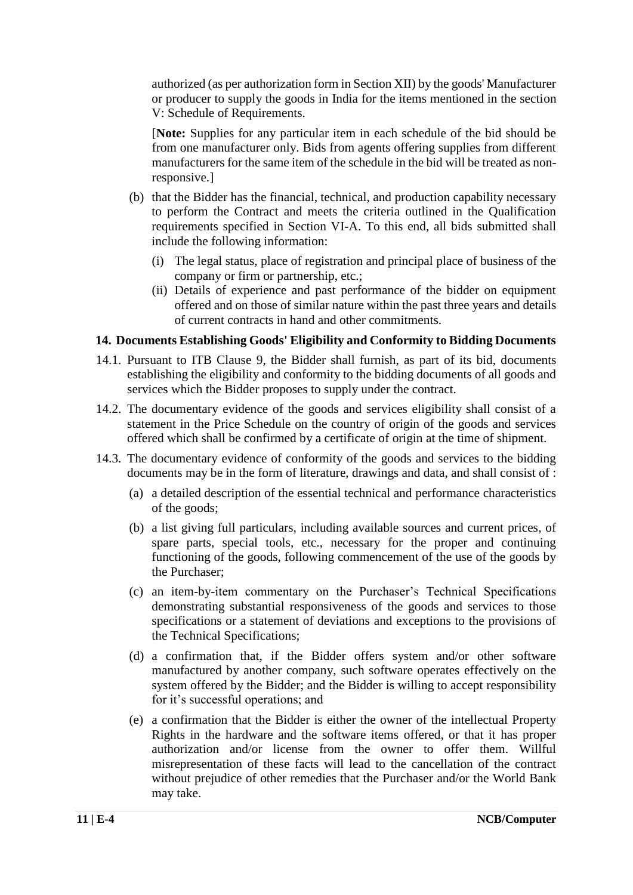authorized (as per authorization form in Section XII) by the goods' Manufacturer or producer to supply the goods in India for the items mentioned in the section V: Schedule of Requirements.

[**Note:** Supplies for any particular item in each schedule of the bid should be from one manufacturer only. Bids from agents offering supplies from different manufacturers for the same item of the schedule in the bid will be treated as non-responsive.]

(b) that the Bidder has the financial, technical, and production capability necessary to perform the Contract and meets the criteria outlined in the Qualification requirements specified in Section VI-A. To this end, all bids submitted shall include the following information:

   (i) The legal status, place of registration and principal place of business of the company or firm or partnership, etc.;

   (ii) Details of experience and past performance of the bidder on equipment offered and on those of similar nature within the past three years and details of current contracts in hand and other commitments.

## 14. Documents Establishing Goods' Eligibility and Conformity to Bidding Documents

14.1. Pursuant to ITB Clause 9, the Bidder shall furnish, as part of its bid, documents establishing the eligibility and conformity to the bidding documents of all goods and services which the Bidder proposes to supply under the contract.

14.2. The documentary evidence of the goods and services eligibility shall consist of a statement in the Price Schedule on the country of origin of the goods and services offered which shall be confirmed by a certificate of origin at the time of shipment.

14.3. The documentary evidence of conformity of the goods and services to the bidding documents may be in the form of literature, drawings and data, and shall consist of :

(a) a detailed description of the essential technical and performance characteristics of the goods;

(b) a list giving full particulars, including available sources and current prices, of spare parts, special tools, etc., necessary for the proper and continuing functioning of the goods, following commencement of the use of the goods by the Purchaser;

(c) an item-by-item commentary on the Purchaser's Technical Specifications demonstrating substantial responsiveness of the goods and services to those specifications or a statement of deviations and exceptions to the provisions of the Technical Specifications;

(d) a confirmation that, if the Bidder offers system and/or other software manufactured by another company, such software operates effectively on the system offered by the Bidder; and the Bidder is willing to accept responsibility for it's successful operations; and

(e) a confirmation that the Bidder is either the owner of the intellectual Property Rights in the hardware and the software items offered, or that it has proper authorization and/or license from the owner to offer them. Willful misrepresentation of these facts will lead to the cancellation of the contract without prejudice of other remedies that the Purchaser and/or the World Bank may take.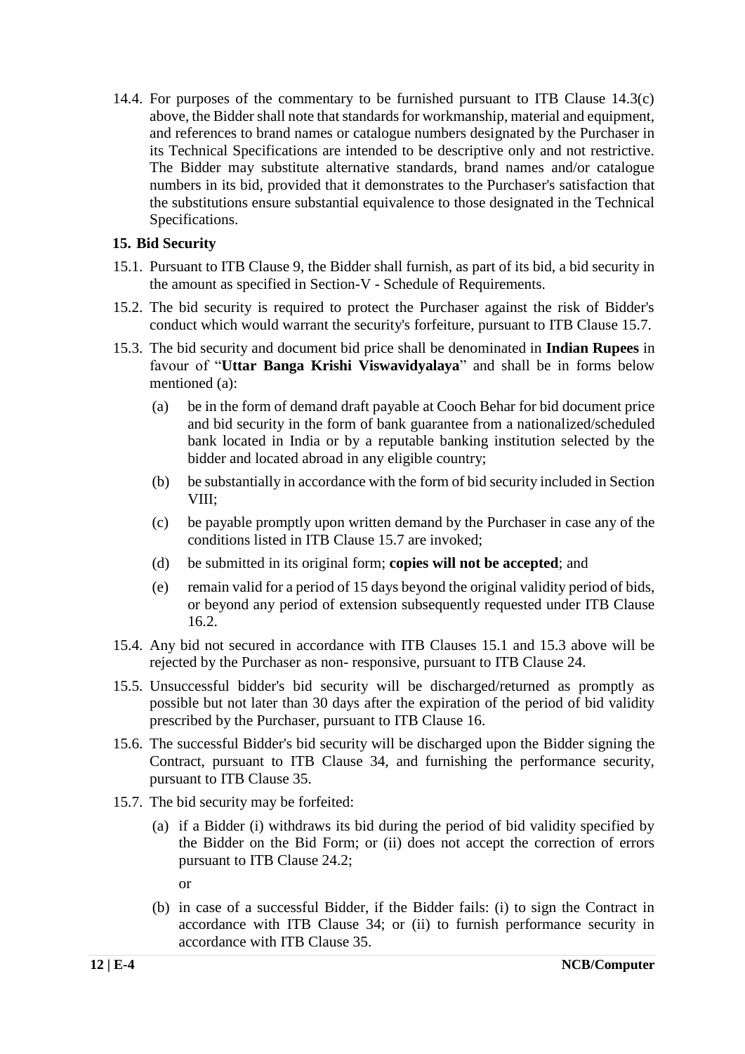14.4. For purposes of the commentary to be furnished pursuant to ITB Clause 14.3(c) above, the Bidder shall note that standards for workmanship, material and equipment, and references to brand names or catalogue numbers designated by the Purchaser in its Technical Specifications are intended to be descriptive only and not restrictive. The Bidder may substitute alternative standards, brand names and/or catalogue numbers in its bid, provided that it demonstrates to the Purchaser's satisfaction that the substitutions ensure substantial equivalence to those designated in the Technical Specifications.

### 15. Bid Security

15.1. Pursuant to ITB Clause 9, the Bidder shall furnish, as part of its bid, a bid security in the amount as specified in Section-V - Schedule of Requirements.

15.2. The bid security is required to protect the Purchaser against the risk of Bidder's conduct which would warrant the security's forfeiture, pursuant to ITB Clause 15.7.

15.3. The bid security and document bid price shall be denominated in **Indian Rupees** in favour of "**Uttar Banga Krishi Viswavidyalaya**" and shall be in forms below mentioned (a):

- (a) be in the form of demand draft payable at Cooch Behar for bid document price and bid security in the form of bank guarantee from a nationalized/scheduled bank located in India or by a reputable banking institution selected by the bidder and located abroad in any eligible country;
- (b) be substantially in accordance with the form of bid security included in Section VIII;
- (c) be payable promptly upon written demand by the Purchaser in case any of the conditions listed in ITB Clause 15.7 are invoked;
- (d) be submitted in its original form; **copies will not be accepted**; and
- (e) remain valid for a period of 15 days beyond the original validity period of bids, or beyond any period of extension subsequently requested under ITB Clause 16.2.

15.4. Any bid not secured in accordance with ITB Clauses 15.1 and 15.3 above will be rejected by the Purchaser as non- responsive, pursuant to ITB Clause 24.

15.5. Unsuccessful bidder's bid security will be discharged/returned as promptly as possible but not later than 30 days after the expiration of the period of bid validity prescribed by the Purchaser, pursuant to ITB Clause 16.

15.6. The successful Bidder's bid security will be discharged upon the Bidder signing the Contract, pursuant to ITB Clause 34, and furnishing the performance security, pursuant to ITB Clause 35.

15.7. The bid security may be forfeited:

- (a) if a Bidder (i) withdraws its bid during the period of bid validity specified by the Bidder on the Bid Form; or (ii) does not accept the correction of errors pursuant to ITB Clause 24.2;

  or

- (b) in case of a successful Bidder, if the Bidder fails: (i) to sign the Contract in accordance with ITB Clause 34; or (ii) to furnish performance security in accordance with ITB Clause 35.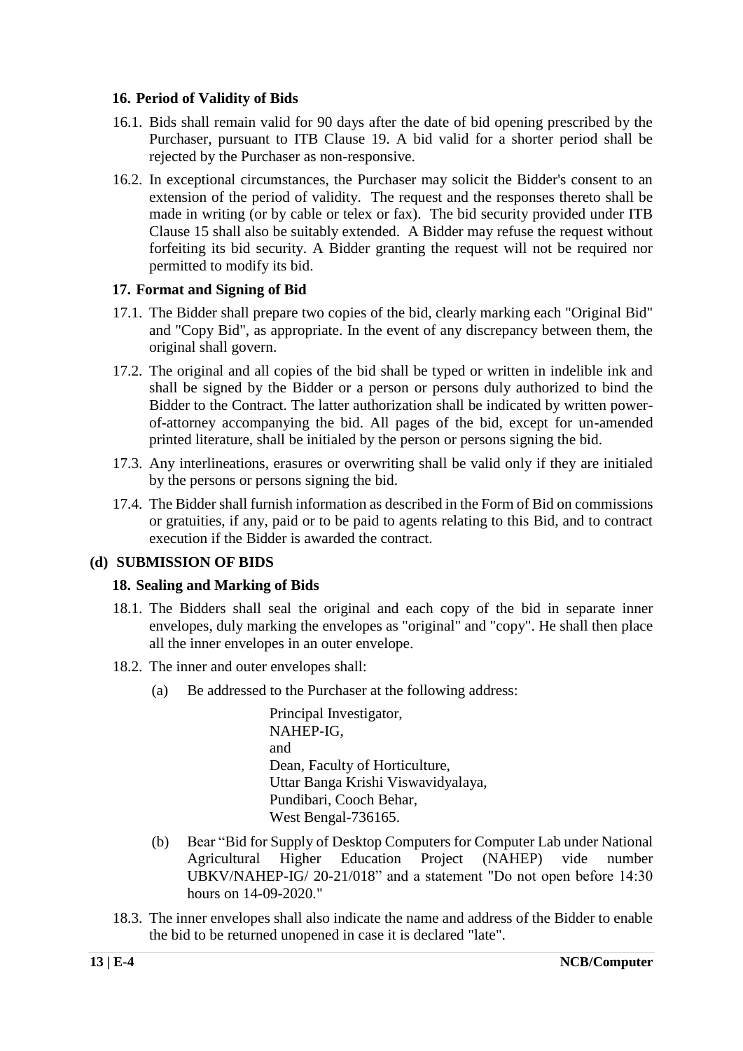### 16. Period of Validity of Bids

16.1. Bids shall remain valid for 90 days after the date of bid opening prescribed by the Purchaser, pursuant to ITB Clause 19. A bid valid for a shorter period shall be rejected by the Purchaser as non-responsive.

16.2. In exceptional circumstances, the Purchaser may solicit the Bidder's consent to an extension of the period of validity. The request and the responses thereto shall be made in writing (or by cable or telex or fax). The bid security provided under ITB Clause 15 shall also be suitably extended. A Bidder may refuse the request without forfeiting its bid security. A Bidder granting the request will not be required nor permitted to modify its bid.

### 17. Format and Signing of Bid

17.1. The Bidder shall prepare two copies of the bid, clearly marking each "Original Bid" and "Copy Bid", as appropriate. In the event of any discrepancy between them, the original shall govern.

17.2. The original and all copies of the bid shall be typed or written in indelible ink and shall be signed by the Bidder or a person or persons duly authorized to bind the Bidder to the Contract. The latter authorization shall be indicated by written power-of-attorney accompanying the bid. All pages of the bid, except for un-amended printed literature, shall be initialed by the person or persons signing the bid.

17.3. Any interlineations, erasures or overwriting shall be valid only if they are initialed by the persons or persons signing the bid.

17.4. The Bidder shall furnish information as described in the Form of Bid on commissions or gratuities, if any, paid or to be paid to agents relating to this Bid, and to contract execution if the Bidder is awarded the contract.

## (d) SUBMISSION OF BIDS

### 18. Sealing and Marking of Bids

18.1. The Bidders shall seal the original and each copy of the bid in separate inner envelopes, duly marking the envelopes as "original" and "copy". He shall then place all the inner envelopes in an outer envelope.

18.2. The inner and outer envelopes shall:

(a) Be addressed to the Purchaser at the following address:

Principal Investigator,  
NAHEP-IG,  
and  
Dean, Faculty of Horticulture,  
Uttar Banga Krishi Viswavidyalaya,  
Pundibari, Cooch Behar,  
West Bengal-736165.

(b) Bear "Bid for Supply of Desktop Computers for Computer Lab under National Agricultural Higher Education Project (NAHEP) vide number UBKV/NAHEP-IG/ 20-21/018" and a statement "Do not open before 14:30 hours on 14-09-2020."

18.3. The inner envelopes shall also indicate the name and address of the Bidder to enable the bid to be returned unopened in case it is declared "late".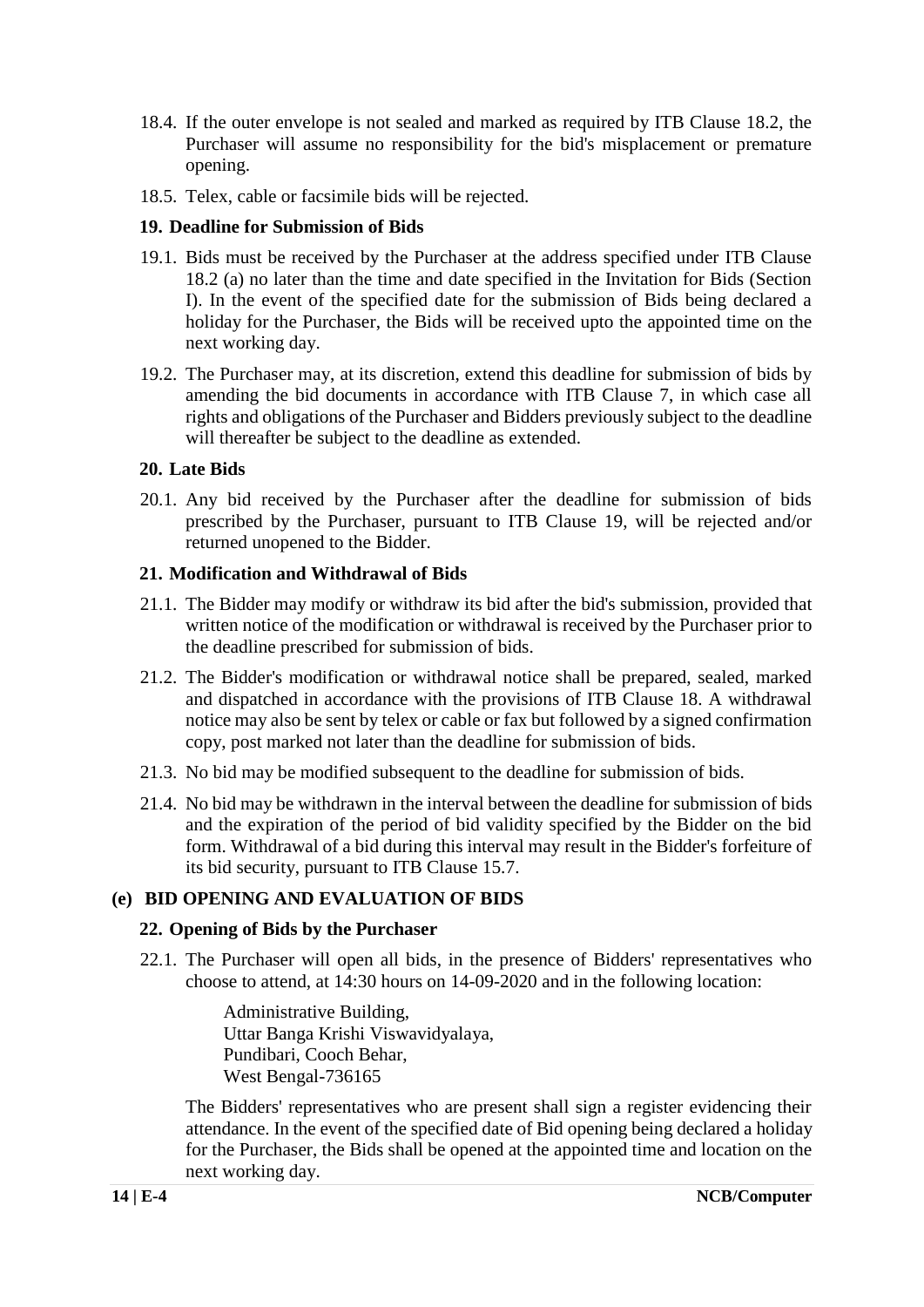18.4. If the outer envelope is not sealed and marked as required by ITB Clause 18.2, the Purchaser will assume no responsibility for the bid's misplacement or premature opening.

18.5. Telex, cable or facsimile bids will be rejected.

### 19. Deadline for Submission of Bids

19.1. Bids must be received by the Purchaser at the address specified under ITB Clause 18.2 (a) no later than the time and date specified in the Invitation for Bids (Section I). In the event of the specified date for the submission of Bids being declared a holiday for the Purchaser, the Bids will be received upto the appointed time on the next working day.

19.2. The Purchaser may, at its discretion, extend this deadline for submission of bids by amending the bid documents in accordance with ITB Clause 7, in which case all rights and obligations of the Purchaser and Bidders previously subject to the deadline will thereafter be subject to the deadline as extended.

### 20. Late Bids

20.1. Any bid received by the Purchaser after the deadline for submission of bids prescribed by the Purchaser, pursuant to ITB Clause 19, will be rejected and/or returned unopened to the Bidder.

### 21. Modification and Withdrawal of Bids

21.1. The Bidder may modify or withdraw its bid after the bid's submission, provided that written notice of the modification or withdrawal is received by the Purchaser prior to the deadline prescribed for submission of bids.

21.2. The Bidder's modification or withdrawal notice shall be prepared, sealed, marked and dispatched in accordance with the provisions of ITB Clause 18. A withdrawal notice may also be sent by telex or cable or fax but followed by a signed confirmation copy, post marked not later than the deadline for submission of bids.

21.3. No bid may be modified subsequent to the deadline for submission of bids.

21.4. No bid may be withdrawn in the interval between the deadline for submission of bids and the expiration of the period of bid validity specified by the Bidder on the bid form. Withdrawal of a bid during this interval may result in the Bidder's forfeiture of its bid security, pursuant to ITB Clause 15.7.

## (e) BID OPENING AND EVALUATION OF BIDS

### 22. Opening of Bids by the Purchaser

22.1. The Purchaser will open all bids, in the presence of Bidders' representatives who choose to attend, at 14:30 hours on 14-09-2020 and in the following location:

Administrative Building,  
Uttar Banga Krishi Viswavidyalaya,  
Pundibari, Cooch Behar,  
West Bengal-736165

The Bidders' representatives who are present shall sign a register evidencing their attendance. In the event of the specified date of Bid opening being declared a holiday for the Purchaser, the Bids shall be opened at the appointed time and location on the next working day.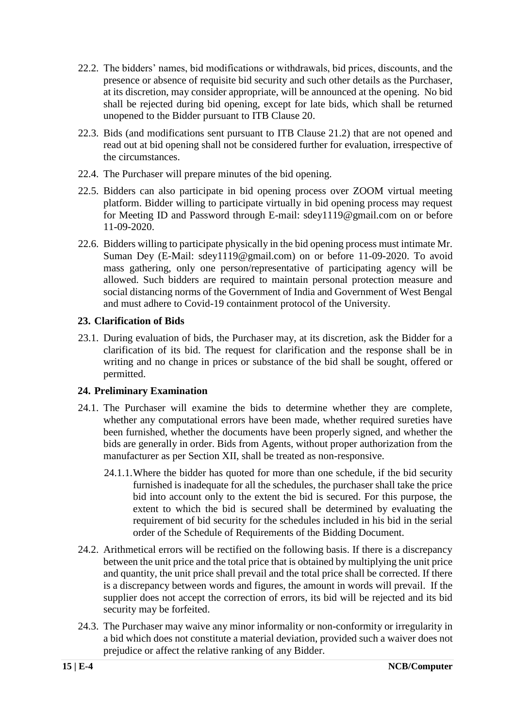22.2. The bidders' names, bid modifications or withdrawals, bid prices, discounts, and the presence or absence of requisite bid security and such other details as the Purchaser, at its discretion, may consider appropriate, will be announced at the opening. No bid shall be rejected during bid opening, except for late bids, which shall be returned unopened to the Bidder pursuant to ITB Clause 20.

22.3. Bids (and modifications sent pursuant to ITB Clause 21.2) that are not opened and read out at bid opening shall not be considered further for evaluation, irrespective of the circumstances.

22.4. The Purchaser will prepare minutes of the bid opening.

22.5. Bidders can also participate in bid opening process over ZOOM virtual meeting platform. Bidder willing to participate virtually in bid opening process may request for Meeting ID and Password through E-mail: sdey1119@gmail.com on or before 11-09-2020.

22.6. Bidders willing to participate physically in the bid opening process must intimate Mr. Suman Dey (E-Mail: sdey1119@gmail.com) on or before 11-09-2020. To avoid mass gathering, only one person/representative of participating agency will be allowed. Such bidders are required to maintain personal protection measure and social distancing norms of the Government of India and Government of West Bengal and must adhere to Covid-19 containment protocol of the University.

**23. Clarification of Bids**

23.1. During evaluation of bids, the Purchaser may, at its discretion, ask the Bidder for a clarification of its bid. The request for clarification and the response shall be in writing and no change in prices or substance of the bid shall be sought, offered or permitted.

**24. Preliminary Examination**

24.1. The Purchaser will examine the bids to determine whether they are complete, whether any computational errors have been made, whether required sureties have been furnished, whether the documents have been properly signed, and whether the bids are generally in order. Bids from Agents, without proper authorization from the manufacturer as per Section XII, shall be treated as non-responsive.

24.1.1. Where the bidder has quoted for more than one schedule, if the bid security furnished is inadequate for all the schedules, the purchaser shall take the price bid into account only to the extent the bid is secured. For this purpose, the extent to which the bid is secured shall be determined by evaluating the requirement of bid security for the schedules included in his bid in the serial order of the Schedule of Requirements of the Bidding Document.

24.2. Arithmetical errors will be rectified on the following basis. If there is a discrepancy between the unit price and the total price that is obtained by multiplying the unit price and quantity, the unit price shall prevail and the total price shall be corrected. If there is a discrepancy between words and figures, the amount in words will prevail. If the supplier does not accept the correction of errors, its bid will be rejected and its bid security may be forfeited.

24.3. The Purchaser may waive any minor informality or non-conformity or irregularity in a bid which does not constitute a material deviation, provided such a waiver does not prejudice or affect the relative ranking of any Bidder.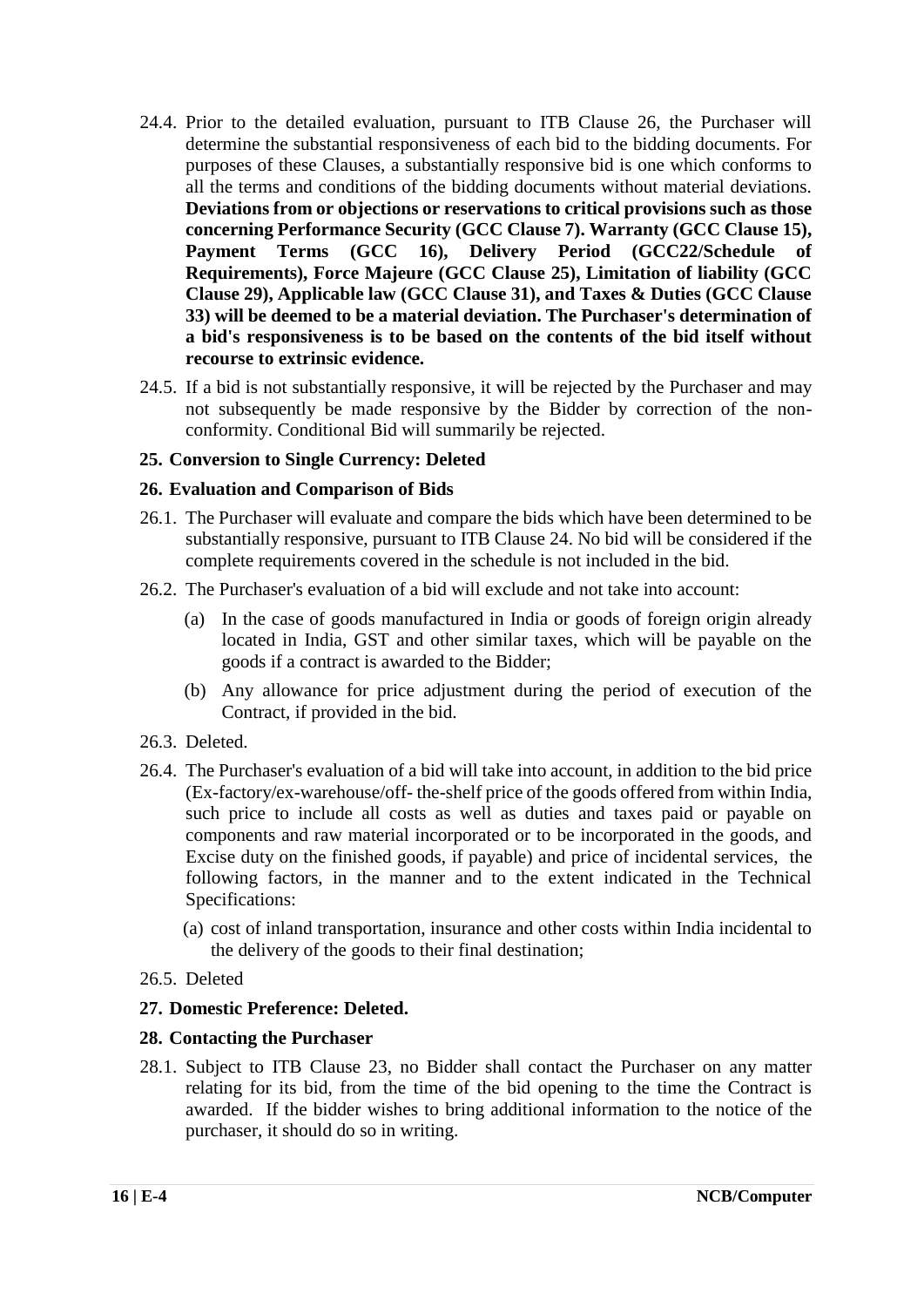24.4. Prior to the detailed evaluation, pursuant to ITB Clause 26, the Purchaser will determine the substantial responsiveness of each bid to the bidding documents. For purposes of these Clauses, a substantially responsive bid is one which conforms to all the terms and conditions of the bidding documents without material deviations. **Deviations from or objections or reservations to critical provisions such as those concerning Performance Security (GCC Clause 7). Warranty (GCC Clause 15), Payment Terms (GCC 16), Delivery Period (GCC22/Schedule of Requirements), Force Majeure (GCC Clause 25), Limitation of liability (GCC Clause 29), Applicable law (GCC Clause 31), and Taxes & Duties (GCC Clause 33) will be deemed to be a material deviation. The Purchaser's determination of a bid's responsiveness is to be based on the contents of the bid itself without recourse to extrinsic evidence.**

24.5. If a bid is not substantially responsive, it will be rejected by the Purchaser and may not subsequently be made responsive by the Bidder by correction of the non-conformity. Conditional Bid will summarily be rejected.

**25. Conversion to Single Currency: Deleted**

**26. Evaluation and Comparison of Bids**

26.1. The Purchaser will evaluate and compare the bids which have been determined to be substantially responsive, pursuant to ITB Clause 24. No bid will be considered if the complete requirements covered in the schedule is not included in the bid.

26.2. The Purchaser's evaluation of a bid will exclude and not take into account:

(a) In the case of goods manufactured in India or goods of foreign origin already located in India, GST and other similar taxes, which will be payable on the goods if a contract is awarded to the Bidder;

(b) Any allowance for price adjustment during the period of execution of the Contract, if provided in the bid.

26.3. Deleted.

26.4. The Purchaser's evaluation of a bid will take into account, in addition to the bid price (Ex-factory/ex-warehouse/off- the-shelf price of the goods offered from within India, such price to include all costs as well as duties and taxes paid or payable on components and raw material incorporated or to be incorporated in the goods, and Excise duty on the finished goods, if payable) and price of incidental services, the following factors, in the manner and to the extent indicated in the Technical Specifications:

(a) cost of inland transportation, insurance and other costs within India incidental to the delivery of the goods to their final destination;

26.5. Deleted

**27. Domestic Preference: Deleted.**

**28. Contacting the Purchaser**

28.1. Subject to ITB Clause 23, no Bidder shall contact the Purchaser on any matter relating for its bid, from the time of the bid opening to the time the Contract is awarded. If the bidder wishes to bring additional information to the notice of the purchaser, it should do so in writing.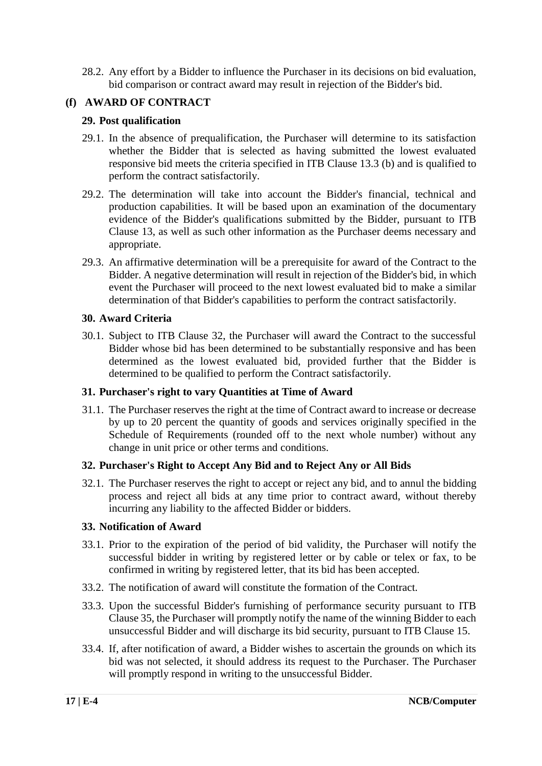28.2. Any effort by a Bidder to influence the Purchaser in its decisions on bid evaluation, bid comparison or contract award may result in rejection of the Bidder's bid.

## (f) AWARD OF CONTRACT

### 29. Post qualification

29.1. In the absence of prequalification, the Purchaser will determine to its satisfaction whether the Bidder that is selected as having submitted the lowest evaluated responsive bid meets the criteria specified in ITB Clause 13.3 (b) and is qualified to perform the contract satisfactorily.

29.2. The determination will take into account the Bidder's financial, technical and production capabilities. It will be based upon an examination of the documentary evidence of the Bidder's qualifications submitted by the Bidder, pursuant to ITB Clause 13, as well as such other information as the Purchaser deems necessary and appropriate.

29.3. An affirmative determination will be a prerequisite for award of the Contract to the Bidder. A negative determination will result in rejection of the Bidder's bid, in which event the Purchaser will proceed to the next lowest evaluated bid to make a similar determination of that Bidder's capabilities to perform the contract satisfactorily.

### 30. Award Criteria

30.1. Subject to ITB Clause 32, the Purchaser will award the Contract to the successful Bidder whose bid has been determined to be substantially responsive and has been determined as the lowest evaluated bid, provided further that the Bidder is determined to be qualified to perform the Contract satisfactorily.

### 31. Purchaser's right to vary Quantities at Time of Award

31.1. The Purchaser reserves the right at the time of Contract award to increase or decrease by up to 20 percent the quantity of goods and services originally specified in the Schedule of Requirements (rounded off to the next whole number) without any change in unit price or other terms and conditions.

### 32. Purchaser's Right to Accept Any Bid and to Reject Any or All Bids

32.1. The Purchaser reserves the right to accept or reject any bid, and to annul the bidding process and reject all bids at any time prior to contract award, without thereby incurring any liability to the affected Bidder or bidders.

### 33. Notification of Award

33.1. Prior to the expiration of the period of bid validity, the Purchaser will notify the successful bidder in writing by registered letter or by cable or telex or fax, to be confirmed in writing by registered letter, that its bid has been accepted.

33.2. The notification of award will constitute the formation of the Contract.

33.3. Upon the successful Bidder's furnishing of performance security pursuant to ITB Clause 35, the Purchaser will promptly notify the name of the winning Bidder to each unsuccessful Bidder and will discharge its bid security, pursuant to ITB Clause 15.

33.4. If, after notification of award, a Bidder wishes to ascertain the grounds on which its bid was not selected, it should address its request to the Purchaser. The Purchaser will promptly respond in writing to the unsuccessful Bidder.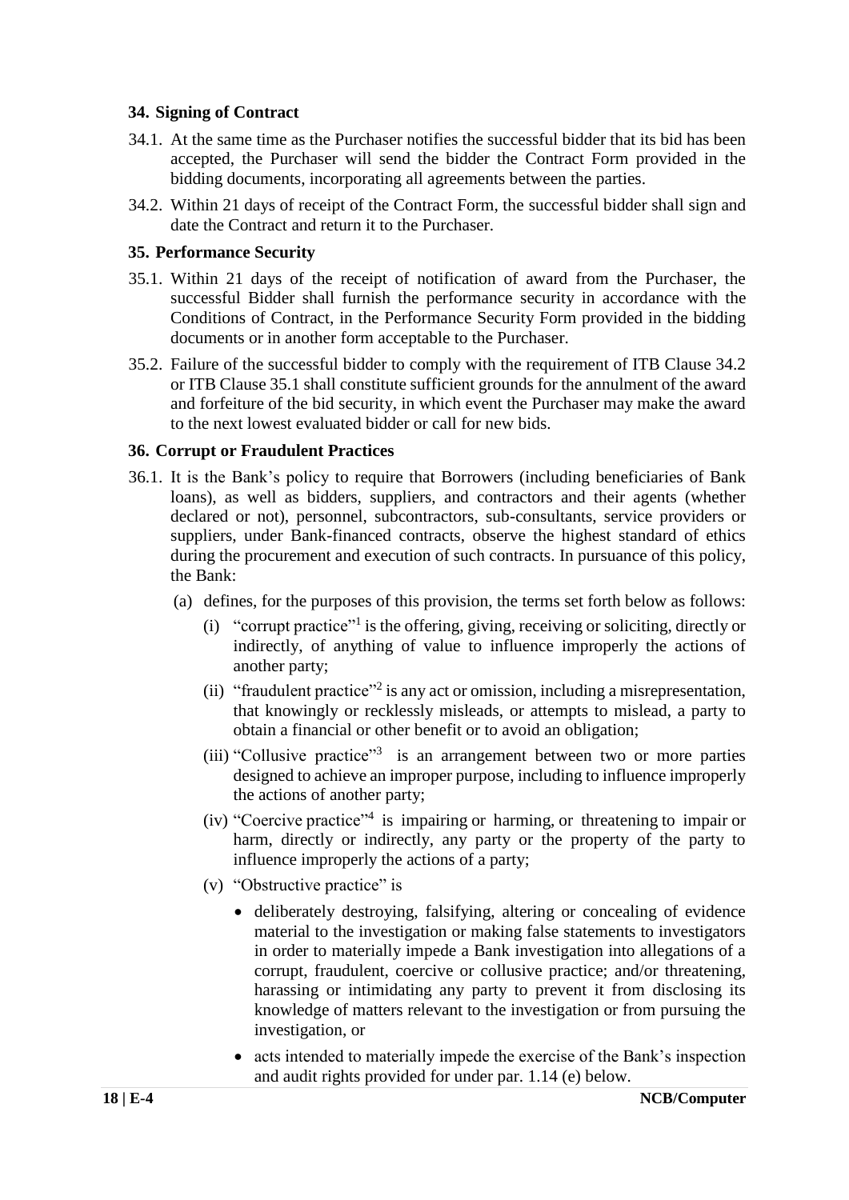### 34. Signing of Contract

34.1. At the same time as the Purchaser notifies the successful bidder that its bid has been accepted, the Purchaser will send the bidder the Contract Form provided in the bidding documents, incorporating all agreements between the parties.

34.2. Within 21 days of receipt of the Contract Form, the successful bidder shall sign and date the Contract and return it to the Purchaser.

### 35. Performance Security

35.1. Within 21 days of the receipt of notification of award from the Purchaser, the successful Bidder shall furnish the performance security in accordance with the Conditions of Contract, in the Performance Security Form provided in the bidding documents or in another form acceptable to the Purchaser.

35.2. Failure of the successful bidder to comply with the requirement of ITB Clause 34.2 or ITB Clause 35.1 shall constitute sufficient grounds for the annulment of the award and forfeiture of the bid security, in which event the Purchaser may make the award to the next lowest evaluated bidder or call for new bids.

### 36. Corrupt or Fraudulent Practices

36.1. It is the Bank's policy to require that Borrowers (including beneficiaries of Bank loans), as well as bidders, suppliers, and contractors and their agents (whether declared or not), personnel, subcontractors, sub-consultants, service providers or suppliers, under Bank-financed contracts, observe the highest standard of ethics during the procurement and execution of such contracts. In pursuance of this policy, the Bank:

(a) defines, for the purposes of this provision, the terms set forth below as follows:

(i) "corrupt practice"[1] is the offering, giving, receiving or soliciting, directly or indirectly, of anything of value to influence improperly the actions of another party;

(ii) "fraudulent practice"[2] is any act or omission, including a misrepresentation, that knowingly or recklessly misleads, or attempts to mislead, a party to obtain a financial or other benefit or to avoid an obligation;

(iii) "Collusive practice"[3] is an arrangement between two or more parties designed to achieve an improper purpose, including to influence improperly the actions of another party;

(iv) "Coercive practice"[4] is impairing or harming, or threatening to impair or harm, directly or indirectly, any party or the property of the party to influence improperly the actions of a party;

(v) "Obstructive practice" is

- deliberately destroying, falsifying, altering or concealing of evidence material to the investigation or making false statements to investigators in order to materially impede a Bank investigation into allegations of a corrupt, fraudulent, coercive or collusive practice; and/or threatening, harassing or intimidating any party to prevent it from disclosing its knowledge of matters relevant to the investigation or from pursuing the investigation, or
- acts intended to materially impede the exercise of the Bank's inspection and audit rights provided for under par. 1.14 (e) below.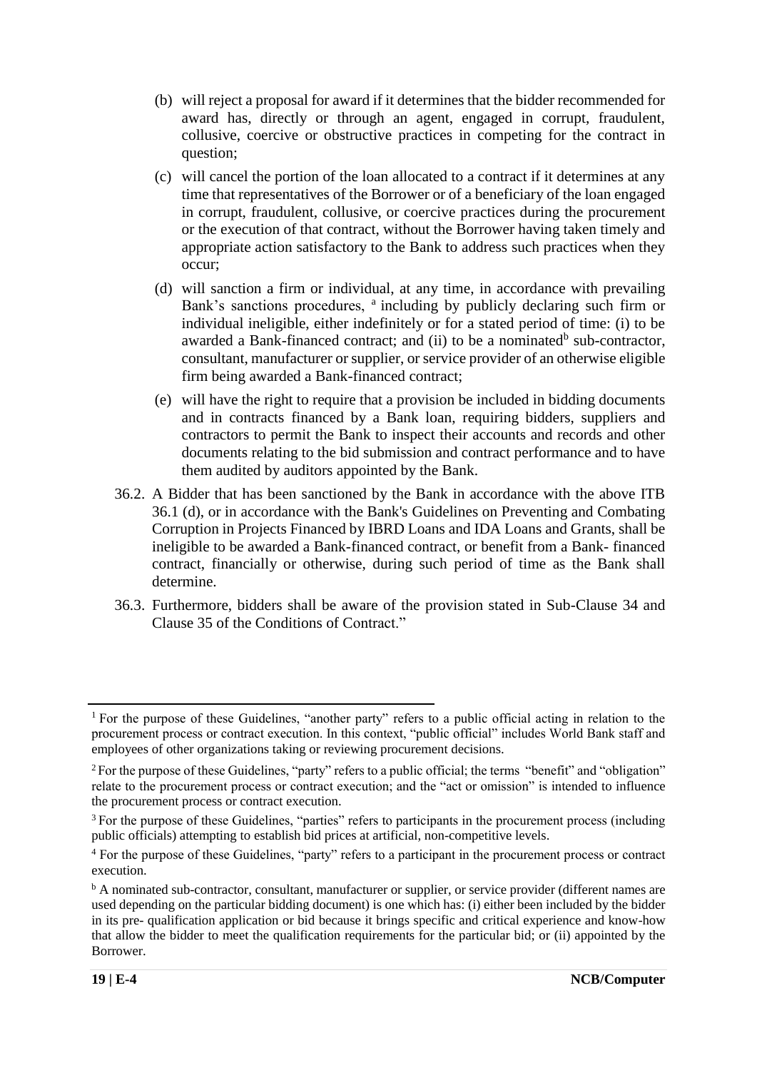(b) will reject a proposal for award if it determines that the bidder recommended for award has, directly or through an agent, engaged in corrupt, fraudulent, collusive, coercive or obstructive practices in competing for the contract in question;

(c) will cancel the portion of the loan allocated to a contract if it determines at any time that representatives of the Borrower or of a beneficiary of the loan engaged in corrupt, fraudulent, collusive, or coercive practices during the procurement or the execution of that contract, without the Borrower having taken timely and appropriate action satisfactory to the Bank to address such practices when they occur;

(d) will sanction a firm or individual, at any time, in accordance with prevailing Bank's sanctions procedures, [a] including by publicly declaring such firm or individual ineligible, either indefinitely or for a stated period of time: (i) to be awarded a Bank-financed contract; and (ii) to be a nominated[b] sub-contractor, consultant, manufacturer or supplier, or service provider of an otherwise eligible firm being awarded a Bank-financed contract;

(e) will have the right to require that a provision be included in bidding documents and in contracts financed by a Bank loan, requiring bidders, suppliers and contractors to permit the Bank to inspect their accounts and records and other documents relating to the bid submission and contract performance and to have them audited by auditors appointed by the Bank.

36.2. A Bidder that has been sanctioned by the Bank in accordance with the above ITB 36.1 (d), or in accordance with the Bank's Guidelines on Preventing and Combating Corruption in Projects Financed by IBRD Loans and IDA Loans and Grants, shall be ineligible to be awarded a Bank-financed contract, or benefit from a Bank- financed contract, financially or otherwise, during such period of time as the Bank shall determine.

36.3. Furthermore, bidders shall be aware of the provision stated in Sub-Clause 34 and Clause 35 of the Conditions of Contract."

---

[1] For the purpose of these Guidelines, "another party" refers to a public official acting in relation to the procurement process or contract execution. In this context, "public official" includes World Bank staff and employees of other organizations taking or reviewing procurement decisions.

[2] For the purpose of these Guidelines, "party" refers to a public official; the terms "benefit" and "obligation" relate to the procurement process or contract execution; and the "act or omission" is intended to influence the procurement process or contract execution.

[3] For the purpose of these Guidelines, "parties" refers to participants in the procurement process (including public officials) attempting to establish bid prices at artificial, non-competitive levels.

[4] For the purpose of these Guidelines, "party" refers to a participant in the procurement process or contract execution.

[b] A nominated sub-contractor, consultant, manufacturer or supplier, or service provider (different names are used depending on the particular bidding document) is one which has: (i) either been included by the bidder in its pre- qualification application or bid because it brings specific and critical experience and know-how that allow the bidder to meet the qualification requirements for the particular bid; or (ii) appointed by the Borrower.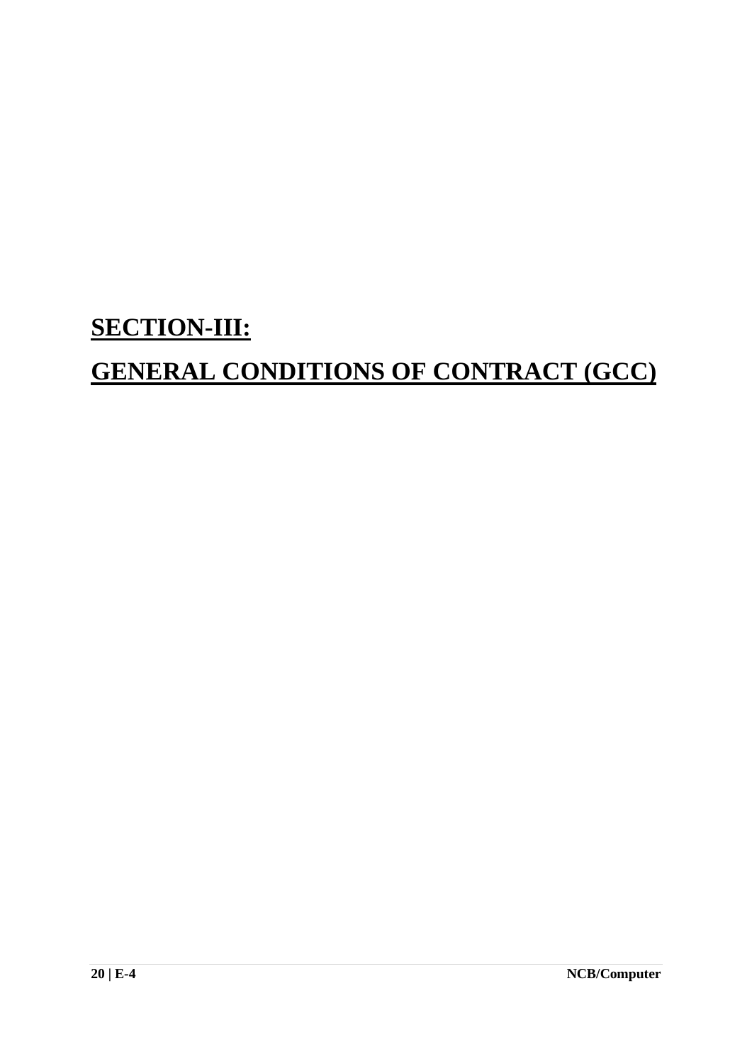# **SECTION-III:**

# **GENERAL CONDITIONS OF CONTRACT (GCC)**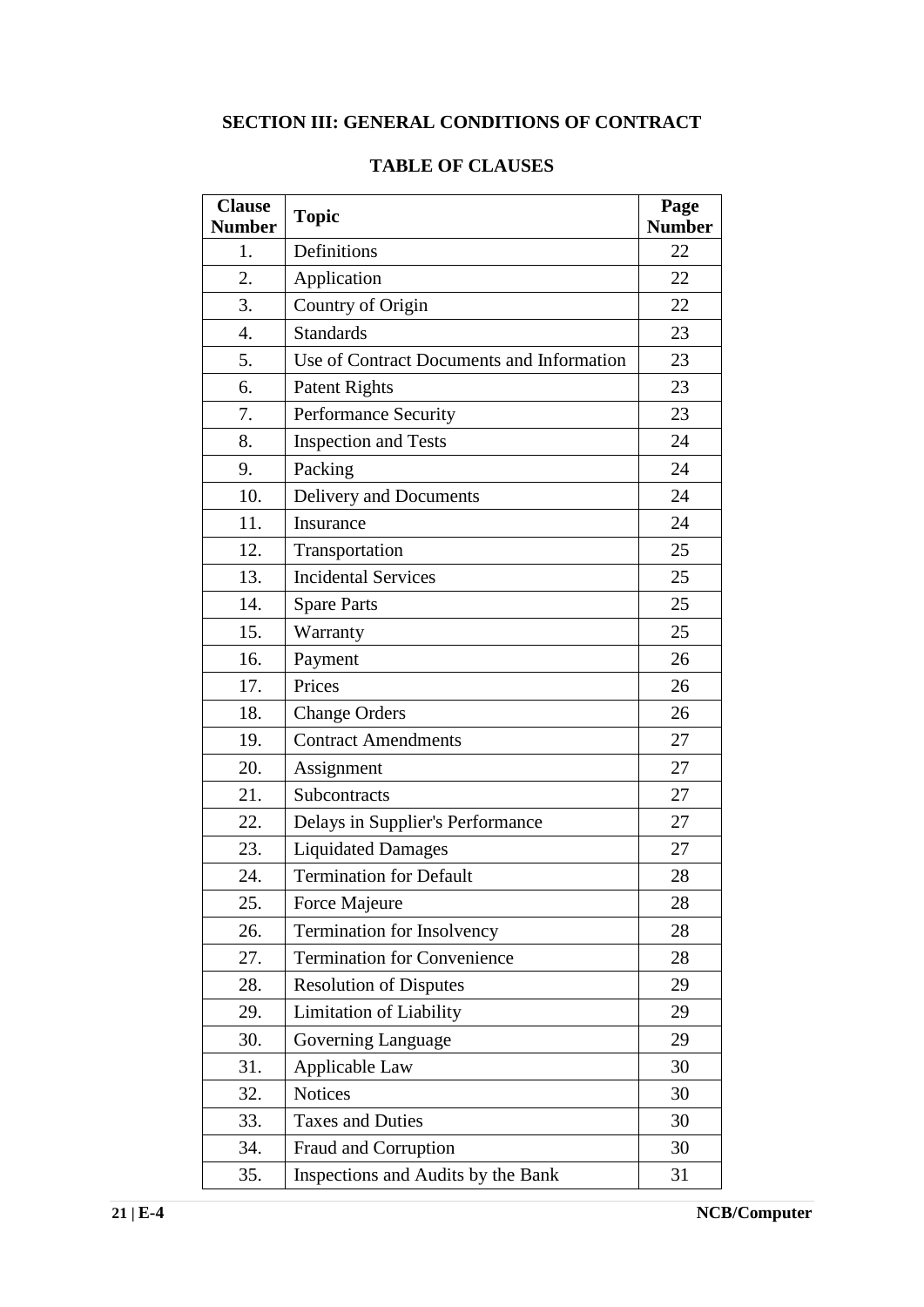## SECTION III: GENERAL CONDITIONS OF CONTRACT

### TABLE OF CLAUSES

| Clause Number | Topic | Page Number |
|---|---|---|
| 1. | Definitions | 22 |
| 2. | Application | 22 |
| 3. | Country of Origin | 22 |
| 4. | Standards | 23 |
| 5. | Use of Contract Documents and Information | 23 |
| 6. | Patent Rights | 23 |
| 7. | Performance Security | 23 |
| 8. | Inspection and Tests | 24 |
| 9. | Packing | 24 |
| 10. | Delivery and Documents | 24 |
| 11. | Insurance | 24 |
| 12. | Transportation | 25 |
| 13. | Incidental Services | 25 |
| 14. | Spare Parts | 25 |
| 15. | Warranty | 25 |
| 16. | Payment | 26 |
| 17. | Prices | 26 |
| 18. | Change Orders | 26 |
| 19. | Contract Amendments | 27 |
| 20. | Assignment | 27 |
| 21. | Subcontracts | 27 |
| 22. | Delays in Supplier's Performance | 27 |
| 23. | Liquidated Damages | 27 |
| 24. | Termination for Default | 28 |
| 25. | Force Majeure | 28 |
| 26. | Termination for Insolvency | 28 |
| 27. | Termination for Convenience | 28 |
| 28. | Resolution of Disputes | 29 |
| 29. | Limitation of Liability | 29 |
| 30. | Governing Language | 29 |
| 31. | Applicable Law | 30 |
| 32. | Notices | 30 |
| 33. | Taxes and Duties | 30 |
| 34. | Fraud and Corruption | 30 |
| 35. | Inspections and Audits by the Bank | 31 |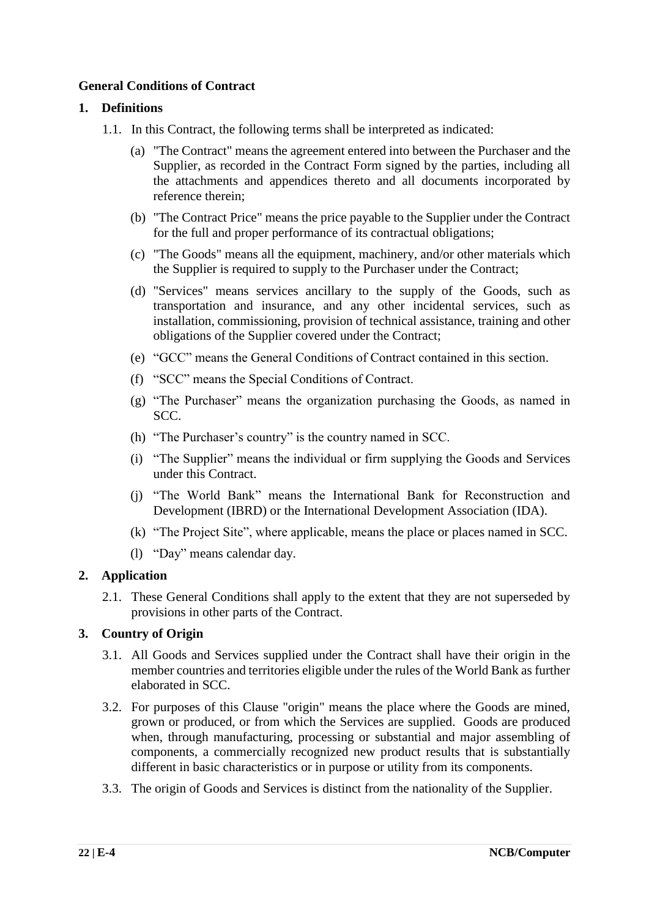## General Conditions of Contract

### 1. Definitions

1.1. In this Contract, the following terms shall be interpreted as indicated:

(a) "The Contract" means the agreement entered into between the Purchaser and the Supplier, as recorded in the Contract Form signed by the parties, including all the attachments and appendices thereto and all documents incorporated by reference therein;

(b) "The Contract Price" means the price payable to the Supplier under the Contract for the full and proper performance of its contractual obligations;

(c) "The Goods" means all the equipment, machinery, and/or other materials which the Supplier is required to supply to the Purchaser under the Contract;

(d) "Services" means services ancillary to the supply of the Goods, such as transportation and insurance, and any other incidental services, such as installation, commissioning, provision of technical assistance, training and other obligations of the Supplier covered under the Contract;

(e) “GCC” means the General Conditions of Contract contained in this section.

(f) “SCC” means the Special Conditions of Contract.

(g) “The Purchaser” means the organization purchasing the Goods, as named in SCC.

(h) “The Purchaser’s country” is the country named in SCC.

(i) “The Supplier” means the individual or firm supplying the Goods and Services under this Contract.

(j) “The World Bank” means the International Bank for Reconstruction and Development (IBRD) or the International Development Association (IDA).

(k) “The Project Site”, where applicable, means the place or places named in SCC.

(l) “Day” means calendar day.

### 2. Application

2.1. These General Conditions shall apply to the extent that they are not superseded by provisions in other parts of the Contract.

### 3. Country of Origin

3.1. All Goods and Services supplied under the Contract shall have their origin in the member countries and territories eligible under the rules of the World Bank as further elaborated in SCC.

3.2. For purposes of this Clause "origin" means the place where the Goods are mined, grown or produced, or from which the Services are supplied. Goods are produced when, through manufacturing, processing or substantial and major assembling of components, a commercially recognized new product results that is substantially different in basic characteristics or in purpose or utility from its components.

3.3. The origin of Goods and Services is distinct from the nationality of the Supplier.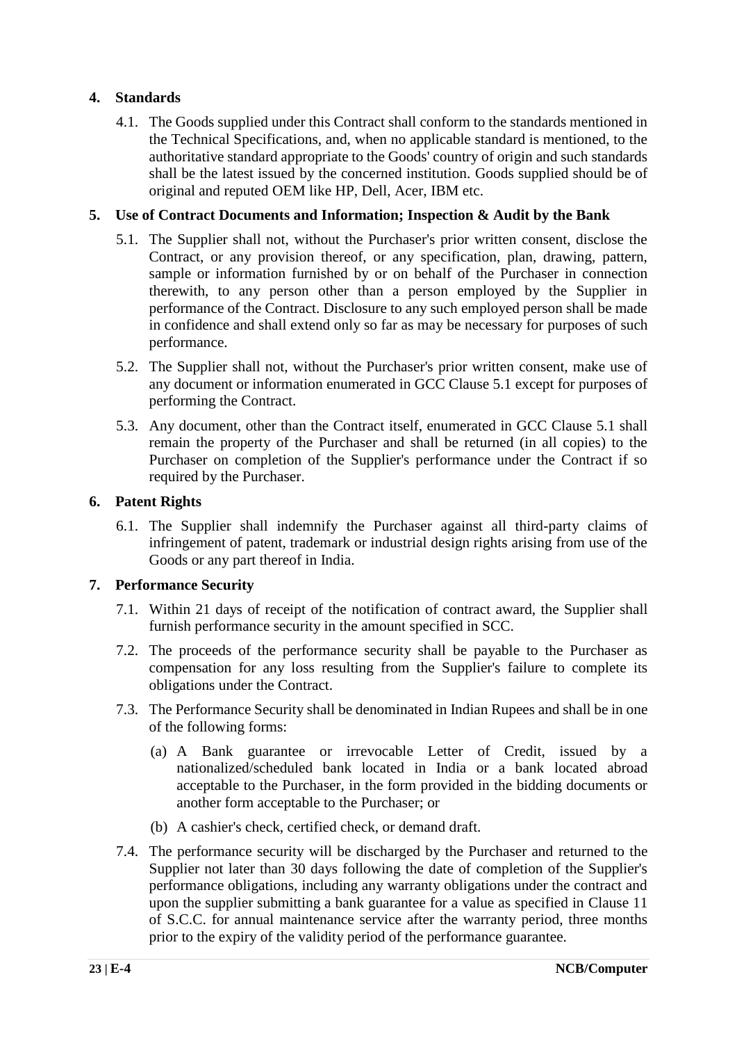## 4. Standards

4.1. The Goods supplied under this Contract shall conform to the standards mentioned in the Technical Specifications, and, when no applicable standard is mentioned, to the authoritative standard appropriate to the Goods' country of origin and such standards shall be the latest issued by the concerned institution. Goods supplied should be of original and reputed OEM like HP, Dell, Acer, IBM etc.

## 5. Use of Contract Documents and Information; Inspection & Audit by the Bank

5.1. The Supplier shall not, without the Purchaser's prior written consent, disclose the Contract, or any provision thereof, or any specification, plan, drawing, pattern, sample or information furnished by or on behalf of the Purchaser in connection therewith, to any person other than a person employed by the Supplier in performance of the Contract. Disclosure to any such employed person shall be made in confidence and shall extend only so far as may be necessary for purposes of such performance.

5.2. The Supplier shall not, without the Purchaser's prior written consent, make use of any document or information enumerated in GCC Clause 5.1 except for purposes of performing the Contract.

5.3. Any document, other than the Contract itself, enumerated in GCC Clause 5.1 shall remain the property of the Purchaser and shall be returned (in all copies) to the Purchaser on completion of the Supplier's performance under the Contract if so required by the Purchaser.

## 6. Patent Rights

6.1. The Supplier shall indemnify the Purchaser against all third-party claims of infringement of patent, trademark or industrial design rights arising from use of the Goods or any part thereof in India.

## 7. Performance Security

7.1. Within 21 days of receipt of the notification of contract award, the Supplier shall furnish performance security in the amount specified in SCC.

7.2. The proceeds of the performance security shall be payable to the Purchaser as compensation for any loss resulting from the Supplier's failure to complete its obligations under the Contract.

7.3. The Performance Security shall be denominated in Indian Rupees and shall be in one of the following forms:

(a) A Bank guarantee or irrevocable Letter of Credit, issued by a nationalized/scheduled bank located in India or a bank located abroad acceptable to the Purchaser, in the form provided in the bidding documents or another form acceptable to the Purchaser; or

(b) A cashier's check, certified check, or demand draft.

7.4. The performance security will be discharged by the Purchaser and returned to the Supplier not later than 30 days following the date of completion of the Supplier's performance obligations, including any warranty obligations under the contract and upon the supplier submitting a bank guarantee for a value as specified in Clause 11 of S.C.C. for annual maintenance service after the warranty period, three months prior to the expiry of the validity period of the performance guarantee.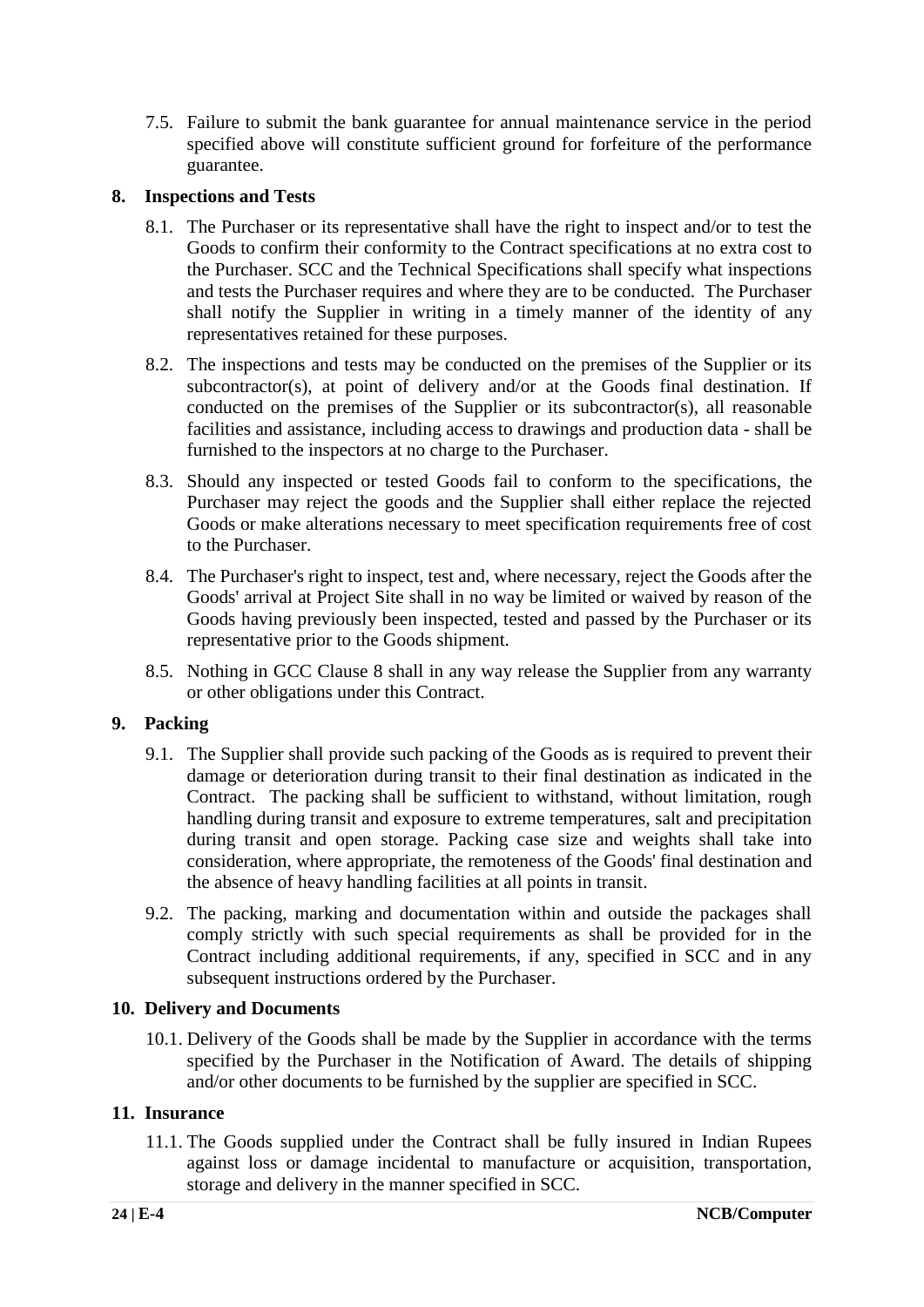7.5. Failure to submit the bank guarantee for annual maintenance service in the period specified above will constitute sufficient ground for forfeiture of the performance guarantee.

## 8. Inspections and Tests

8.1. The Purchaser or its representative shall have the right to inspect and/or to test the Goods to confirm their conformity to the Contract specifications at no extra cost to the Purchaser. SCC and the Technical Specifications shall specify what inspections and tests the Purchaser requires and where they are to be conducted. The Purchaser shall notify the Supplier in writing in a timely manner of the identity of any representatives retained for these purposes.

8.2. The inspections and tests may be conducted on the premises of the Supplier or its subcontractor(s), at point of delivery and/or at the Goods final destination. If conducted on the premises of the Supplier or its subcontractor(s), all reasonable facilities and assistance, including access to drawings and production data - shall be furnished to the inspectors at no charge to the Purchaser.

8.3. Should any inspected or tested Goods fail to conform to the specifications, the Purchaser may reject the goods and the Supplier shall either replace the rejected Goods or make alterations necessary to meet specification requirements free of cost to the Purchaser.

8.4. The Purchaser's right to inspect, test and, where necessary, reject the Goods after the Goods' arrival at Project Site shall in no way be limited or waived by reason of the Goods having previously been inspected, tested and passed by the Purchaser or its representative prior to the Goods shipment.

8.5. Nothing in GCC Clause 8 shall in any way release the Supplier from any warranty or other obligations under this Contract.

## 9. Packing

9.1. The Supplier shall provide such packing of the Goods as is required to prevent their damage or deterioration during transit to their final destination as indicated in the Contract. The packing shall be sufficient to withstand, without limitation, rough handling during transit and exposure to extreme temperatures, salt and precipitation during transit and open storage. Packing case size and weights shall take into consideration, where appropriate, the remoteness of the Goods' final destination and the absence of heavy handling facilities at all points in transit.

9.2. The packing, marking and documentation within and outside the packages shall comply strictly with such special requirements as shall be provided for in the Contract including additional requirements, if any, specified in SCC and in any subsequent instructions ordered by the Purchaser.

## 10. Delivery and Documents

10.1. Delivery of the Goods shall be made by the Supplier in accordance with the terms specified by the Purchaser in the Notification of Award. The details of shipping and/or other documents to be furnished by the supplier are specified in SCC.

## 11. Insurance

11.1. The Goods supplied under the Contract shall be fully insured in Indian Rupees against loss or damage incidental to manufacture or acquisition, transportation, storage and delivery in the manner specified in SCC.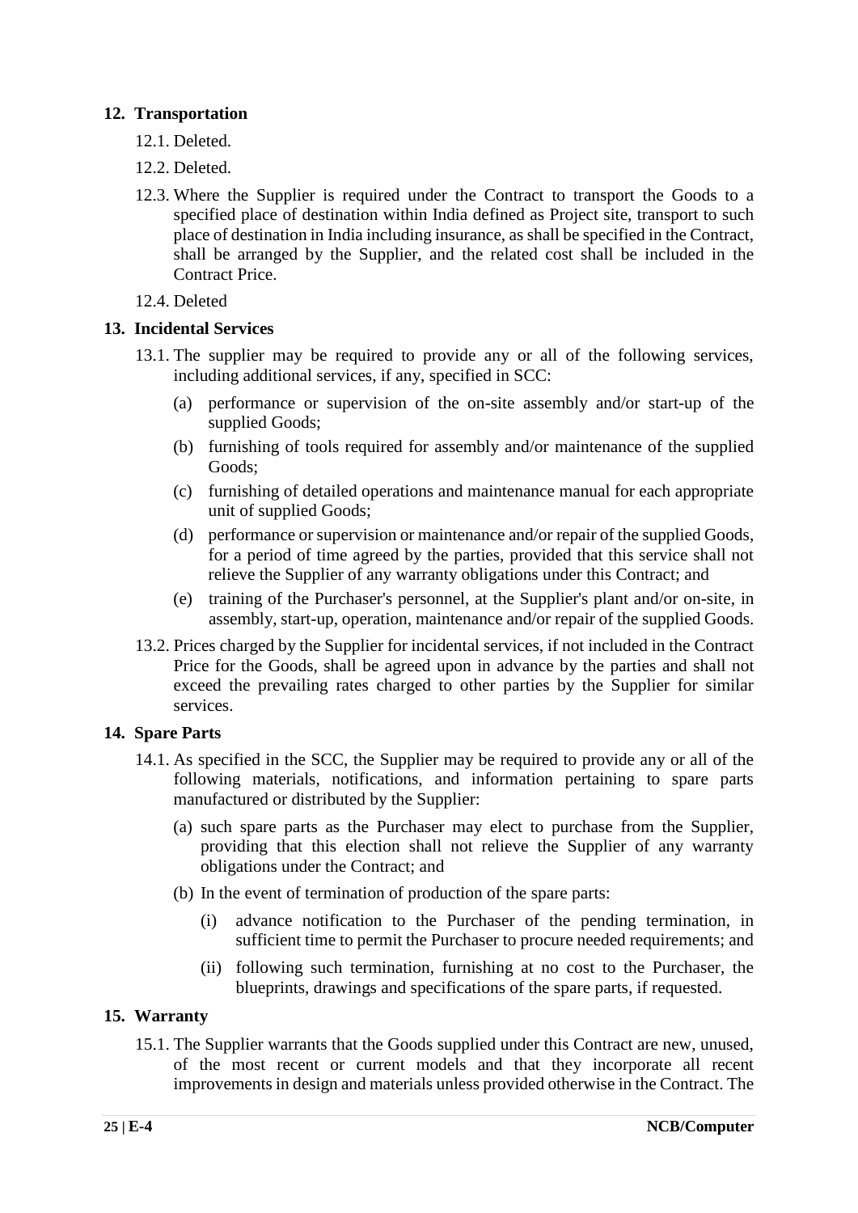## 12. Transportation

12.1. Deleted.

12.2. Deleted.

12.3. Where the Supplier is required under the Contract to transport the Goods to a specified place of destination within India defined as Project site, transport to such place of destination in India including insurance, as shall be specified in the Contract, shall be arranged by the Supplier, and the related cost shall be included in the Contract Price.

12.4. Deleted

## 13. Incidental Services

13.1. The supplier may be required to provide any or all of the following services, including additional services, if any, specified in SCC:

(a) performance or supervision of the on-site assembly and/or start-up of the supplied Goods;

(b) furnishing of tools required for assembly and/or maintenance of the supplied Goods;

(c) furnishing of detailed operations and maintenance manual for each appropriate unit of supplied Goods;

(d) performance or supervision or maintenance and/or repair of the supplied Goods, for a period of time agreed by the parties, provided that this service shall not relieve the Supplier of any warranty obligations under this Contract; and

(e) training of the Purchaser's personnel, at the Supplier's plant and/or on-site, in assembly, start-up, operation, maintenance and/or repair of the supplied Goods.

13.2. Prices charged by the Supplier for incidental services, if not included in the Contract Price for the Goods, shall be agreed upon in advance by the parties and shall not exceed the prevailing rates charged to other parties by the Supplier for similar services.

## 14. Spare Parts

14.1. As specified in the SCC, the Supplier may be required to provide any or all of the following materials, notifications, and information pertaining to spare parts manufactured or distributed by the Supplier:

(a) such spare parts as the Purchaser may elect to purchase from the Supplier, providing that this election shall not relieve the Supplier of any warranty obligations under the Contract; and

(b) In the event of termination of production of the spare parts:

(i) advance notification to the Purchaser of the pending termination, in sufficient time to permit the Purchaser to procure needed requirements; and

(ii) following such termination, furnishing at no cost to the Purchaser, the blueprints, drawings and specifications of the spare parts, if requested.

## 15. Warranty

15.1. The Supplier warrants that the Goods supplied under this Contract are new, unused, of the most recent or current models and that they incorporate all recent improvements in design and materials unless provided otherwise in the Contract. The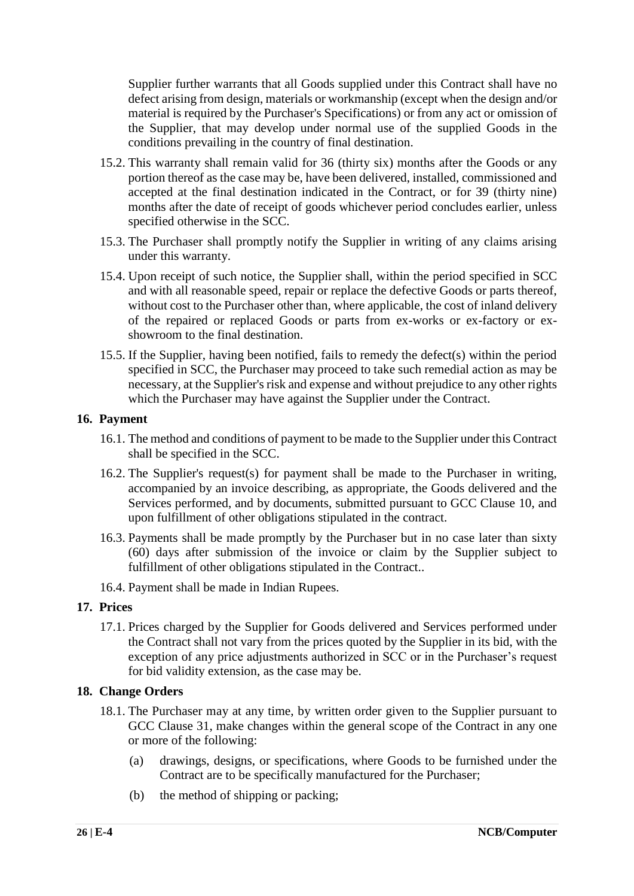Supplier further warrants that all Goods supplied under this Contract shall have no defect arising from design, materials or workmanship (except when the design and/or material is required by the Purchaser's Specifications) or from any act or omission of the Supplier, that may develop under normal use of the supplied Goods in the conditions prevailing in the country of final destination.

15.2. This warranty shall remain valid for 36 (thirty six) months after the Goods or any portion thereof as the case may be, have been delivered, installed, commissioned and accepted at the final destination indicated in the Contract, or for 39 (thirty nine) months after the date of receipt of goods whichever period concludes earlier, unless specified otherwise in the SCC.

15.3. The Purchaser shall promptly notify the Supplier in writing of any claims arising under this warranty.

15.4. Upon receipt of such notice, the Supplier shall, within the period specified in SCC and with all reasonable speed, repair or replace the defective Goods or parts thereof, without cost to the Purchaser other than, where applicable, the cost of inland delivery of the repaired or replaced Goods or parts from ex-works or ex-factory or ex-showroom to the final destination.

15.5. If the Supplier, having been notified, fails to remedy the defect(s) within the period specified in SCC, the Purchaser may proceed to take such remedial action as may be necessary, at the Supplier's risk and expense and without prejudice to any other rights which the Purchaser may have against the Supplier under the Contract.

## 16. Payment

16.1. The method and conditions of payment to be made to the Supplier under this Contract shall be specified in the SCC.

16.2. The Supplier's request(s) for payment shall be made to the Purchaser in writing, accompanied by an invoice describing, as appropriate, the Goods delivered and the Services performed, and by documents, submitted pursuant to GCC Clause 10, and upon fulfillment of other obligations stipulated in the contract.

16.3. Payments shall be made promptly by the Purchaser but in no case later than sixty (60) days after submission of the invoice or claim by the Supplier subject to fulfillment of other obligations stipulated in the Contract..

16.4. Payment shall be made in Indian Rupees.

## 17. Prices

17.1. Prices charged by the Supplier for Goods delivered and Services performed under the Contract shall not vary from the prices quoted by the Supplier in its bid, with the exception of any price adjustments authorized in SCC or in the Purchaser's request for bid validity extension, as the case may be.

## 18. Change Orders

18.1. The Purchaser may at any time, by written order given to the Supplier pursuant to GCC Clause 31, make changes within the general scope of the Contract in any one or more of the following:

(a) drawings, designs, or specifications, where Goods to be furnished under the Contract are to be specifically manufactured for the Purchaser;

(b) the method of shipping or packing;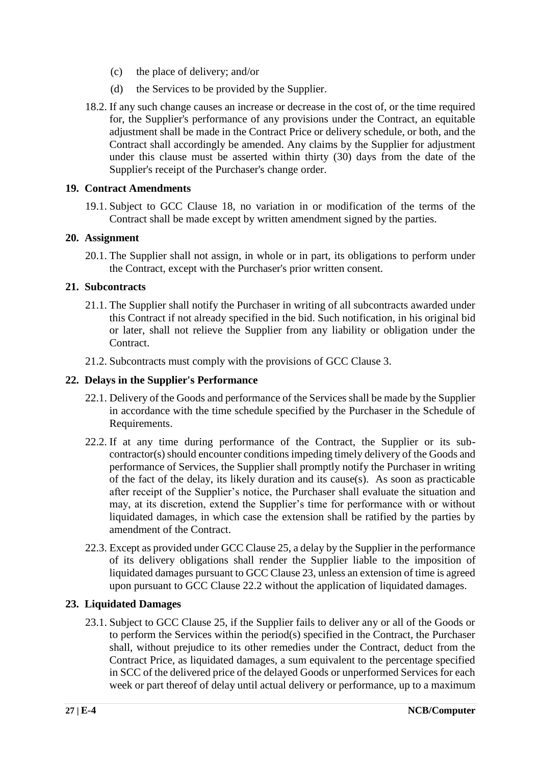(c) the place of delivery; and/or

(d) the Services to be provided by the Supplier.

18.2. If any such change causes an increase or decrease in the cost of, or the time required for, the Supplier's performance of any provisions under the Contract, an equitable adjustment shall be made in the Contract Price or delivery schedule, or both, and the Contract shall accordingly be amended. Any claims by the Supplier for adjustment under this clause must be asserted within thirty (30) days from the date of the Supplier's receipt of the Purchaser's change order.

## 19. Contract Amendments

19.1. Subject to GCC Clause 18, no variation in or modification of the terms of the Contract shall be made except by written amendment signed by the parties.

## 20. Assignment

20.1. The Supplier shall not assign, in whole or in part, its obligations to perform under the Contract, except with the Purchaser's prior written consent.

## 21. Subcontracts

21.1. The Supplier shall notify the Purchaser in writing of all subcontracts awarded under this Contract if not already specified in the bid. Such notification, in his original bid or later, shall not relieve the Supplier from any liability or obligation under the Contract.

21.2. Subcontracts must comply with the provisions of GCC Clause 3.

## 22. Delays in the Supplier's Performance

22.1. Delivery of the Goods and performance of the Services shall be made by the Supplier in accordance with the time schedule specified by the Purchaser in the Schedule of Requirements.

22.2. If at any time during performance of the Contract, the Supplier or its sub-contractor(s) should encounter conditions impeding timely delivery of the Goods and performance of Services, the Supplier shall promptly notify the Purchaser in writing of the fact of the delay, its likely duration and its cause(s). As soon as practicable after receipt of the Supplier's notice, the Purchaser shall evaluate the situation and may, at its discretion, extend the Supplier's time for performance with or without liquidated damages, in which case the extension shall be ratified by the parties by amendment of the Contract.

22.3. Except as provided under GCC Clause 25, a delay by the Supplier in the performance of its delivery obligations shall render the Supplier liable to the imposition of liquidated damages pursuant to GCC Clause 23, unless an extension of time is agreed upon pursuant to GCC Clause 22.2 without the application of liquidated damages.

## 23. Liquidated Damages

23.1. Subject to GCC Clause 25, if the Supplier fails to deliver any or all of the Goods or to perform the Services within the period(s) specified in the Contract, the Purchaser shall, without prejudice to its other remedies under the Contract, deduct from the Contract Price, as liquidated damages, a sum equivalent to the percentage specified in SCC of the delivered price of the delayed Goods or unperformed Services for each week or part thereof of delay until actual delivery or performance, up to a maximum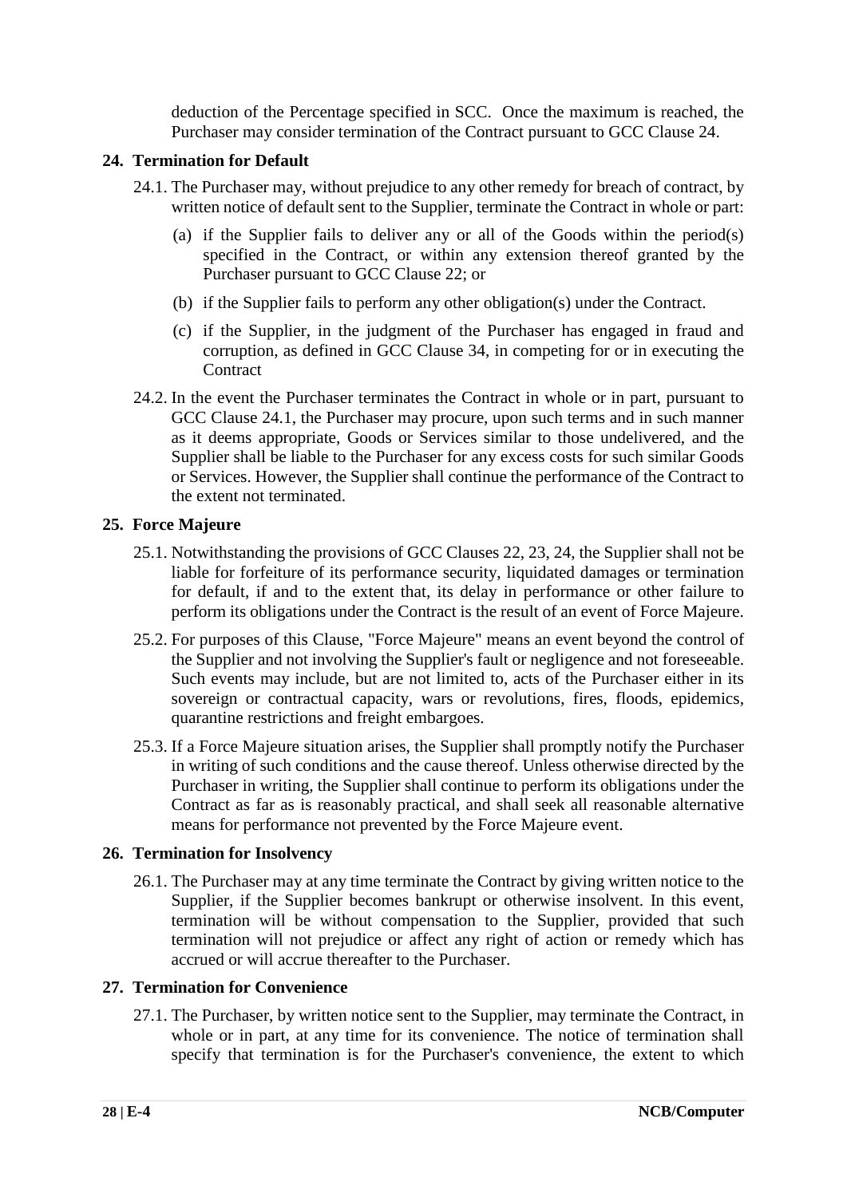deduction of the Percentage specified in SCC. Once the maximum is reached, the Purchaser may consider termination of the Contract pursuant to GCC Clause 24.

## 24. Termination for Default

24.1. The Purchaser may, without prejudice to any other remedy for breach of contract, by written notice of default sent to the Supplier, terminate the Contract in whole or part:

(a) if the Supplier fails to deliver any or all of the Goods within the period(s) specified in the Contract, or within any extension thereof granted by the Purchaser pursuant to GCC Clause 22; or

(b) if the Supplier fails to perform any other obligation(s) under the Contract.

(c) if the Supplier, in the judgment of the Purchaser has engaged in fraud and corruption, as defined in GCC Clause 34, in competing for or in executing the Contract

24.2. In the event the Purchaser terminates the Contract in whole or in part, pursuant to GCC Clause 24.1, the Purchaser may procure, upon such terms and in such manner as it deems appropriate, Goods or Services similar to those undelivered, and the Supplier shall be liable to the Purchaser for any excess costs for such similar Goods or Services. However, the Supplier shall continue the performance of the Contract to the extent not terminated.

## 25. Force Majeure

25.1. Notwithstanding the provisions of GCC Clauses 22, 23, 24, the Supplier shall not be liable for forfeiture of its performance security, liquidated damages or termination for default, if and to the extent that, its delay in performance or other failure to perform its obligations under the Contract is the result of an event of Force Majeure.

25.2. For purposes of this Clause, "Force Majeure" means an event beyond the control of the Supplier and not involving the Supplier's fault or negligence and not foreseeable. Such events may include, but are not limited to, acts of the Purchaser either in its sovereign or contractual capacity, wars or revolutions, fires, floods, epidemics, quarantine restrictions and freight embargoes.

25.3. If a Force Majeure situation arises, the Supplier shall promptly notify the Purchaser in writing of such conditions and the cause thereof. Unless otherwise directed by the Purchaser in writing, the Supplier shall continue to perform its obligations under the Contract as far as is reasonably practical, and shall seek all reasonable alternative means for performance not prevented by the Force Majeure event.

## 26. Termination for Insolvency

26.1. The Purchaser may at any time terminate the Contract by giving written notice to the Supplier, if the Supplier becomes bankrupt or otherwise insolvent. In this event, termination will be without compensation to the Supplier, provided that such termination will not prejudice or affect any right of action or remedy which has accrued or will accrue thereafter to the Purchaser.

## 27. Termination for Convenience

27.1. The Purchaser, by written notice sent to the Supplier, may terminate the Contract, in whole or in part, at any time for its convenience. The notice of termination shall specify that termination is for the Purchaser's convenience, the extent to which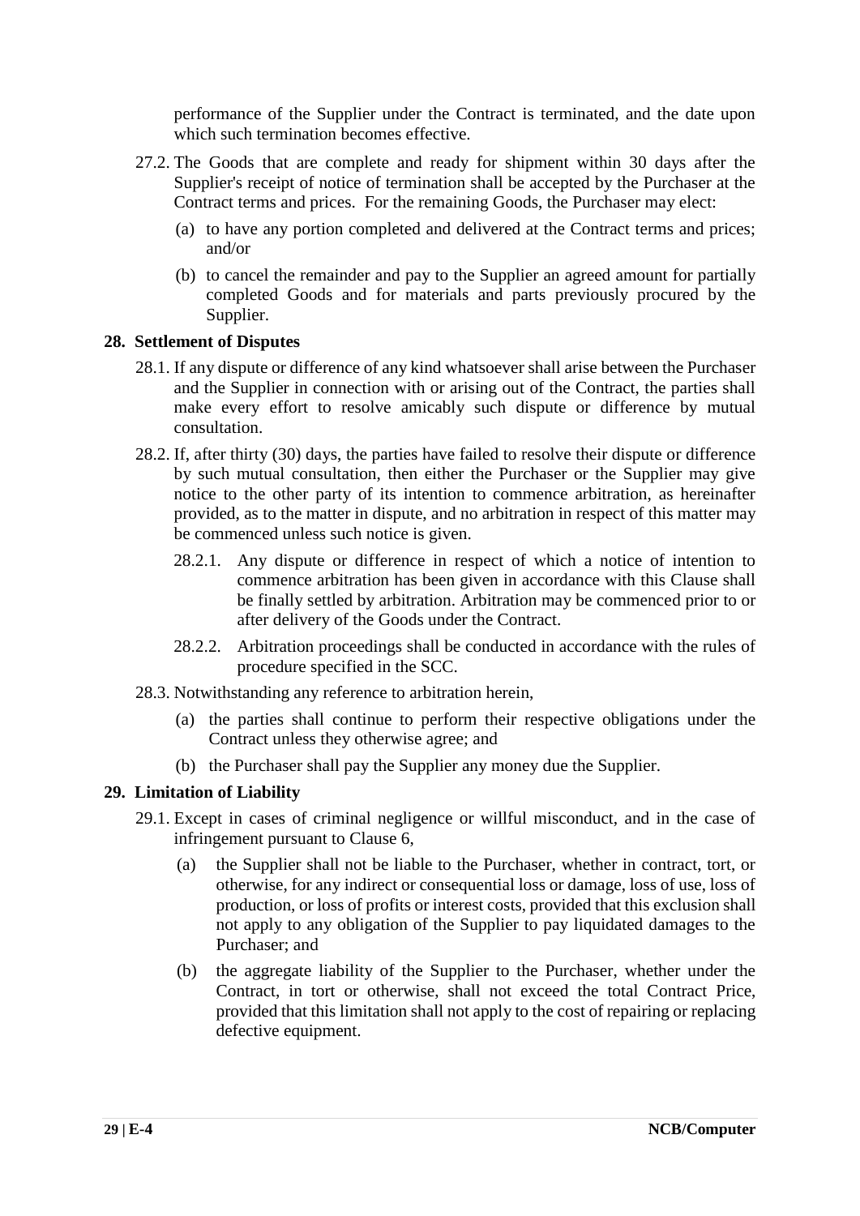performance of the Supplier under the Contract is terminated, and the date upon which such termination becomes effective.

27.2. The Goods that are complete and ready for shipment within 30 days after the Supplier's receipt of notice of termination shall be accepted by the Purchaser at the Contract terms and prices. For the remaining Goods, the Purchaser may elect:

(a) to have any portion completed and delivered at the Contract terms and prices; and/or

(b) to cancel the remainder and pay to the Supplier an agreed amount for partially completed Goods and for materials and parts previously procured by the Supplier.

**28. Settlement of Disputes**

28.1. If any dispute or difference of any kind whatsoever shall arise between the Purchaser and the Supplier in connection with or arising out of the Contract, the parties shall make every effort to resolve amicably such dispute or difference by mutual consultation.

28.2. If, after thirty (30) days, the parties have failed to resolve their dispute or difference by such mutual consultation, then either the Purchaser or the Supplier may give notice to the other party of its intention to commence arbitration, as hereinafter provided, as to the matter in dispute, and no arbitration in respect of this matter may be commenced unless such notice is given.

28.2.1. Any dispute or difference in respect of which a notice of intention to commence arbitration has been given in accordance with this Clause shall be finally settled by arbitration. Arbitration may be commenced prior to or after delivery of the Goods under the Contract.

28.2.2. Arbitration proceedings shall be conducted in accordance with the rules of procedure specified in the SCC.

28.3. Notwithstanding any reference to arbitration herein,

(a) the parties shall continue to perform their respective obligations under the Contract unless they otherwise agree; and

(b) the Purchaser shall pay the Supplier any money due the Supplier.

**29. Limitation of Liability**

29.1. Except in cases of criminal negligence or willful misconduct, and in the case of infringement pursuant to Clause 6,

(a) the Supplier shall not be liable to the Purchaser, whether in contract, tort, or otherwise, for any indirect or consequential loss or damage, loss of use, loss of production, or loss of profits or interest costs, provided that this exclusion shall not apply to any obligation of the Supplier to pay liquidated damages to the Purchaser; and

(b) the aggregate liability of the Supplier to the Purchaser, whether under the Contract, in tort or otherwise, shall not exceed the total Contract Price, provided that this limitation shall not apply to the cost of repairing or replacing defective equipment.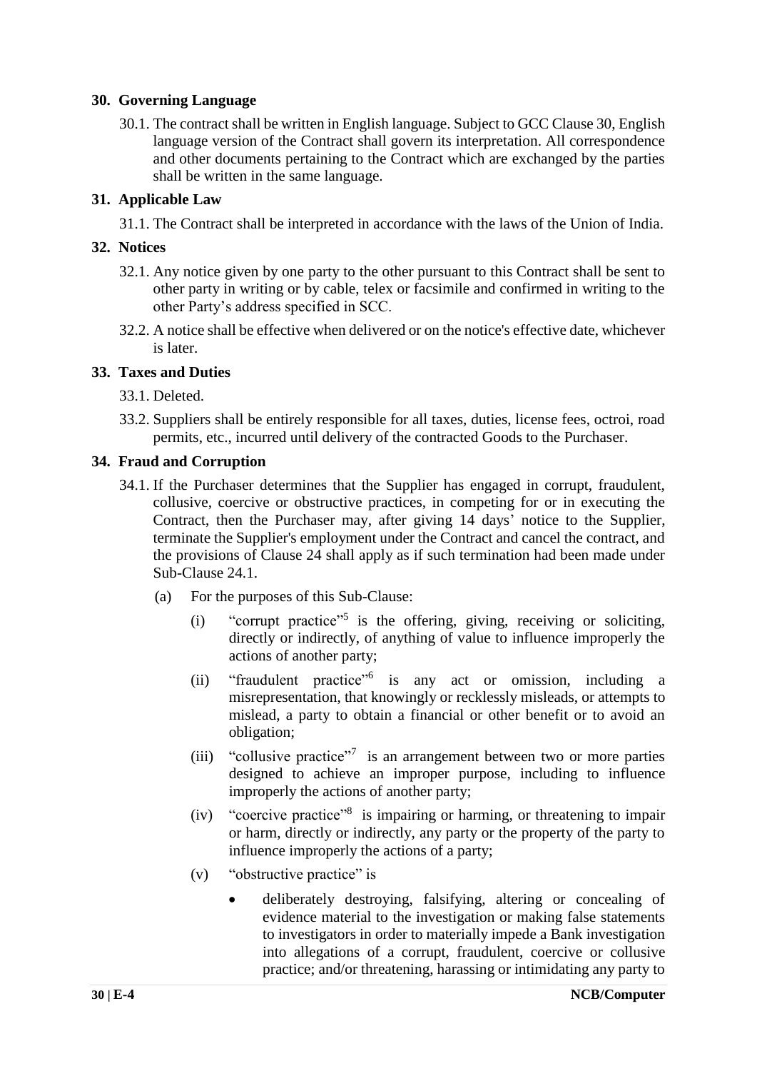## 30. Governing Language

30.1. The contract shall be written in English language. Subject to GCC Clause 30, English language version of the Contract shall govern its interpretation. All correspondence and other documents pertaining to the Contract which are exchanged by the parties shall be written in the same language.

## 31. Applicable Law

31.1. The Contract shall be interpreted in accordance with the laws of the Union of India.

## 32. Notices

32.1. Any notice given by one party to the other pursuant to this Contract shall be sent to other party in writing or by cable, telex or facsimile and confirmed in writing to the other Party's address specified in SCC.

32.2. A notice shall be effective when delivered or on the notice's effective date, whichever is later.

## 33. Taxes and Duties

33.1. Deleted.

33.2. Suppliers shall be entirely responsible for all taxes, duties, license fees, octroi, road permits, etc., incurred until delivery of the contracted Goods to the Purchaser.

## 34. Fraud and Corruption

34.1. If the Purchaser determines that the Supplier has engaged in corrupt, fraudulent, collusive, coercive or obstructive practices, in competing for or in executing the Contract, then the Purchaser may, after giving 14 days' notice to the Supplier, terminate the Supplier's employment under the Contract and cancel the contract, and the provisions of Clause 24 shall apply as if such termination had been made under Sub-Clause 24.1.

(a) For the purposes of this Sub-Clause:

(i) "corrupt practice"[5] is the offering, giving, receiving or soliciting, directly or indirectly, of anything of value to influence improperly the actions of another party;

(ii) "fraudulent practice"[6] is any act or omission, including a misrepresentation, that knowingly or recklessly misleads, or attempts to mislead, a party to obtain a financial or other benefit or to avoid an obligation;

(iii) "collusive practice"[7] is an arrangement between two or more parties designed to achieve an improper purpose, including to influence improperly the actions of another party;

(iv) "coercive practice"[8] is impairing or harming, or threatening to impair or harm, directly or indirectly, any party or the property of the party to influence improperly the actions of a party;

(v) "obstructive practice" is

- deliberately destroying, falsifying, altering or concealing of evidence material to the investigation or making false statements to investigators in order to materially impede a Bank investigation into allegations of a corrupt, fraudulent, coercive or collusive practice; and/or threatening, harassing or intimidating any party to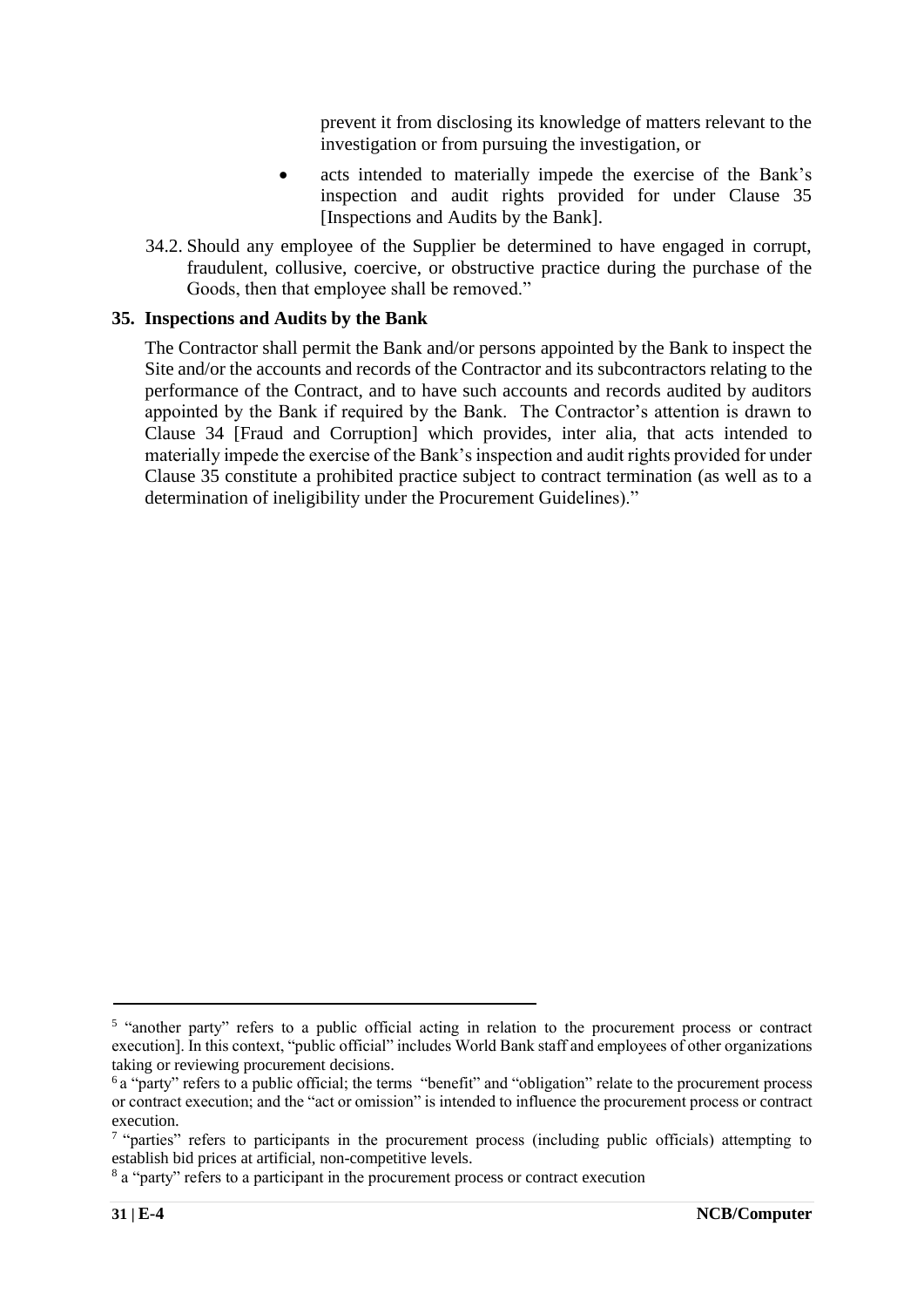prevent it from disclosing its knowledge of matters relevant to the investigation or from pursuing the investigation, or

- acts intended to materially impede the exercise of the Bank's inspection and audit rights provided for under Clause 35 [Inspections and Audits by the Bank].

34.2. Should any employee of the Supplier be determined to have engaged in corrupt, fraudulent, collusive, coercive, or obstructive practice during the purchase of the Goods, then that employee shall be removed."

**35. Inspections and Audits by the Bank**

The Contractor shall permit the Bank and/or persons appointed by the Bank to inspect the Site and/or the accounts and records of the Contractor and its subcontractors relating to the performance of the Contract, and to have such accounts and records audited by auditors appointed by the Bank if required by the Bank. The Contractor's attention is drawn to Clause 34 [Fraud and Corruption] which provides, inter alia, that acts intended to materially impede the exercise of the Bank's inspection and audit rights provided for under Clause 35 constitute a prohibited practice subject to contract termination (as well as to a determination of ineligibility under the Procurement Guidelines)."

---

[5] "another party" refers to a public official acting in relation to the procurement process or contract execution]. In this context, "public official" includes World Bank staff and employees of other organizations taking or reviewing procurement decisions.

[6] a "party" refers to a public official; the terms "benefit" and "obligation" relate to the procurement process or contract execution; and the "act or omission" is intended to influence the procurement process or contract execution.

[7] "parties" refers to participants in the procurement process (including public officials) attempting to establish bid prices at artificial, non-competitive levels.

[8] a "party" refers to a participant in the procurement process or contract execution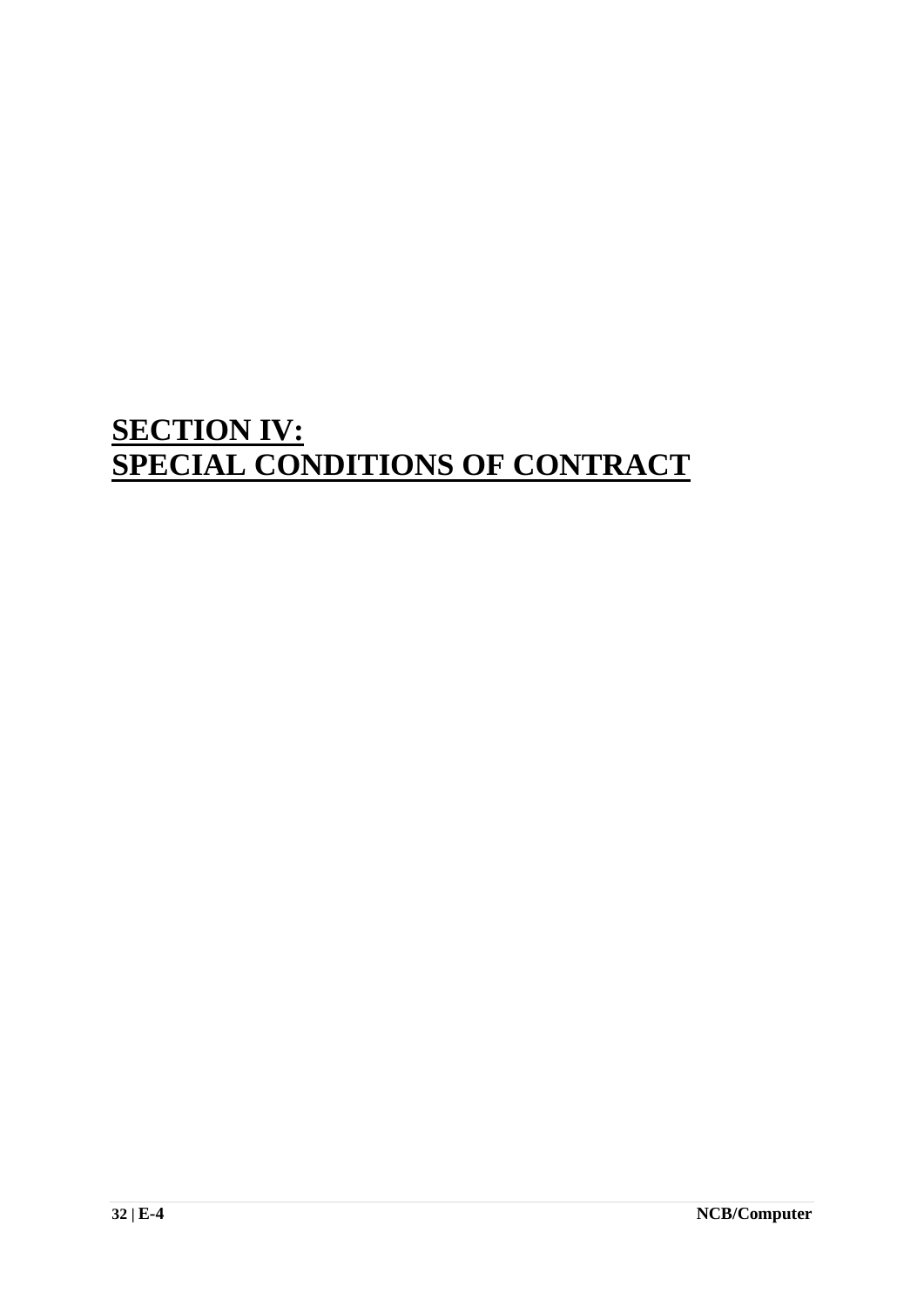# **SECTION IV:**
# **SPECIAL CONDITIONS OF CONTRACT**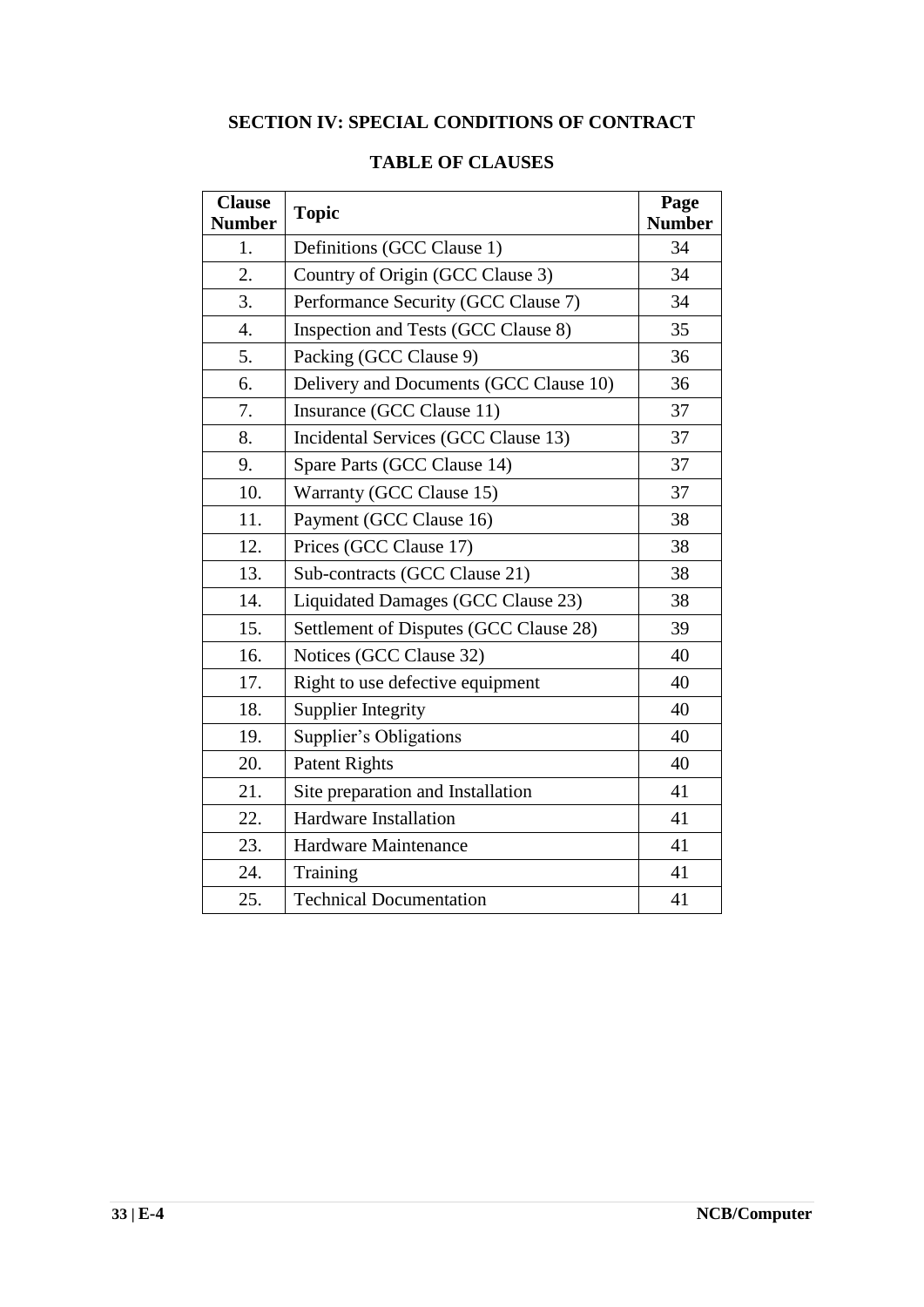## SECTION IV: SPECIAL CONDITIONS OF CONTRACT

### TABLE OF CLAUSES

| Clause Number | Topic | Page Number |
|---|---|---|
| 1. | Definitions (GCC Clause 1) | 34 |
| 2. | Country of Origin (GCC Clause 3) | 34 |
| 3. | Performance Security (GCC Clause 7) | 34 |
| 4. | Inspection and Tests (GCC Clause 8) | 35 |
| 5. | Packing (GCC Clause 9) | 36 |
| 6. | Delivery and Documents (GCC Clause 10) | 36 |
| 7. | Insurance (GCC Clause 11) | 37 |
| 8. | Incidental Services (GCC Clause 13) | 37 |
| 9. | Spare Parts (GCC Clause 14) | 37 |
| 10. | Warranty (GCC Clause 15) | 37 |
| 11. | Payment (GCC Clause 16) | 38 |
| 12. | Prices (GCC Clause 17) | 38 |
| 13. | Sub-contracts (GCC Clause 21) | 38 |
| 14. | Liquidated Damages (GCC Clause 23) | 38 |
| 15. | Settlement of Disputes (GCC Clause 28) | 39 |
| 16. | Notices (GCC Clause 32) | 40 |
| 17. | Right to use defective equipment | 40 |
| 18. | Supplier Integrity | 40 |
| 19. | Supplier's Obligations | 40 |
| 20. | Patent Rights | 40 |
| 21. | Site preparation and Installation | 41 |
| 22. | Hardware Installation | 41 |
| 23. | Hardware Maintenance | 41 |
| 24. | Training | 41 |
| 25. | Technical Documentation | 41 |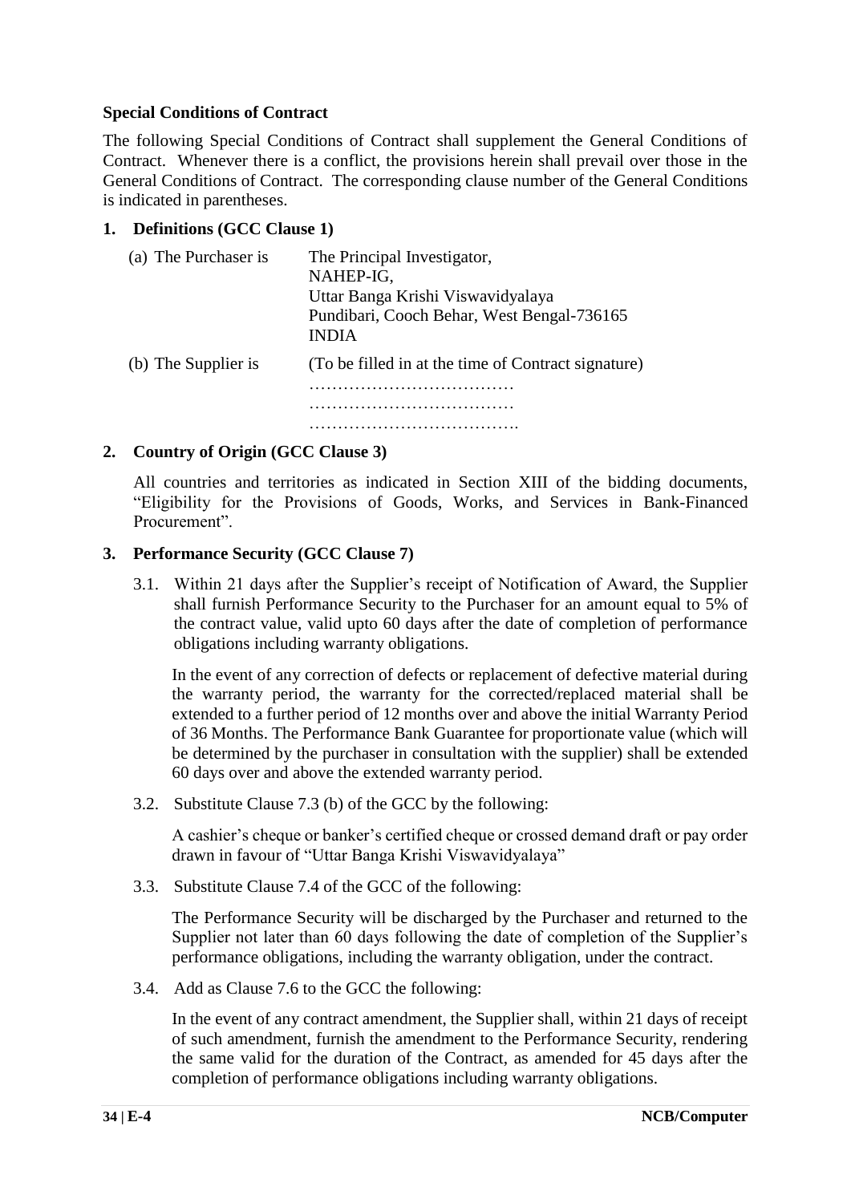**Special Conditions of Contract**

The following Special Conditions of Contract shall supplement the General Conditions of Contract. Whenever there is a conflict, the provisions herein shall prevail over those in the General Conditions of Contract. The corresponding clause number of the General Conditions is indicated in parentheses.

**1. Definitions (GCC Clause 1)**

(a) The Purchaser is — The Principal Investigator,
NAHEP-IG,
Uttar Banga Krishi Viswavidyalaya
Pundibari, Cooch Behar, West Bengal-736165
INDIA

(b) The Supplier is — (To be filled in at the time of Contract signature)
………………………………
………………………………
……………………………….

**2. Country of Origin (GCC Clause 3)**

All countries and territories as indicated in Section XIII of the bidding documents, "Eligibility for the Provisions of Goods, Works, and Services in Bank-Financed Procurement".

**3. Performance Security (GCC Clause 7)**

3.1. Within 21 days after the Supplier's receipt of Notification of Award, the Supplier shall furnish Performance Security to the Purchaser for an amount equal to 5% of the contract value, valid upto 60 days after the date of completion of performance obligations including warranty obligations.

In the event of any correction of defects or replacement of defective material during the warranty period, the warranty for the corrected/replaced material shall be extended to a further period of 12 months over and above the initial Warranty Period of 36 Months. The Performance Bank Guarantee for proportionate value (which will be determined by the purchaser in consultation with the supplier) shall be extended 60 days over and above the extended warranty period.

3.2. Substitute Clause 7.3 (b) of the GCC by the following:

A cashier's cheque or banker's certified cheque or crossed demand draft or pay order drawn in favour of "Uttar Banga Krishi Viswavidyalaya"

3.3. Substitute Clause 7.4 of the GCC of the following:

The Performance Security will be discharged by the Purchaser and returned to the Supplier not later than 60 days following the date of completion of the Supplier's performance obligations, including the warranty obligation, under the contract.

3.4. Add as Clause 7.6 to the GCC the following:

In the event of any contract amendment, the Supplier shall, within 21 days of receipt of such amendment, furnish the amendment to the Performance Security, rendering the same valid for the duration of the Contract, as amended for 45 days after the completion of performance obligations including warranty obligations.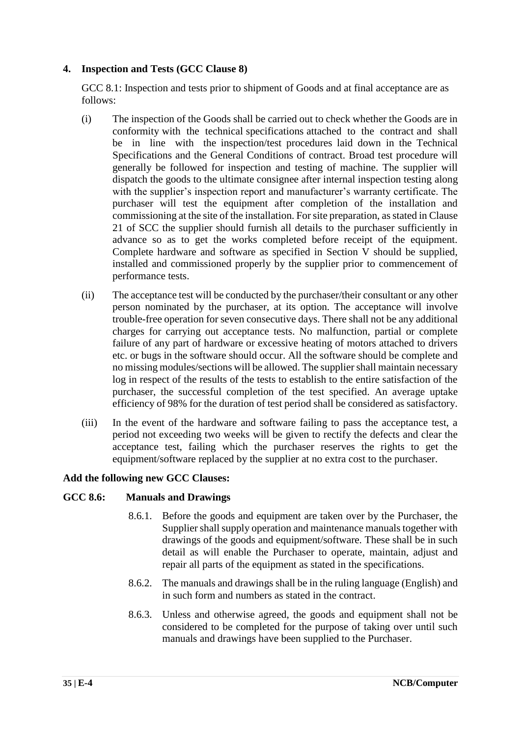**4. Inspection and Tests (GCC Clause 8)**

GCC 8.1: Inspection and tests prior to shipment of Goods and at final acceptance are as follows:

(i) The inspection of the Goods shall be carried out to check whether the Goods are in conformity with the technical specifications attached to the contract and shall be in line with the inspection/test procedures laid down in the Technical Specifications and the General Conditions of contract. Broad test procedure will generally be followed for inspection and testing of machine. The supplier will dispatch the goods to the ultimate consignee after internal inspection testing along with the supplier's inspection report and manufacturer's warranty certificate. The purchaser will test the equipment after completion of the installation and commissioning at the site of the installation. For site preparation, as stated in Clause 21 of SCC the supplier should furnish all details to the purchaser sufficiently in advance so as to get the works completed before receipt of the equipment. Complete hardware and software as specified in Section V should be supplied, installed and commissioned properly by the supplier prior to commencement of performance tests.

(ii) The acceptance test will be conducted by the purchaser/their consultant or any other person nominated by the purchaser, at its option. The acceptance will involve trouble-free operation for seven consecutive days. There shall not be any additional charges for carrying out acceptance tests. No malfunction, partial or complete failure of any part of hardware or excessive heating of motors attached to drivers etc. or bugs in the software should occur. All the software should be complete and no missing modules/sections will be allowed. The supplier shall maintain necessary log in respect of the results of the tests to establish to the entire satisfaction of the purchaser, the successful completion of the test specified. An average uptake efficiency of 98% for the duration of test period shall be considered as satisfactory.

(iii) In the event of the hardware and software failing to pass the acceptance test, a period not exceeding two weeks will be given to rectify the defects and clear the acceptance test, failing which the purchaser reserves the rights to get the equipment/software replaced by the supplier at no extra cost to the purchaser.

**Add the following new GCC Clauses:**

**GCC 8.6: Manuals and Drawings**

8.6.1. Before the goods and equipment are taken over by the Purchaser, the Supplier shall supply operation and maintenance manuals together with drawings of the goods and equipment/software. These shall be in such detail as will enable the Purchaser to operate, maintain, adjust and repair all parts of the equipment as stated in the specifications.

8.6.2. The manuals and drawings shall be in the ruling language (English) and in such form and numbers as stated in the contract.

8.6.3. Unless and otherwise agreed, the goods and equipment shall not be considered to be completed for the purpose of taking over until such manuals and drawings have been supplied to the Purchaser.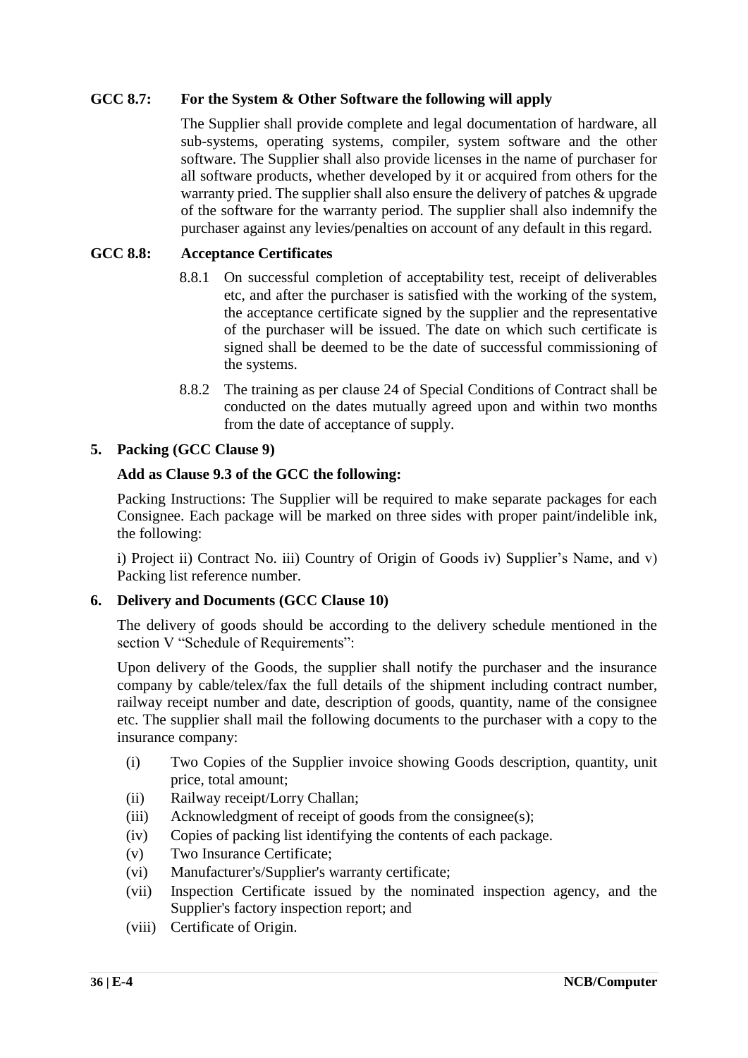**GCC 8.7: For the System & Other Software the following will apply**

The Supplier shall provide complete and legal documentation of hardware, all sub-systems, operating systems, compiler, system software and the other software. The Supplier shall also provide licenses in the name of purchaser for all software products, whether developed by it or acquired from others for the warranty pried. The supplier shall also ensure the delivery of patches & upgrade of the software for the warranty period. The supplier shall also indemnify the purchaser against any levies/penalties on account of any default in this regard.

**GCC 8.8: Acceptance Certificates**

8.8.1 On successful completion of acceptability test, receipt of deliverables etc, and after the purchaser is satisfied with the working of the system, the acceptance certificate signed by the supplier and the representative of the purchaser will be issued. The date on which such certificate is signed shall be deemed to be the date of successful commissioning of the systems.

8.8.2 The training as per clause 24 of Special Conditions of Contract shall be conducted on the dates mutually agreed upon and within two months from the date of acceptance of supply.

**5. Packing (GCC Clause 9)**

**Add as Clause 9.3 of the GCC the following:**

Packing Instructions: The Supplier will be required to make separate packages for each Consignee. Each package will be marked on three sides with proper paint/indelible ink, the following:

i) Project ii) Contract No. iii) Country of Origin of Goods iv) Supplier's Name, and v) Packing list reference number.

**6. Delivery and Documents (GCC Clause 10)**

The delivery of goods should be according to the delivery schedule mentioned in the section V "Schedule of Requirements":

Upon delivery of the Goods, the supplier shall notify the purchaser and the insurance company by cable/telex/fax the full details of the shipment including contract number, railway receipt number and date, description of goods, quantity, name of the consignee etc. The supplier shall mail the following documents to the purchaser with a copy to the insurance company:

(i) Two Copies of the Supplier invoice showing Goods description, quantity, unit price, total amount;

(ii) Railway receipt/Lorry Challan;

(iii) Acknowledgment of receipt of goods from the consignee(s);

(iv) Copies of packing list identifying the contents of each package.

(v) Two Insurance Certificate;

(vi) Manufacturer's/Supplier's warranty certificate;

(vii) Inspection Certificate issued by the nominated inspection agency, and the Supplier's factory inspection report; and

(viii) Certificate of Origin.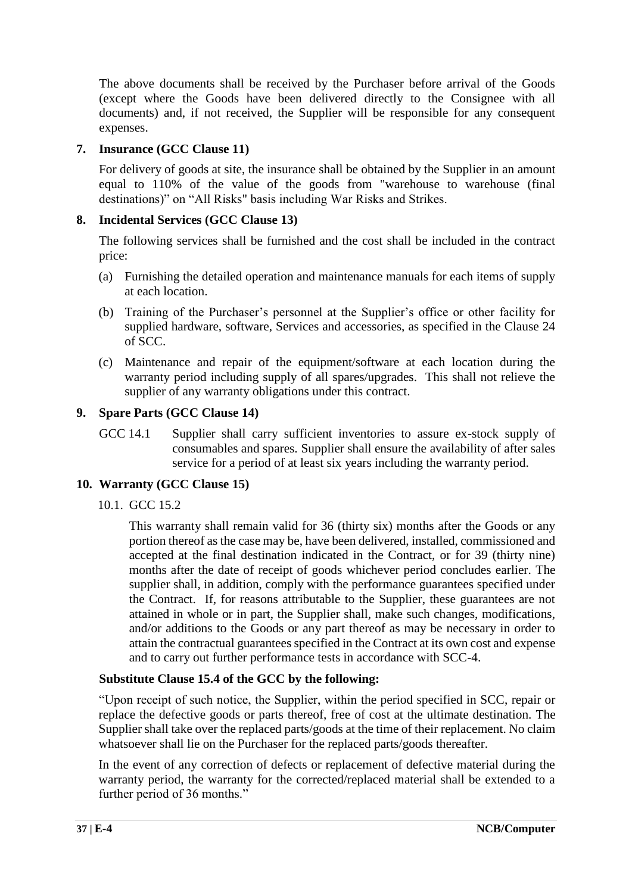The above documents shall be received by the Purchaser before arrival of the Goods (except where the Goods have been delivered directly to the Consignee with all documents) and, if not received, the Supplier will be responsible for any consequent expenses.

**7. Insurance (GCC Clause 11)**

For delivery of goods at site, the insurance shall be obtained by the Supplier in an amount equal to 110% of the value of the goods from "warehouse to warehouse (final destinations)" on "All Risks" basis including War Risks and Strikes.

**8. Incidental Services (GCC Clause 13)**

The following services shall be furnished and the cost shall be included in the contract price:

(a) Furnishing the detailed operation and maintenance manuals for each items of supply at each location.

(b) Training of the Purchaser's personnel at the Supplier's office or other facility for supplied hardware, software, Services and accessories, as specified in the Clause 24 of SCC.

(c) Maintenance and repair of the equipment/software at each location during the warranty period including supply of all spares/upgrades. This shall not relieve the supplier of any warranty obligations under this contract.

**9. Spare Parts (GCC Clause 14)**

GCC 14.1 Supplier shall carry sufficient inventories to assure ex-stock supply of consumables and spares. Supplier shall ensure the availability of after sales service for a period of at least six years including the warranty period.

**10. Warranty (GCC Clause 15)**

10.1. GCC 15.2

This warranty shall remain valid for 36 (thirty six) months after the Goods or any portion thereof as the case may be, have been delivered, installed, commissioned and accepted at the final destination indicated in the Contract, or for 39 (thirty nine) months after the date of receipt of goods whichever period concludes earlier. The supplier shall, in addition, comply with the performance guarantees specified under the Contract. If, for reasons attributable to the Supplier, these guarantees are not attained in whole or in part, the Supplier shall, make such changes, modifications, and/or additions to the Goods or any part thereof as may be necessary in order to attain the contractual guarantees specified in the Contract at its own cost and expense and to carry out further performance tests in accordance with SCC-4.

**Substitute Clause 15.4 of the GCC by the following:**

"Upon receipt of such notice, the Supplier, within the period specified in SCC, repair or replace the defective goods or parts thereof, free of cost at the ultimate destination. The Supplier shall take over the replaced parts/goods at the time of their replacement. No claim whatsoever shall lie on the Purchaser for the replaced parts/goods thereafter.

In the event of any correction of defects or replacement of defective material during the warranty period, the warranty for the corrected/replaced material shall be extended to a further period of 36 months."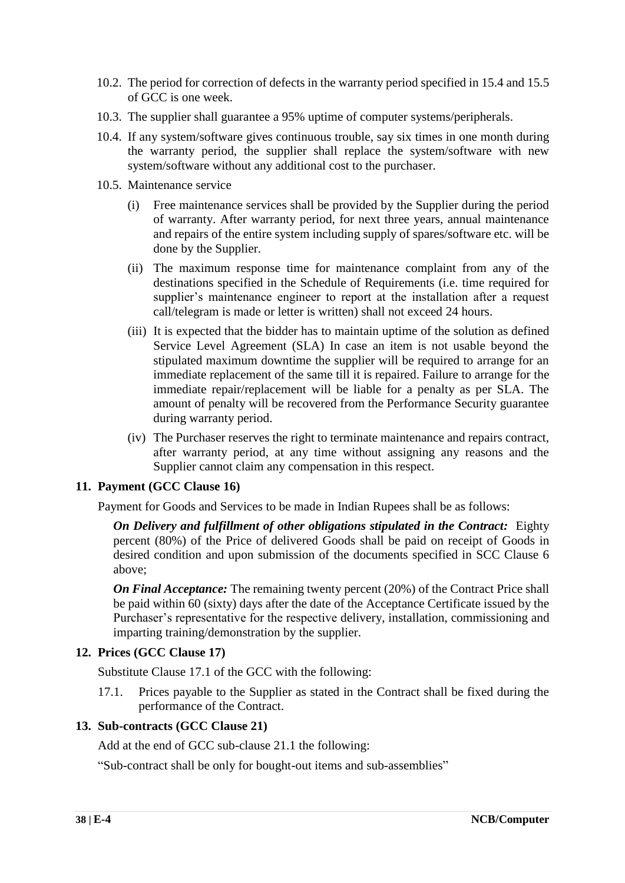10.2. The period for correction of defects in the warranty period specified in 15.4 and 15.5 of GCC is one week.

10.3. The supplier shall guarantee a 95% uptime of computer systems/peripherals.

10.4. If any system/software gives continuous trouble, say six times in one month during the warranty period, the supplier shall replace the system/software with new system/software without any additional cost to the purchaser.

10.5. Maintenance service

(i) Free maintenance services shall be provided by the Supplier during the period of warranty. After warranty period, for next three years, annual maintenance and repairs of the entire system including supply of spares/software etc. will be done by the Supplier.

(ii) The maximum response time for maintenance complaint from any of the destinations specified in the Schedule of Requirements (i.e. time required for supplier's maintenance engineer to report at the installation after a request call/telegram is made or letter is written) shall not exceed 24 hours.

(iii) It is expected that the bidder has to maintain uptime of the solution as defined Service Level Agreement (SLA) In case an item is not usable beyond the stipulated maximum downtime the supplier will be required to arrange for an immediate replacement of the same till it is repaired. Failure to arrange for the immediate repair/replacement will be liable for a penalty as per SLA. The amount of penalty will be recovered from the Performance Security guarantee during warranty period.

(iv) The Purchaser reserves the right to terminate maintenance and repairs contract, after warranty period, at any time without assigning any reasons and the Supplier cannot claim any compensation in this respect.

**11. Payment (GCC Clause 16)**

Payment for Goods and Services to be made in Indian Rupees shall be as follows:

***On Delivery and fulfillment of other obligations stipulated in the Contract:*** Eighty percent (80%) of the Price of delivered Goods shall be paid on receipt of Goods in desired condition and upon submission of the documents specified in SCC Clause 6 above;

***On Final Acceptance:*** The remaining twenty percent (20%) of the Contract Price shall be paid within 60 (sixty) days after the date of the Acceptance Certificate issued by the Purchaser's representative for the respective delivery, installation, commissioning and imparting training/demonstration by the supplier.

**12. Prices (GCC Clause 17)**

Substitute Clause 17.1 of the GCC with the following:

17.1. Prices payable to the Supplier as stated in the Contract shall be fixed during the performance of the Contract.

**13. Sub-contracts (GCC Clause 21)**

Add at the end of GCC sub-clause 21.1 the following:

"Sub-contract shall be only for bought-out items and sub-assemblies"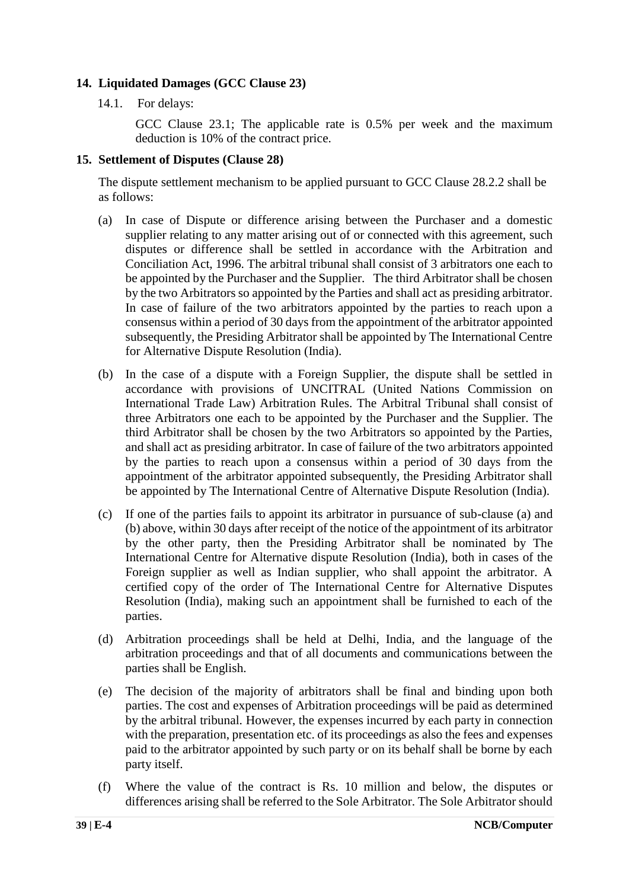## 14. Liquidated Damages (GCC Clause 23)

14.1. For delays:

GCC Clause 23.1; The applicable rate is 0.5% per week and the maximum deduction is 10% of the contract price.

## 15. Settlement of Disputes (Clause 28)

The dispute settlement mechanism to be applied pursuant to GCC Clause 28.2.2 shall be as follows:

(a) In case of Dispute or difference arising between the Purchaser and a domestic supplier relating to any matter arising out of or connected with this agreement, such disputes or difference shall be settled in accordance with the Arbitration and Conciliation Act, 1996. The arbitral tribunal shall consist of 3 arbitrators one each to be appointed by the Purchaser and the Supplier. The third Arbitrator shall be chosen by the two Arbitrators so appointed by the Parties and shall act as presiding arbitrator. In case of failure of the two arbitrators appointed by the parties to reach upon a consensus within a period of 30 days from the appointment of the arbitrator appointed subsequently, the Presiding Arbitrator shall be appointed by The International Centre for Alternative Dispute Resolution (India).

(b) In the case of a dispute with a Foreign Supplier, the dispute shall be settled in accordance with provisions of UNCITRAL (United Nations Commission on International Trade Law) Arbitration Rules. The Arbitral Tribunal shall consist of three Arbitrators one each to be appointed by the Purchaser and the Supplier. The third Arbitrator shall be chosen by the two Arbitrators so appointed by the Parties, and shall act as presiding arbitrator. In case of failure of the two arbitrators appointed by the parties to reach upon a consensus within a period of 30 days from the appointment of the arbitrator appointed subsequently, the Presiding Arbitrator shall be appointed by The International Centre of Alternative Dispute Resolution (India).

(c) If one of the parties fails to appoint its arbitrator in pursuance of sub-clause (a) and (b) above, within 30 days after receipt of the notice of the appointment of its arbitrator by the other party, then the Presiding Arbitrator shall be nominated by The International Centre for Alternative dispute Resolution (India), both in cases of the Foreign supplier as well as Indian supplier, who shall appoint the arbitrator. A certified copy of the order of The International Centre for Alternative Disputes Resolution (India), making such an appointment shall be furnished to each of the parties.

(d) Arbitration proceedings shall be held at Delhi, India, and the language of the arbitration proceedings and that of all documents and communications between the parties shall be English.

(e) The decision of the majority of arbitrators shall be final and binding upon both parties. The cost and expenses of Arbitration proceedings will be paid as determined by the arbitral tribunal. However, the expenses incurred by each party in connection with the preparation, presentation etc. of its proceedings as also the fees and expenses paid to the arbitrator appointed by such party or on its behalf shall be borne by each party itself.

(f) Where the value of the contract is Rs. 10 million and below, the disputes or differences arising shall be referred to the Sole Arbitrator. The Sole Arbitrator should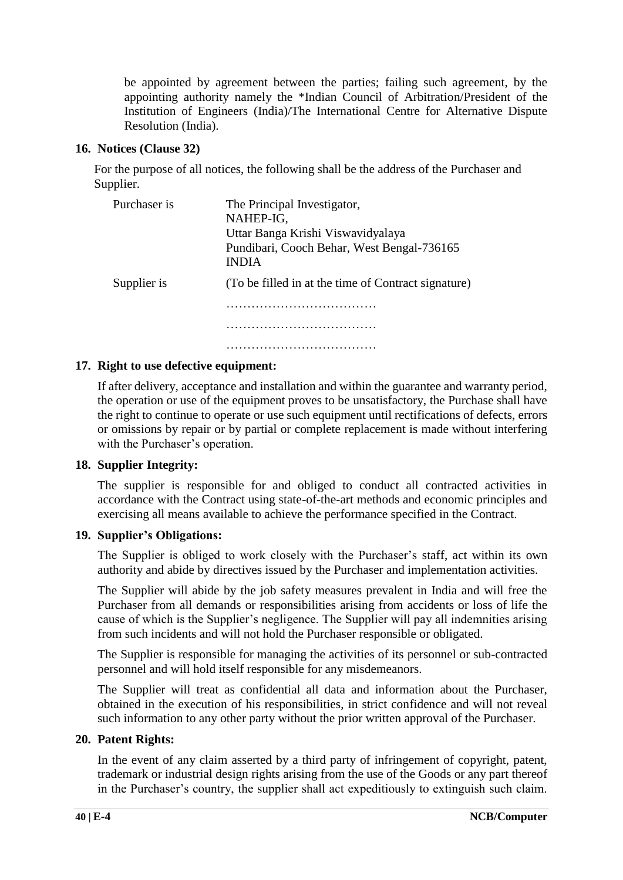be appointed by agreement between the parties; failing such agreement, by the appointing authority namely the *Indian Council of Arbitration/President of the Institution of Engineers (India)/The International Centre for Alternative Dispute Resolution (India).

**16. Notices (Clause 32)**

For the purpose of all notices, the following shall be the address of the Purchaser and Supplier.

| | |
|---|---|
| Purchaser is | The Principal Investigator,<br>NAHEP-IG,<br>Uttar Banga Krishi Viswavidyalaya<br>Pundibari, Cooch Behar, West Bengal-736165<br>INDIA |
| Supplier is | (To be filled in at the time of Contract signature)<br>………………………………<br>………………………………<br>……………………………… |

**17. Right to use defective equipment:**

If after delivery, acceptance and installation and within the guarantee and warranty period, the operation or use of the equipment proves to be unsatisfactory, the Purchase shall have the right to continue to operate or use such equipment until rectifications of defects, errors or omissions by repair or by partial or complete replacement is made without interfering with the Purchaser's operation.

**18. Supplier Integrity:**

The supplier is responsible for and obliged to conduct all contracted activities in accordance with the Contract using state-of-the-art methods and economic principles and exercising all means available to achieve the performance specified in the Contract.

**19. Supplier's Obligations:**

The Supplier is obliged to work closely with the Purchaser's staff, act within its own authority and abide by directives issued by the Purchaser and implementation activities.

The Supplier will abide by the job safety measures prevalent in India and will free the Purchaser from all demands or responsibilities arising from accidents or loss of life the cause of which is the Supplier's negligence. The Supplier will pay all indemnities arising from such incidents and will not hold the Purchaser responsible or obligated.

The Supplier is responsible for managing the activities of its personnel or sub-contracted personnel and will hold itself responsible for any misdemeanors.

The Supplier will treat as confidential all data and information about the Purchaser, obtained in the execution of his responsibilities, in strict confidence and will not reveal such information to any other party without the prior written approval of the Purchaser.

**20. Patent Rights:**

In the event of any claim asserted by a third party of infringement of copyright, patent, trademark or industrial design rights arising from the use of the Goods or any part thereof in the Purchaser's country, the supplier shall act expeditiously to extinguish such claim.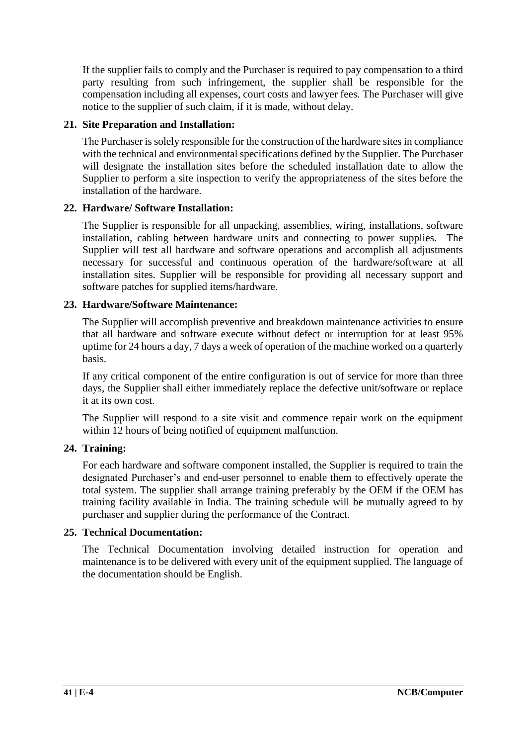If the supplier fails to comply and the Purchaser is required to pay compensation to a third party resulting from such infringement, the supplier shall be responsible for the compensation including all expenses, court costs and lawyer fees. The Purchaser will give notice to the supplier of such claim, if it is made, without delay.

**21. Site Preparation and Installation:**

The Purchaser is solely responsible for the construction of the hardware sites in compliance with the technical and environmental specifications defined by the Supplier. The Purchaser will designate the installation sites before the scheduled installation date to allow the Supplier to perform a site inspection to verify the appropriateness of the sites before the installation of the hardware.

**22. Hardware/ Software Installation:**

The Supplier is responsible for all unpacking, assemblies, wiring, installations, software installation, cabling between hardware units and connecting to power supplies. The Supplier will test all hardware and software operations and accomplish all adjustments necessary for successful and continuous operation of the hardware/software at all installation sites. Supplier will be responsible for providing all necessary support and software patches for supplied items/hardware.

**23. Hardware/Software Maintenance:**

The Supplier will accomplish preventive and breakdown maintenance activities to ensure that all hardware and software execute without defect or interruption for at least 95% uptime for 24 hours a day, 7 days a week of operation of the machine worked on a quarterly basis.

If any critical component of the entire configuration is out of service for more than three days, the Supplier shall either immediately replace the defective unit/software or replace it at its own cost.

The Supplier will respond to a site visit and commence repair work on the equipment within 12 hours of being notified of equipment malfunction.

**24. Training:**

For each hardware and software component installed, the Supplier is required to train the designated Purchaser's and end-user personnel to enable them to effectively operate the total system. The supplier shall arrange training preferably by the OEM if the OEM has training facility available in India. The training schedule will be mutually agreed to by purchaser and supplier during the performance of the Contract.

**25. Technical Documentation:**

The Technical Documentation involving detailed instruction for operation and maintenance is to be delivered with every unit of the equipment supplied. The language of the documentation should be English.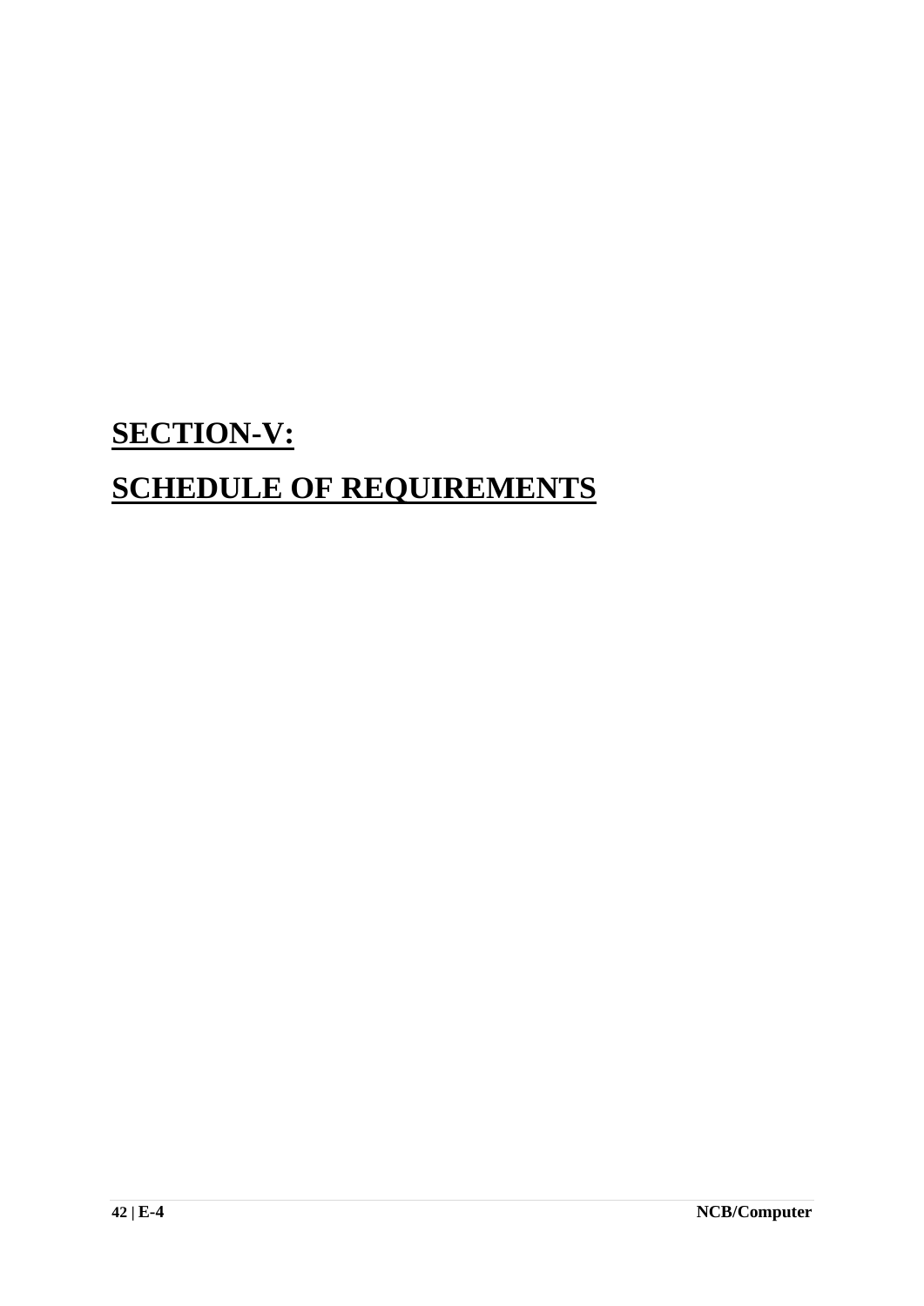# SECTION-V:

# SCHEDULE OF REQUIREMENTS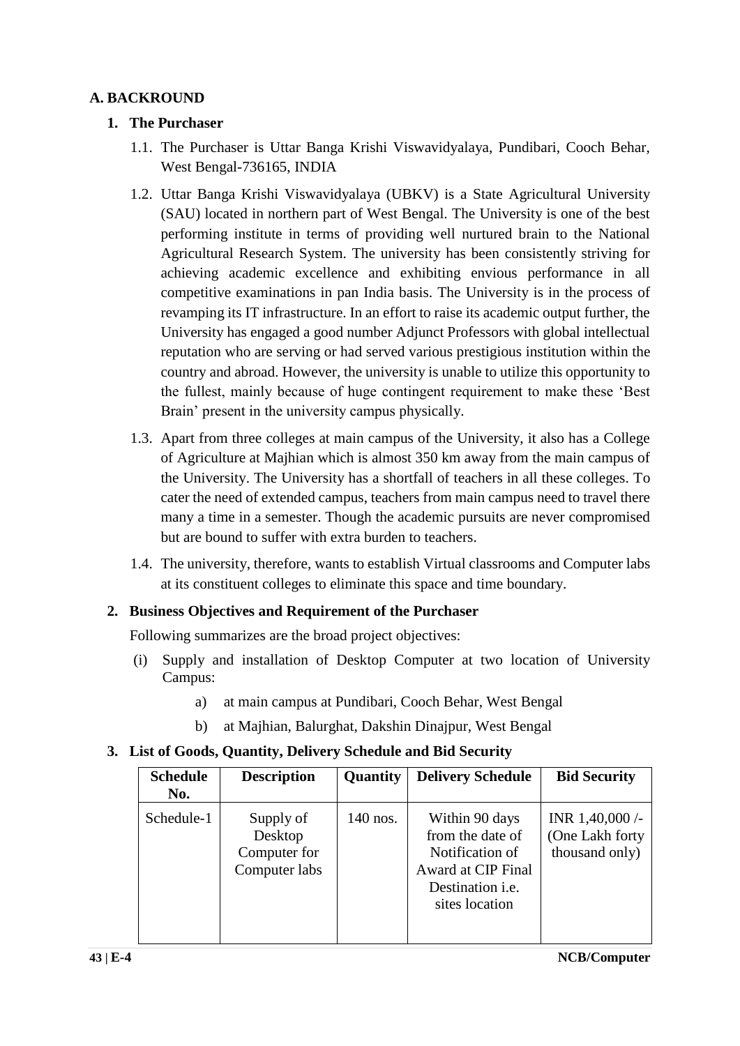## A. BACKROUND

### 1. The Purchaser

1.1. The Purchaser is Uttar Banga Krishi Viswavidyalaya, Pundibari, Cooch Behar, West Bengal-736165, INDIA

1.2. Uttar Banga Krishi Viswavidyalaya (UBKV) is a State Agricultural University (SAU) located in northern part of West Bengal. The University is one of the best performing institute in terms of providing well nurtured brain to the National Agricultural Research System. The university has been consistently striving for achieving academic excellence and exhibiting envious performance in all competitive examinations in pan India basis. The University is in the process of revamping its IT infrastructure. In an effort to raise its academic output further, the University has engaged a good number Adjunct Professors with global intellectual reputation who are serving or had served various prestigious institution within the country and abroad. However, the university is unable to utilize this opportunity to the fullest, mainly because of huge contingent requirement to make these 'Best Brain' present in the university campus physically.

1.3. Apart from three colleges at main campus of the University, it also has a College of Agriculture at Majhian which is almost 350 km away from the main campus of the University. The University has a shortfall of teachers in all these colleges. To cater the need of extended campus, teachers from main campus need to travel there many a time in a semester. Though the academic pursuits are never compromised but are bound to suffer with extra burden to teachers.

1.4. The university, therefore, wants to establish Virtual classrooms and Computer labs at its constituent colleges to eliminate this space and time boundary.

### 2. Business Objectives and Requirement of the Purchaser

Following summarizes are the broad project objectives:

(i) Supply and installation of Desktop Computer at two location of University Campus:

a) at main campus at Pundibari, Cooch Behar, West Bengal

b) at Majhian, Balurghat, Dakshin Dinajpur, West Bengal

### 3. List of Goods, Quantity, Delivery Schedule and Bid Security

| Schedule No. | Description | Quantity | Delivery Schedule | Bid Security |
|---|---|---|---|---|
| Schedule-1 | Supply of Desktop Computer for Computer labs | 140 nos. | Within 90 days from the date of Notification of Award at CIP Final Destination i.e. sites location | INR 1,40,000 /- (One Lakh forty thousand only) |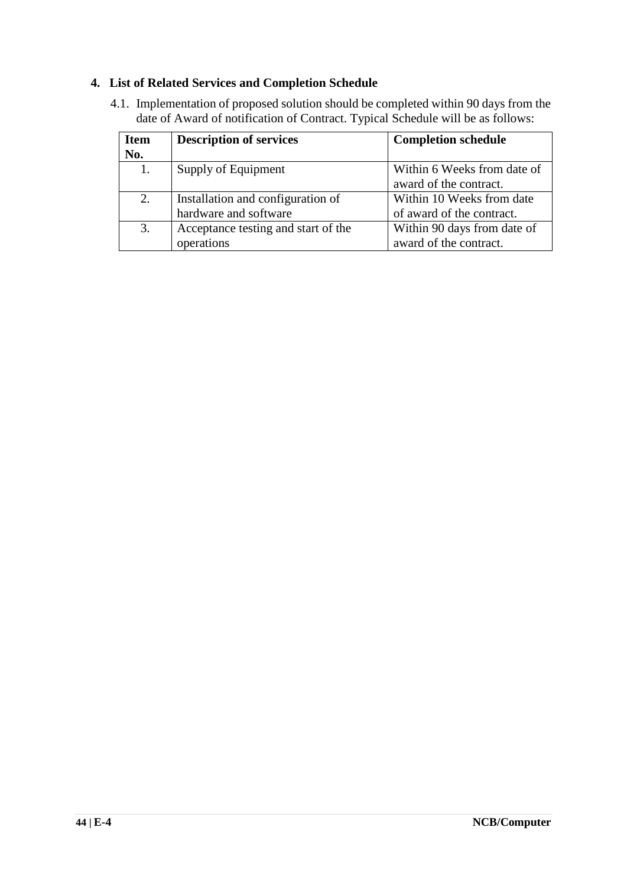## 4. List of Related Services and Completion Schedule

4.1. Implementation of proposed solution should be completed within 90 days from the date of Award of notification of Contract. Typical Schedule will be as follows:

| Item No. | Description of services | Completion schedule |
|---|---|---|
| 1. | Supply of Equipment | Within 6 Weeks from date of award of the contract. |
| 2. | Installation and configuration of hardware and software | Within 10 Weeks from date of award of the contract. |
| 3. | Acceptance testing and start of the operations | Within 90 days from date of award of the contract. |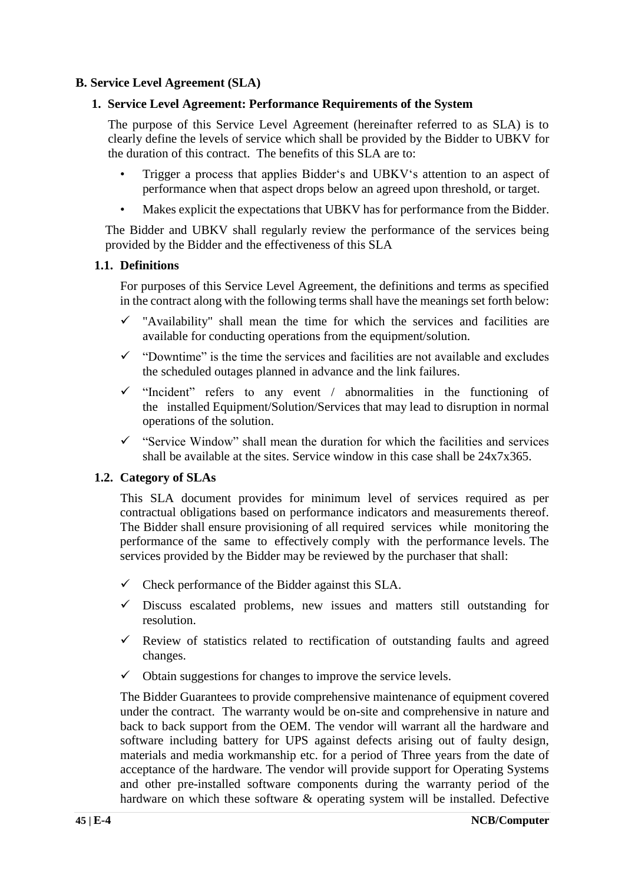## B. Service Level Agreement (SLA)

### 1. Service Level Agreement: Performance Requirements of the System

The purpose of this Service Level Agreement (hereinafter referred to as SLA) is to clearly define the levels of service which shall be provided by the Bidder to UBKV for the duration of this contract. The benefits of this SLA are to:

- Trigger a process that applies Bidder‘s and UBKV‘s attention to an aspect of performance when that aspect drops below an agreed upon threshold, or target.
- Makes explicit the expectations that UBKV has for performance from the Bidder.

The Bidder and UBKV shall regularly review the performance of the services being provided by the Bidder and the effectiveness of this SLA

#### 1.1. Definitions

For purposes of this Service Level Agreement, the definitions and terms as specified in the contract along with the following terms shall have the meanings set forth below:

- ✓ "Availability" shall mean the time for which the services and facilities are available for conducting operations from the equipment/solution.
- ✓ "Downtime" is the time the services and facilities are not available and excludes the scheduled outages planned in advance and the link failures.
- ✓ "Incident" refers to any event / abnormalities in the functioning of the installed Equipment/Solution/Services that may lead to disruption in normal operations of the solution.
- ✓ "Service Window" shall mean the duration for which the facilities and services shall be available at the sites. Service window in this case shall be 24x7x365.

#### 1.2. Category of SLAs

This SLA document provides for minimum level of services required as per contractual obligations based on performance indicators and measurements thereof. The Bidder shall ensure provisioning of all required services while monitoring the performance of the same to effectively comply with the performance levels. The services provided by the Bidder may be reviewed by the purchaser that shall:

- ✓ Check performance of the Bidder against this SLA.
- ✓ Discuss escalated problems, new issues and matters still outstanding for resolution.
- ✓ Review of statistics related to rectification of outstanding faults and agreed changes.
- ✓ Obtain suggestions for changes to improve the service levels.

The Bidder Guarantees to provide comprehensive maintenance of equipment covered under the contract. The warranty would be on-site and comprehensive in nature and back to back support from the OEM. The vendor will warrant all the hardware and software including battery for UPS against defects arising out of faulty design, materials and media workmanship etc. for a period of Three years from the date of acceptance of the hardware. The vendor will provide support for Operating Systems and other pre-installed software components during the warranty period of the hardware on which these software & operating system will be installed. Defective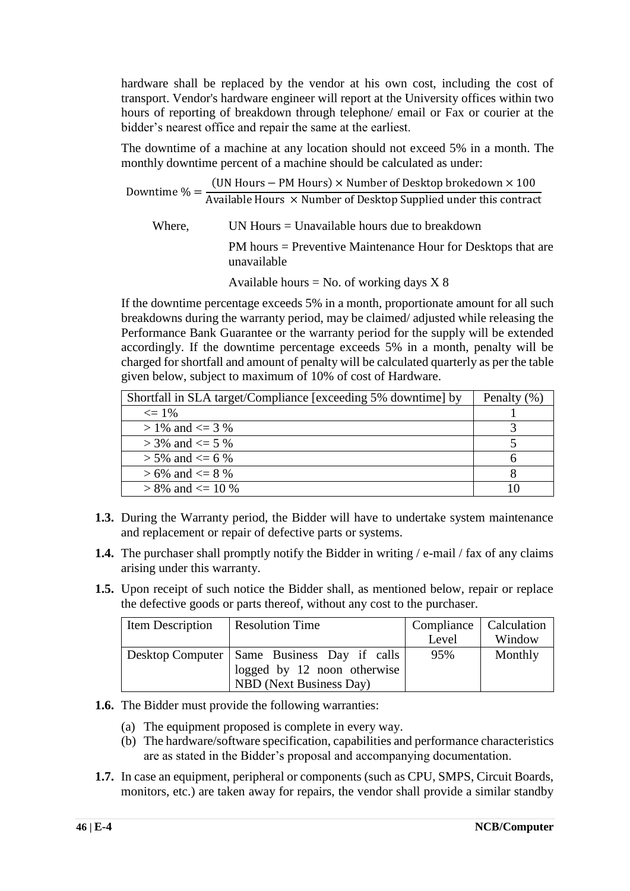hardware shall be replaced by the vendor at his own cost, including the cost of transport. Vendor's hardware engineer will report at the University offices within two hours of reporting of breakdown through telephone/ email or Fax or courier at the bidder's nearest office and repair the same at the earliest.

The downtime of a machine at any location should not exceed 5% in a month. The monthly downtime percent of a machine should be calculated as under:

$$\text{Downtime \%} = \frac{(\text{UN Hours} - \text{PM Hours}) \times \text{Number of Desktop brokedown} \times 100}{\text{Available Hours} \times \text{Number of Desktop Supplied under this contract}}$$

Where, UN Hours = Unavailable hours due to breakdown

PM hours = Preventive Maintenance Hour for Desktops that are unavailable

Available hours = No. of working days X 8

If the downtime percentage exceeds 5% in a month, proportionate amount for all such breakdowns during the warranty period, may be claimed/ adjusted while releasing the Performance Bank Guarantee or the warranty period for the supply will be extended accordingly. If the downtime percentage exceeds 5% in a month, penalty will be charged for shortfall and amount of penalty will be calculated quarterly as per the table given below, subject to maximum of 10% of cost of Hardware.

| Shortfall in SLA target/Compliance [exceeding 5% downtime] by | Penalty (%) |
|---|---|
| <= 1% | 1 |
| > 1% and <= 3 % | 3 |
| > 3% and <= 5 % | 5 |
| > 5% and <= 6 % | 6 |
| > 6% and <= 8 % | 8 |
| > 8% and <= 10 % | 10 |

**1.3.** During the Warranty period, the Bidder will have to undertake system maintenance and replacement or repair of defective parts or systems.

**1.4.** The purchaser shall promptly notify the Bidder in writing / e-mail / fax of any claims arising under this warranty.

**1.5.** Upon receipt of such notice the Bidder shall, as mentioned below, repair or replace the defective goods or parts thereof, without any cost to the purchaser.

| Item Description | Resolution Time | Compliance Level | Calculation Window |
|---|---|---|---|
| Desktop Computer | Same Business Day if calls logged by 12 noon otherwise NBD (Next Business Day) | 95% | Monthly |

**1.6.** The Bidder must provide the following warranties:

(a) The equipment proposed is complete in every way.
(b) The hardware/software specification, capabilities and performance characteristics are as stated in the Bidder's proposal and accompanying documentation.

**1.7.** In case an equipment, peripheral or components (such as CPU, SMPS, Circuit Boards, monitors, etc.) are taken away for repairs, the vendor shall provide a similar standby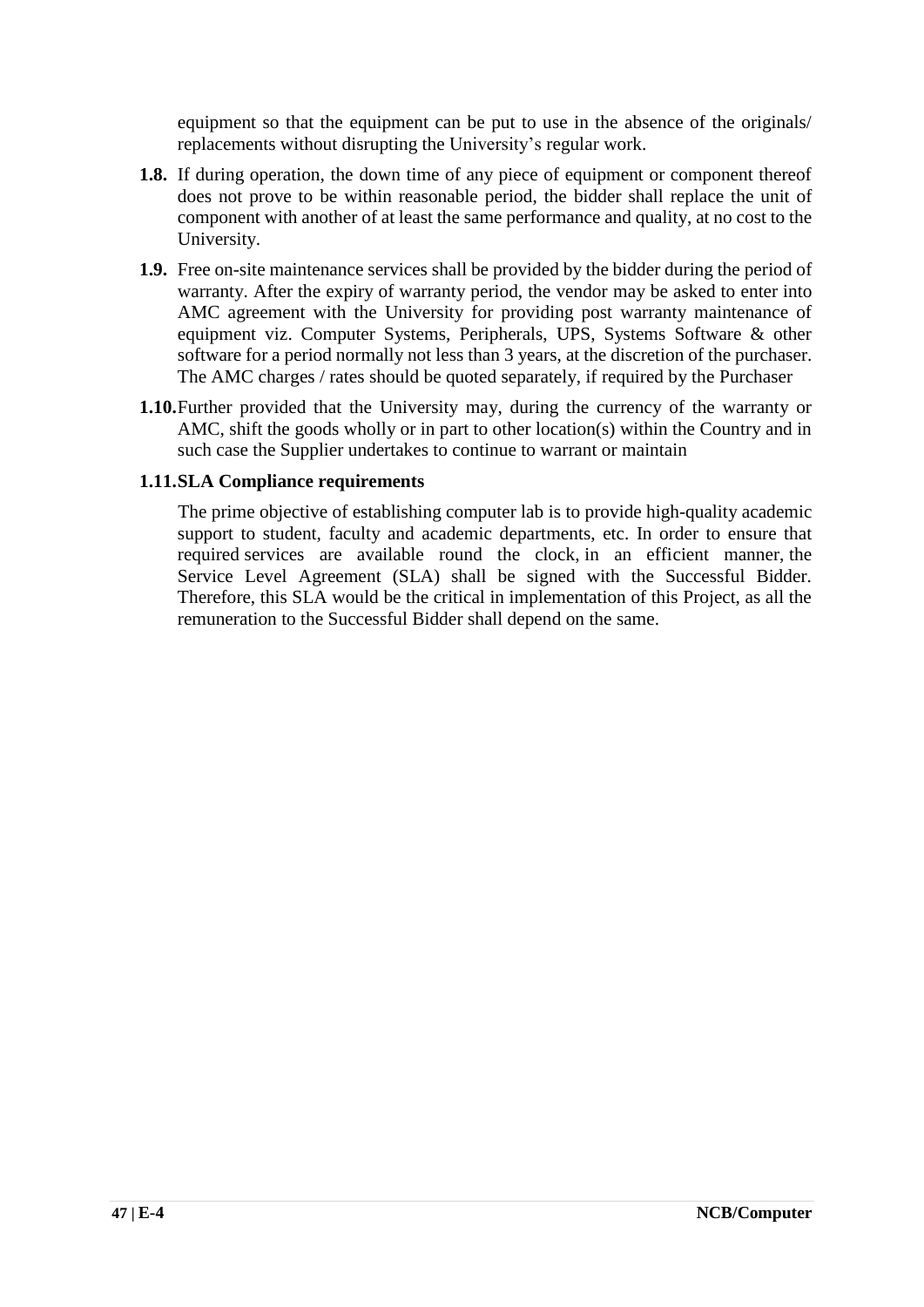equipment so that the equipment can be put to use in the absence of the originals/ replacements without disrupting the University's regular work.

**1.8.** If during operation, the down time of any piece of equipment or component thereof does not prove to be within reasonable period, the bidder shall replace the unit of component with another of at least the same performance and quality, at no cost to the University.

**1.9.** Free on-site maintenance services shall be provided by the bidder during the period of warranty. After the expiry of warranty period, the vendor may be asked to enter into AMC agreement with the University for providing post warranty maintenance of equipment viz. Computer Systems, Peripherals, UPS, Systems Software & other software for a period normally not less than 3 years, at the discretion of the purchaser. The AMC charges / rates should be quoted separately, if required by the Purchaser

**1.10.** Further provided that the University may, during the currency of the warranty or AMC, shift the goods wholly or in part to other location(s) within the Country and in such case the Supplier undertakes to continue to warrant or maintain

**1.11. SLA Compliance requirements**

The prime objective of establishing computer lab is to provide high-quality academic support to student, faculty and academic departments, etc. In order to ensure that required services are available round the clock, in an efficient manner, the Service Level Agreement (SLA) shall be signed with the Successful Bidder. Therefore, this SLA would be the critical in implementation of this Project, as all the remuneration to the Successful Bidder shall depend on the same.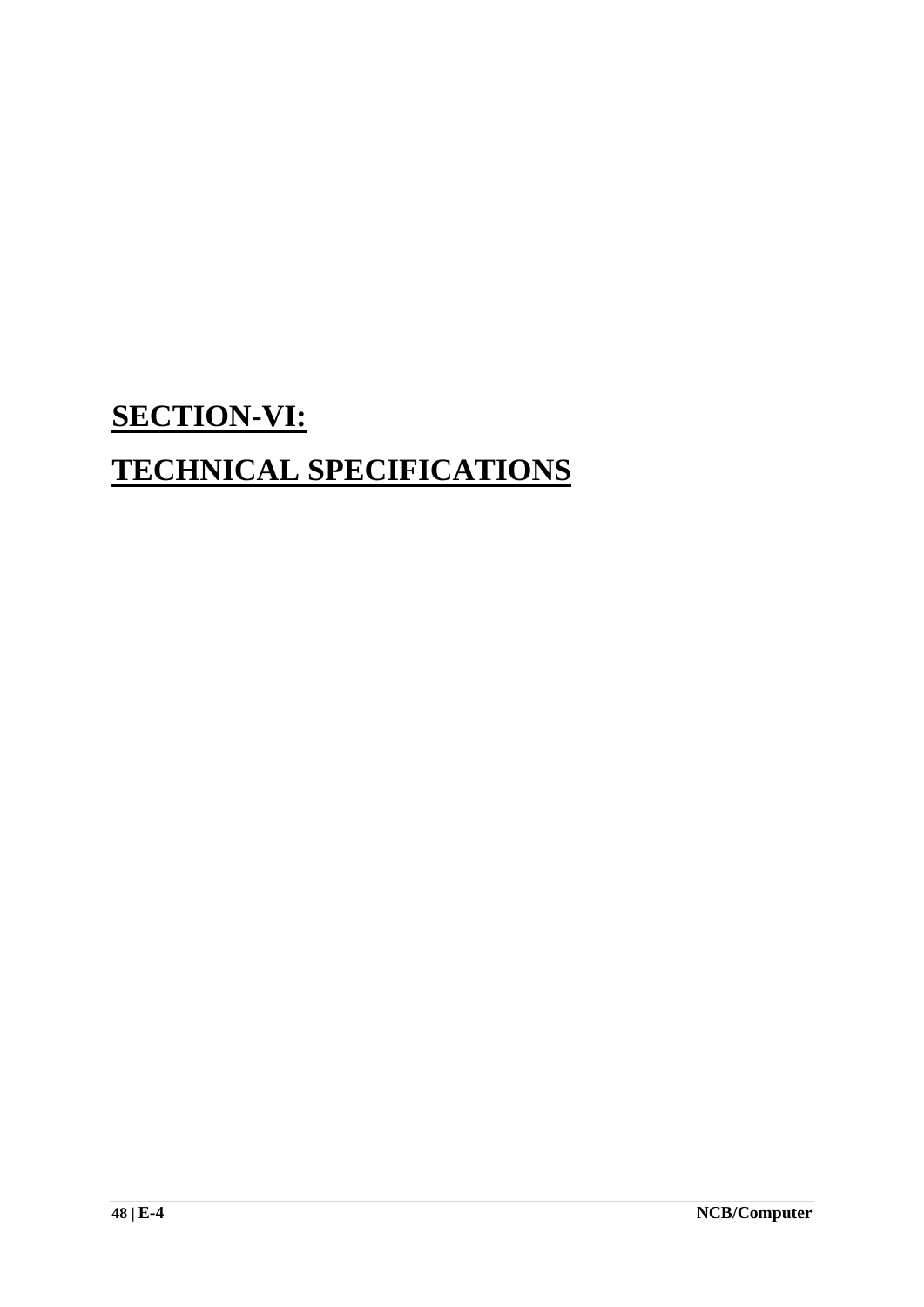# SECTION-VI:

# TECHNICAL SPECIFICATIONS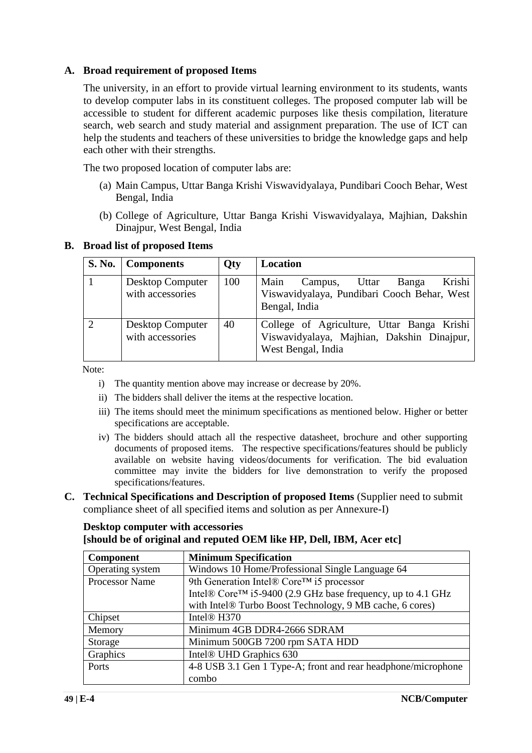## A. Broad requirement of proposed Items

The university, in an effort to provide virtual learning environment to its students, wants to develop computer labs in its constituent colleges. The proposed computer lab will be accessible to student for different academic purposes like thesis compilation, literature search, web search and study material and assignment preparation. The use of ICT can help the students and teachers of these universities to bridge the knowledge gaps and help each other with their strengths.

The two proposed location of computer labs are:

(a) Main Campus, Uttar Banga Krishi Viswavidyalaya, Pundibari Cooch Behar, West Bengal, India

(b) College of Agriculture, Uttar Banga Krishi Viswavidyalaya, Majhian, Dakshin Dinajpur, West Bengal, India

## B. Broad list of proposed Items

| S. No. | Components | Qty | Location |
|---|---|---|---|
| 1 | Desktop Computer with accessories | 100 | Main Campus, Uttar Banga Krishi Viswavidyalaya, Pundibari Cooch Behar, West Bengal, India |
| 2 | Desktop Computer with accessories | 40 | College of Agriculture, Uttar Banga Krishi Viswavidyalaya, Majhian, Dakshin Dinajpur, West Bengal, India |

Note:

i) The quantity mention above may increase or decrease by 20%.

ii) The bidders shall deliver the items at the respective location.

iii) The items should meet the minimum specifications as mentioned below. Higher or better specifications are acceptable.

iv) The bidders should attach all the respective datasheet, brochure and other supporting documents of proposed items. The respective specifications/features should be publicly available on website having videos/documents for verification. The bid evaluation committee may invite the bidders for live demonstration to verify the proposed specifications/features.

## C. Technical Specifications and Description of proposed Items (Supplier need to submit compliance sheet of all specified items and solution as per Annexure-I)

**Desktop computer with accessories**
**[should be of original and reputed OEM like HP, Dell, IBM, Acer etc]**

| Component | Minimum Specification |
|---|---|
| Operating system | Windows 10 Home/Professional Single Language 64 |
| Processor Name | 9th Generation Intel® Core™ i5 processor<br>Intel® Core™ i5-9400 (2.9 GHz base frequency, up to 4.1 GHz with Intel® Turbo Boost Technology, 9 MB cache, 6 cores) |
| Chipset | Intel® H370 |
| Memory | Minimum 4GB DDR4-2666 SDRAM |
| Storage | Minimum 500GB 7200 rpm SATA HDD |
| Graphics | Intel® UHD Graphics 630 |
| Ports | 4-8 USB 3.1 Gen 1 Type-A; front and rear headphone/microphone combo |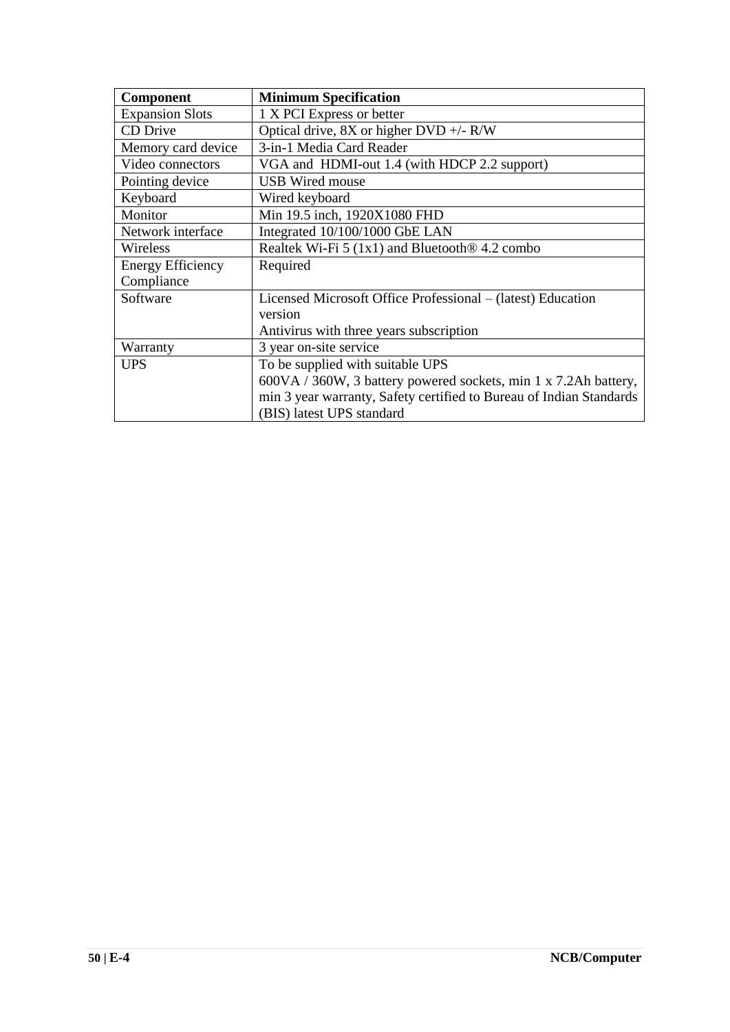| Component | Minimum Specification |
| --- | --- |
| Expansion Slots | 1 X PCI Express or better |
| CD Drive | Optical drive, 8X or higher DVD +/- R/W |
| Memory card device | 3-in-1 Media Card Reader |
| Video connectors | VGA and HDMI-out 1.4 (with HDCP 2.2 support) |
| Pointing device | USB Wired mouse |
| Keyboard | Wired keyboard |
| Monitor | Min 19.5 inch, 1920X1080 FHD |
| Network interface | Integrated 10/100/1000 GbE LAN |
| Wireless | Realtek Wi-Fi 5 (1x1) and Bluetooth® 4.2 combo |
| Energy Efficiency Compliance | Required |
| Software | Licensed Microsoft Office Professional – (latest) Education version<br>Antivirus with three years subscription |
| Warranty | 3 year on-site service |
| UPS | To be supplied with suitable UPS<br>600VA / 360W, 3 battery powered sockets, min 1 x 7.2Ah battery, min 3 year warranty, Safety certified to Bureau of Indian Standards (BIS) latest UPS standard |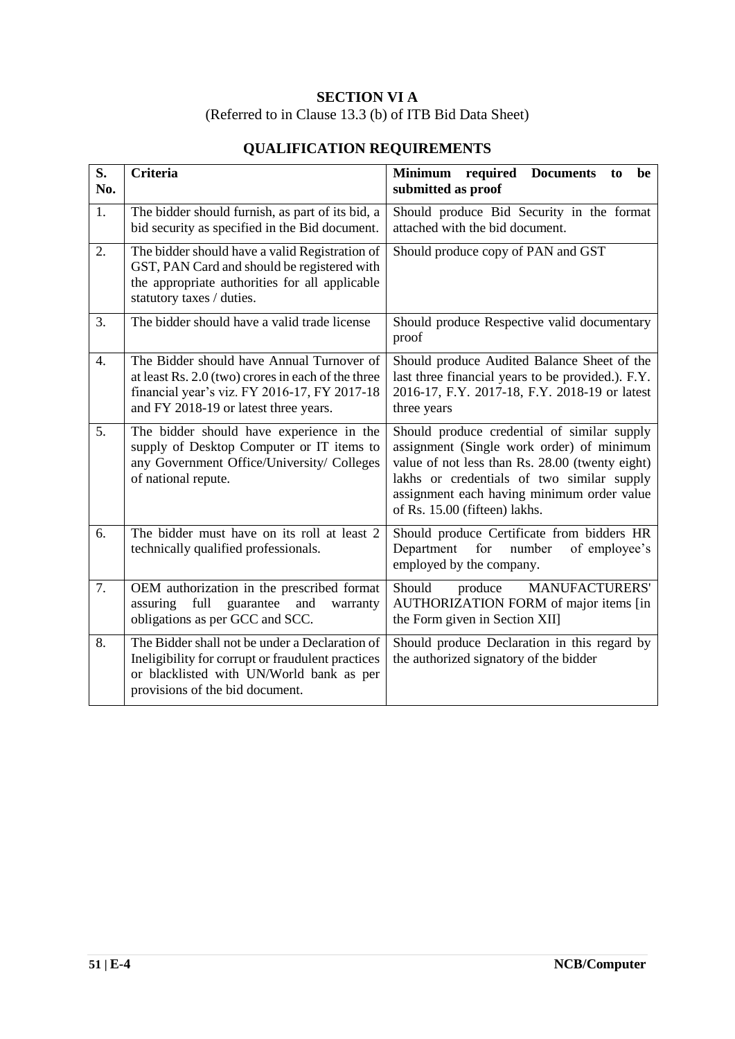# SECTION VI A

(Referred to in Clause 13.3 (b) of ITB Bid Data Sheet)

## QUALIFICATION REQUIREMENTS

| S. No. | Criteria | Minimum required Documents to be submitted as proof |
|---|---|---|
| 1. | The bidder should furnish, as part of its bid, a bid security as specified in the Bid document. | Should produce Bid Security in the format attached with the bid document. |
| 2. | The bidder should have a valid Registration of GST, PAN Card and should be registered with the appropriate authorities for all applicable statutory taxes / duties. | Should produce copy of PAN and GST |
| 3. | The bidder should have a valid trade license | Should produce Respective valid documentary proof |
| 4. | The Bidder should have Annual Turnover of at least Rs. 2.0 (two) crores in each of the three financial year's viz. FY 2016-17, FY 2017-18 and FY 2018-19 or latest three years. | Should produce Audited Balance Sheet of the last three financial years to be provided.). F.Y. 2016-17, F.Y. 2017-18, F.Y. 2018-19 or latest three years |
| 5. | The bidder should have experience in the supply of Desktop Computer or IT items to any Government Office/University/ Colleges of national repute. | Should produce credential of similar supply assignment (Single work order) of minimum value of not less than Rs. 28.00 (twenty eight) lakhs or credentials of two similar supply assignment each having minimum order value of Rs. 15.00 (fifteen) lakhs. |
| 6. | The bidder must have on its roll at least 2 technically qualified professionals. | Should produce Certificate from bidders HR Department for number of employee's employed by the company. |
| 7. | OEM authorization in the prescribed format assuring full guarantee and warranty obligations as per GCC and SCC. | Should produce MANUFACTURERS' AUTHORIZATION FORM of major items [in the Form given in Section XII] |
| 8. | The Bidder shall not be under a Declaration of Ineligibility for corrupt or fraudulent practices or blacklisted with UN/World bank as per provisions of the bid document. | Should produce Declaration in this regard by the authorized signatory of the bidder |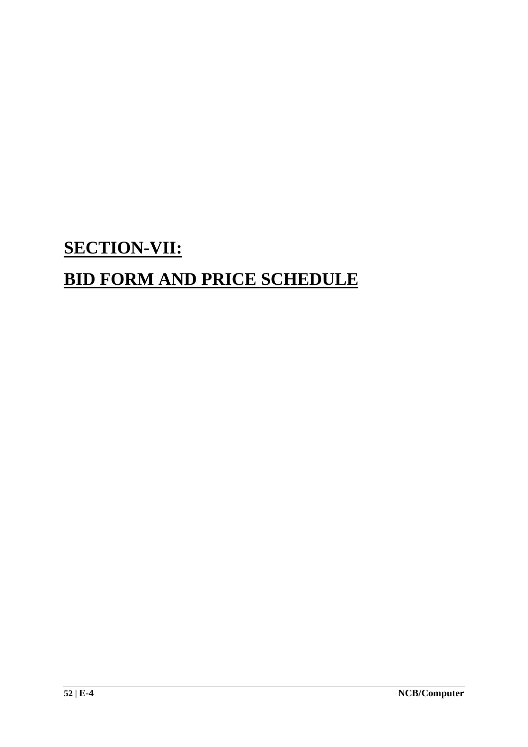# **SECTION-VII:**

# **BID FORM AND PRICE SCHEDULE**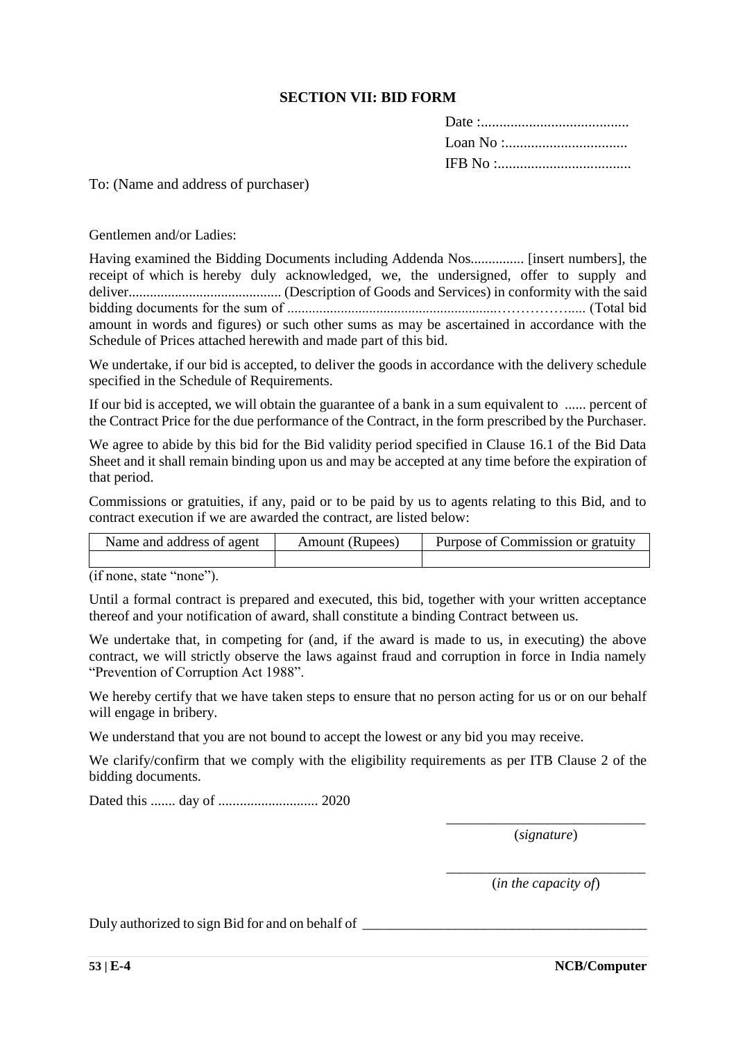## SECTION VII: BID FORM

Date :........................................

Loan No :.................................

IFB No :....................................

To: (Name and address of purchaser)

Gentlemen and/or Ladies:

Having examined the Bidding Documents including Addenda Nos............... [insert numbers], the receipt of which is hereby duly acknowledged, we, the undersigned, offer to supply and deliver........................................... (Description of Goods and Services) in conformity with the said bidding documents for the sum of .........................................................……………..... (Total bid amount in words and figures) or such other sums as may be ascertained in accordance with the Schedule of Prices attached herewith and made part of this bid.

We undertake, if our bid is accepted, to deliver the goods in accordance with the delivery schedule specified in the Schedule of Requirements.

If our bid is accepted, we will obtain the guarantee of a bank in a sum equivalent to ...... percent of the Contract Price for the due performance of the Contract, in the form prescribed by the Purchaser.

We agree to abide by this bid for the Bid validity period specified in Clause 16.1 of the Bid Data Sheet and it shall remain binding upon us and may be accepted at any time before the expiration of that period.

Commissions or gratuities, if any, paid or to be paid by us to agents relating to this Bid, and to contract execution if we are awarded the contract, are listed below:

| Name and address of agent | Amount (Rupees) | Purpose of Commission or gratuity |
|---|---|---|
| | | |

(if none, state "none").

Until a formal contract is prepared and executed, this bid, together with your written acceptance thereof and your notification of award, shall constitute a binding Contract between us.

We undertake that, in competing for (and, if the award is made to us, in executing) the above contract, we will strictly observe the laws against fraud and corruption in force in India namely "Prevention of Corruption Act 1988".

We hereby certify that we have taken steps to ensure that no person acting for us or on our behalf will engage in bribery.

We understand that you are not bound to accept the lowest or any bid you may receive.

We clarify/confirm that we comply with the eligibility requirements as per ITB Clause 2 of the bidding documents.

Dated this ....... day of ............................ 2020

\_\_\_\_\_\_\_\_\_\_\_\_\_\_\_\_\_\_\_\_\_\_\_\_\_\_\_\_
(*signature*)

\_\_\_\_\_\_\_\_\_\_\_\_\_\_\_\_\_\_\_\_\_\_\_\_\_\_\_\_
(*in the capacity of*)

Duly authorized to sign Bid for and on behalf of \_\_\_\_\_\_\_\_\_\_\_\_\_\_\_\_\_\_\_\_\_\_\_\_\_\_\_\_\_\_\_\_\_\_\_\_\_\_\_\_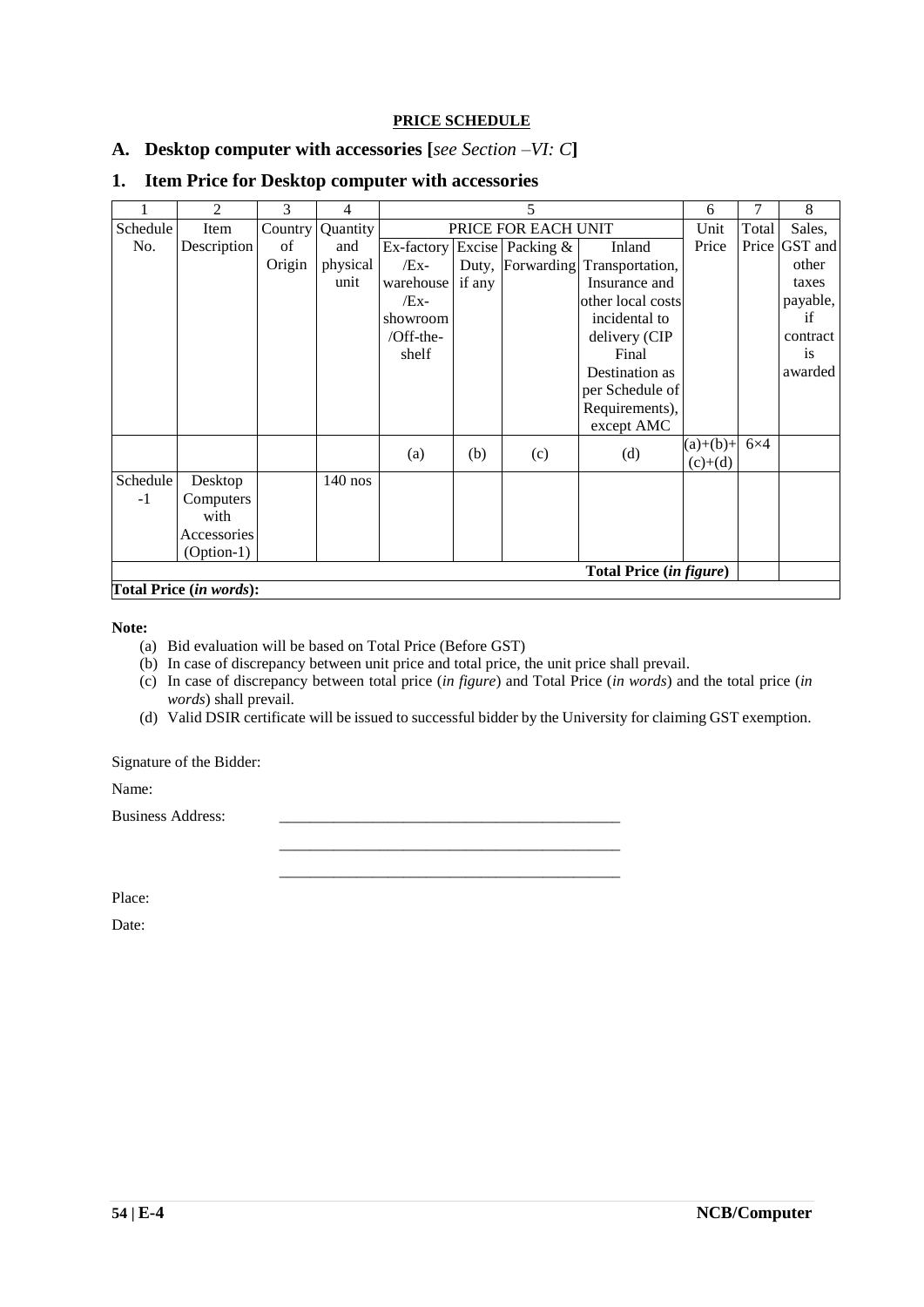**PRICE SCHEDULE**

## A. Desktop computer with accessories [*see Section –VI: C*]

## 1. Item Price for Desktop computer with accessories

| 1 | 2 | 3 | 4 | 5 | | | | 6 | 7 | 8 |
|---|---|---|---|---|---|---|---|---|---|---|
| Schedule No. | Item Description | Country of Origin | Quantity and physical unit | PRICE FOR EACH UNIT | | | | Unit Price | Total Price | Sales, GST and other taxes payable, if contract is awarded |
| | | | | Ex-factory /Ex-warehouse /Ex-showroom /Off-the-shelf | Excise Duty, if any | Packing & Forwarding | Inland Transportation, Insurance and other local costs incidental to delivery (CIP Final Destination as per Schedule of Requirements), except AMC | | | |
| | | | | (a) | (b) | (c) | (d) | (a)+(b)+(c)+(d) | 6×4 | |
| Schedule -1 | Desktop Computers with Accessories (Option-1) | | 140 nos | | | | | | | |
| | | | | | | | **Total Price (*in figure*)** | | | |
| **Total Price (*in words*):** | | | | | | | | | | |

**Note:**

(a) Bid evaluation will be based on Total Price (Before GST)

(b) In case of discrepancy between unit price and total price, the unit price shall prevail.

(c) In case of discrepancy between total price (*in figure*) and Total Price (*in words*) and the total price (*in words*) shall prevail.

(d) Valid DSIR certificate will be issued to successful bidder by the University for claiming GST exemption.

Signature of the Bidder:

Name:

Business Address: \_\_\_\_\_\_\_\_\_\_\_\_\_\_\_\_\_\_\_\_\_\_\_\_\_\_\_\_\_\_\_\_\_\_\_\_\_\_\_\_\_\_\_\_

\_\_\_\_\_\_\_\_\_\_\_\_\_\_\_\_\_\_\_\_\_\_\_\_\_\_\_\_\_\_\_\_\_\_\_\_\_\_\_\_\_\_\_\_

\_\_\_\_\_\_\_\_\_\_\_\_\_\_\_\_\_\_\_\_\_\_\_\_\_\_\_\_\_\_\_\_\_\_\_\_\_\_\_\_\_\_\_\_

Place:

Date: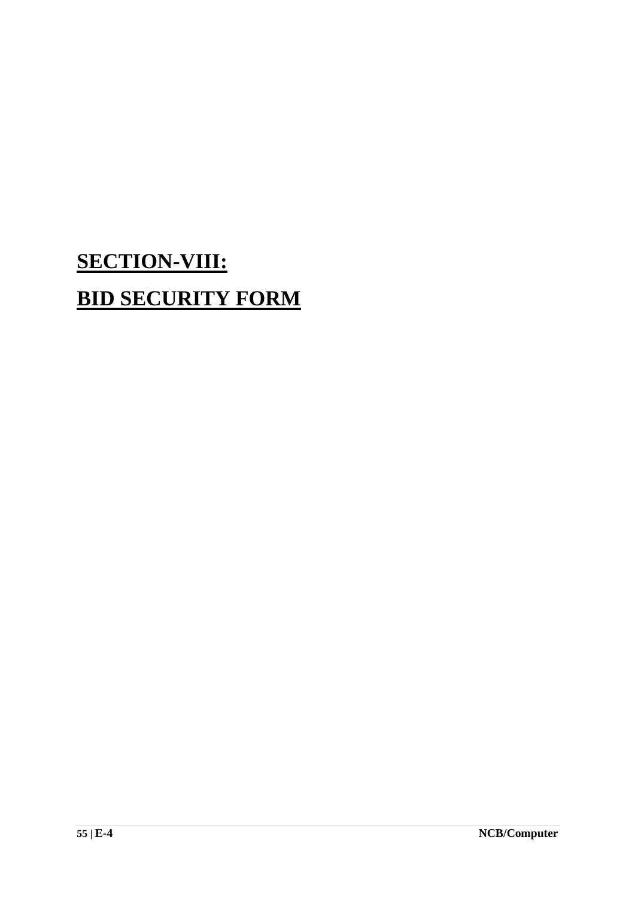# SECTION-VIII:

# BID SECURITY FORM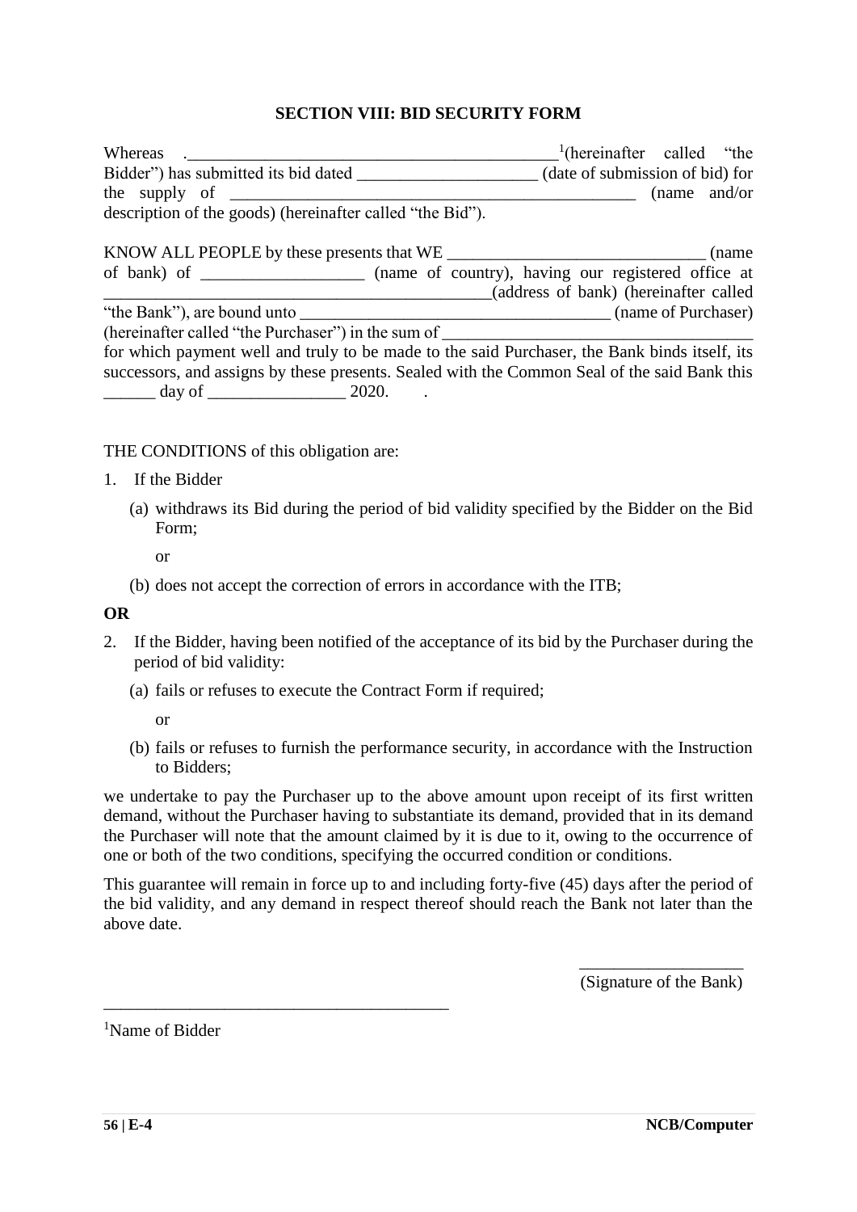## SECTION VIII: BID SECURITY FORM

Whereas .___________________________________________[1](hereinafter called "the Bidder") has submitted its bid dated _____________________ (date of submission of bid) for the supply of _______________________________________________ (name and/or description of the goods) (hereinafter called "the Bid").

KNOW ALL PEOPLE by these presents that WE ______________________________ (name of bank) of __________________ (name of country), having our registered office at _______________________________________________(address of bank) (hereinafter called "the Bank"), are bound unto ____________________________________ (name of Purchaser) (hereinafter called "the Purchaser") in the sum of ____________________________________ for which payment well and truly to be made to the said Purchaser, the Bank binds itself, its successors, and assigns by these presents. Sealed with the Common Seal of the said Bank this ______ day of ________________ 2020.

THE CONDITIONS of this obligation are:

1. If the Bidder
   (a) withdraws its Bid during the period of bid validity specified by the Bidder on the Bid Form;

   or

   (b) does not accept the correction of errors in accordance with the ITB;

**OR**

2. If the Bidder, having been notified of the acceptance of its bid by the Purchaser during the period of bid validity:
   (a) fails or refuses to execute the Contract Form if required;

   or

   (b) fails or refuses to furnish the performance security, in accordance with the Instruction to Bidders;

we undertake to pay the Purchaser up to the above amount upon receipt of its first written demand, without the Purchaser having to substantiate its demand, provided that in its demand the Purchaser will note that the amount claimed by it is due to it, owing to the occurrence of one or both of the two conditions, specifying the occurred condition or conditions.

This guarantee will remain in force up to and including forty-five (45) days after the period of the bid validity, and any demand in respect thereof should reach the Bank not later than the above date.

___________________
(Signature of the Bank)

---

[1]Name of Bidder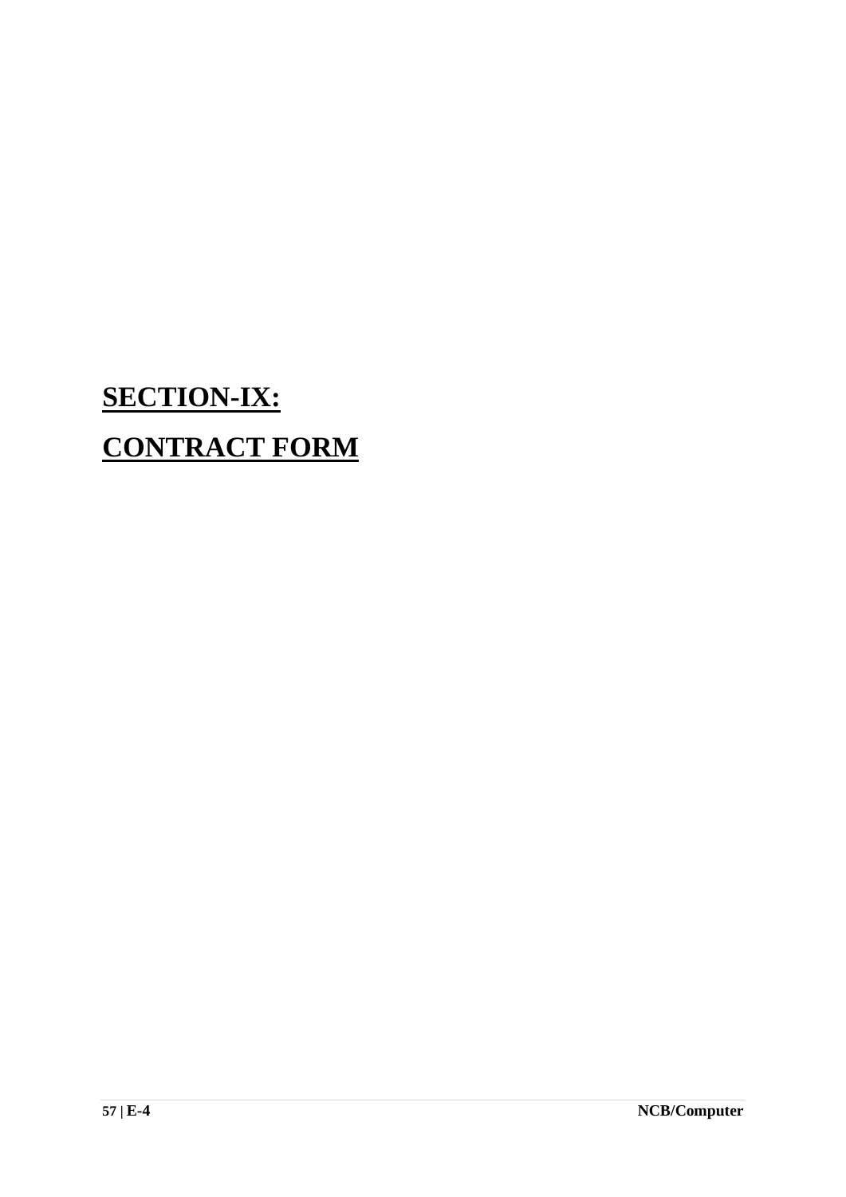# SECTION-IX:

# CONTRACT FORM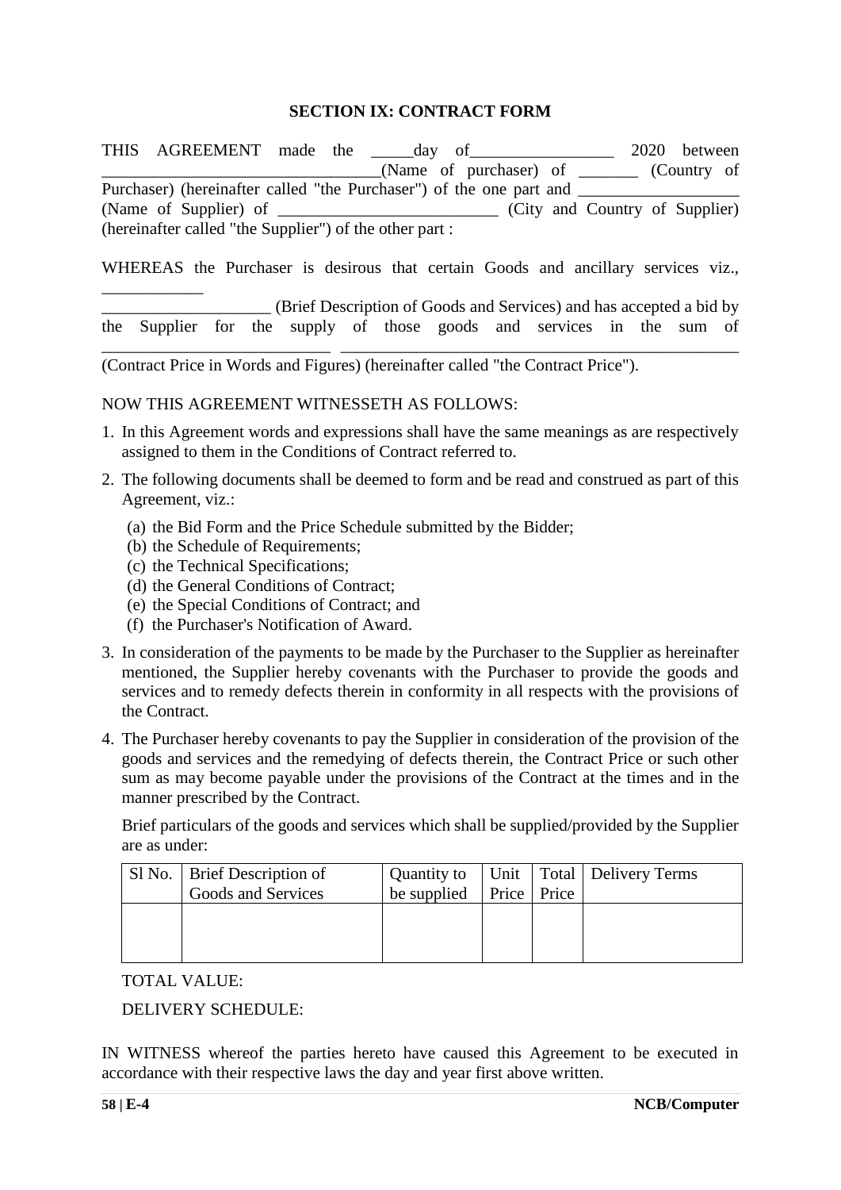**SECTION IX: CONTRACT FORM**

THIS AGREEMENT made the _____day of_________________ 2020 between _________________________________(Name of purchaser) of _______ (Country of Purchaser) (hereinafter called "the Purchaser") of the one part and ___________________ (Name of Supplier) of __________________________ (City and Country of Supplier) (hereinafter called "the Supplier") of the other part :

WHEREAS the Purchaser is desirous that certain Goods and ancillary services viz., ____________
___________________ (Brief Description of Goods and Services) and has accepted a bid by the Supplier for the supply of those goods and services in the sum of __________________________ ______________________________________________
(Contract Price in Words and Figures) (hereinafter called "the Contract Price").

NOW THIS AGREEMENT WITNESSETH AS FOLLOWS:

1. In this Agreement words and expressions shall have the same meanings as are respectively assigned to them in the Conditions of Contract referred to.
2. The following documents shall be deemed to form and be read and construed as part of this Agreement, viz.:
   (a) the Bid Form and the Price Schedule submitted by the Bidder;
   (b) the Schedule of Requirements;
   (c) the Technical Specifications;
   (d) the General Conditions of Contract;
   (e) the Special Conditions of Contract; and
   (f) the Purchaser's Notification of Award.
3. In consideration of the payments to be made by the Purchaser to the Supplier as hereinafter mentioned, the Supplier hereby covenants with the Purchaser to provide the goods and services and to remedy defects therein in conformity in all respects with the provisions of the Contract.
4. The Purchaser hereby covenants to pay the Supplier in consideration of the provision of the goods and services and the remedying of defects therein, the Contract Price or such other sum as may become payable under the provisions of the Contract at the times and in the manner prescribed by the Contract.

   Brief particulars of the goods and services which shall be supplied/provided by the Supplier are as under:

| Sl No. | Brief Description of Goods and Services | Quantity to be supplied | Unit Price | Total Price | Delivery Terms |
|---|---|---|---|---|---|
| | | | | | |

   TOTAL VALUE:

   DELIVERY SCHEDULE:

IN WITNESS whereof the parties hereto have caused this Agreement to be executed in accordance with their respective laws the day and year first above written.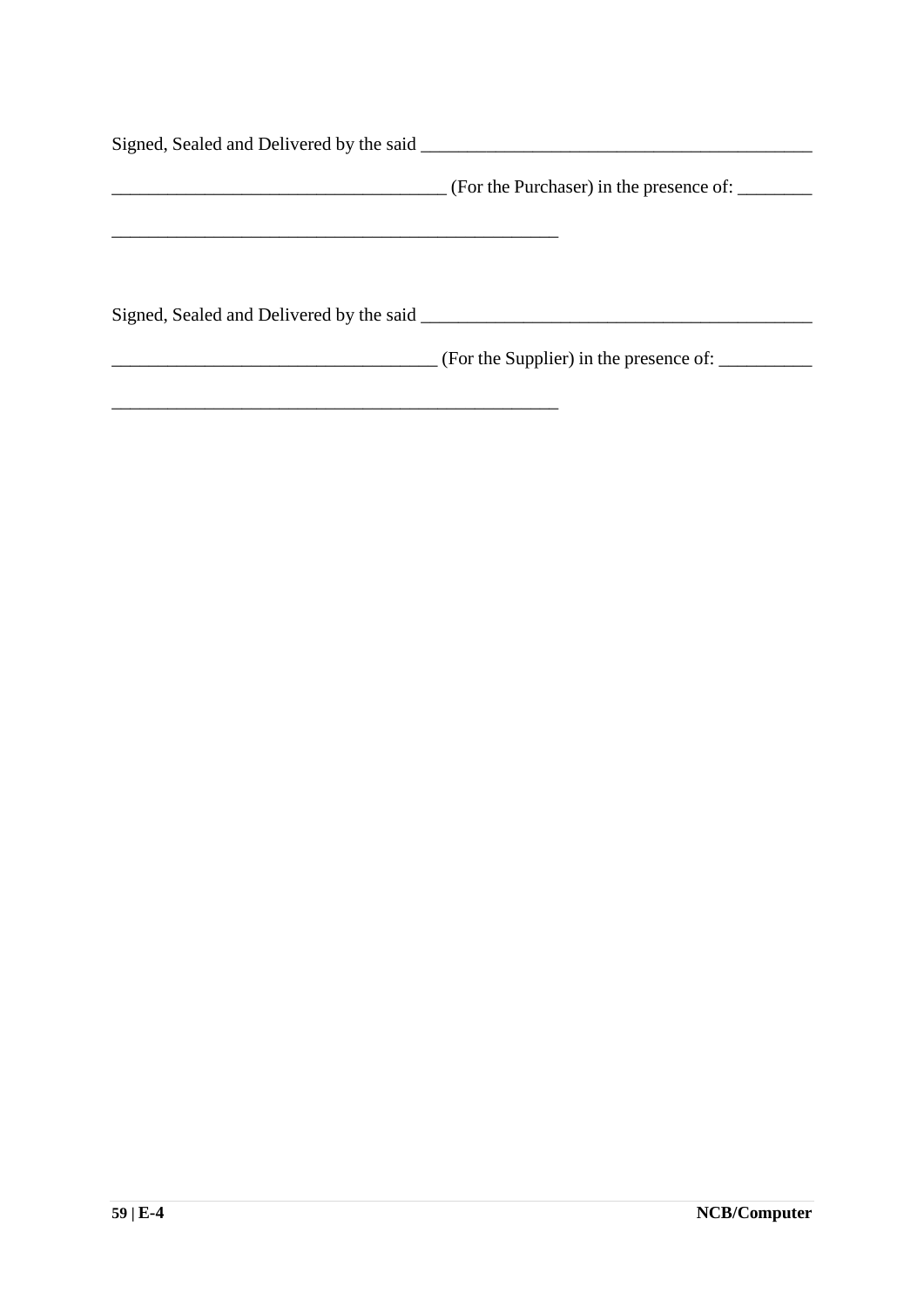Signed, Sealed and Delivered by the said ___________________________________________

____________________________________ (For the Purchaser) in the presence of: ________

_________________________________________________

Signed, Sealed and Delivered by the said ___________________________________________

___________________________________ (For the Supplier) in the presence of: __________

_________________________________________________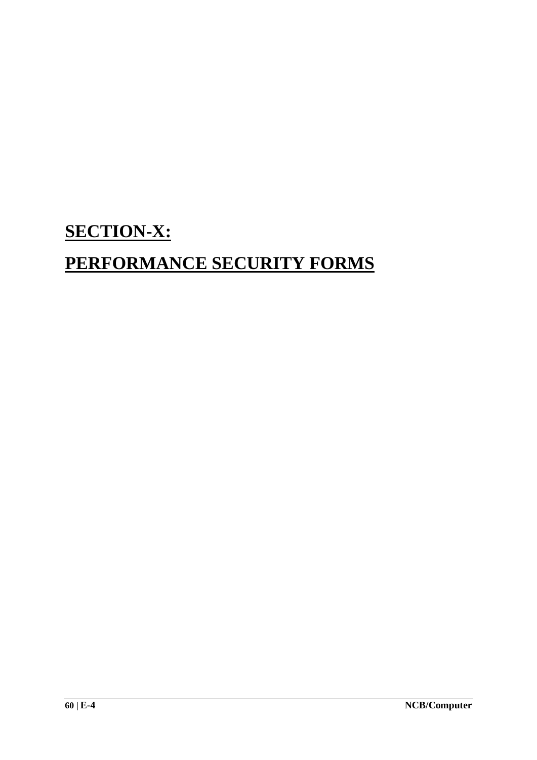# SECTION-X:

# PERFORMANCE SECURITY FORMS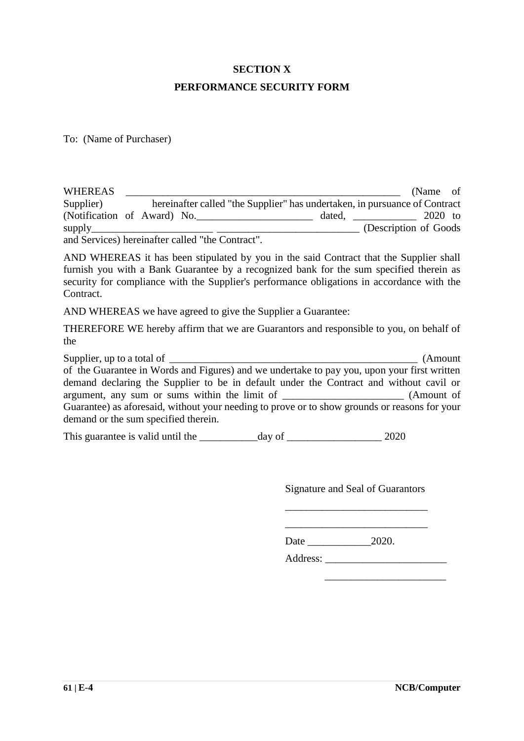# SECTION X

## PERFORMANCE SECURITY FORM

To: (Name of Purchaser)

WHEREAS _____________________________________________________ (Name of Supplier) hereinafter called "the Supplier" has undertaken, in pursuance of Contract (Notification of Award) No.______________________ dated, ____________ 2020 to supply_______________________ ___________________________ (Description of Goods and Services) hereinafter called "the Contract".

AND WHEREAS it has been stipulated by you in the said Contract that the Supplier shall furnish you with a Bank Guarantee by a recognized bank for the sum specified therein as security for compliance with the Supplier's performance obligations in accordance with the Contract.

AND WHEREAS we have agreed to give the Supplier a Guarantee:

THEREFORE WE hereby affirm that we are Guarantors and responsible to you, on behalf of the

Supplier, up to a total of _________________________________________________ (Amount of the Guarantee in Words and Figures) and we undertake to pay you, upon your first written demand declaring the Supplier to be in default under the Contract and without cavil or argument, any sum or sums within the limit of ______________________ (Amount of Guarantee) as aforesaid, without your needing to prove or to show grounds or reasons for your demand or the sum specified therein.

This guarantee is valid until the ___________day of __________________ 2020

Signature and Seal of Guarantors

___________________________

___________________________

Date ____________2020.

Address: _______________________

_______________________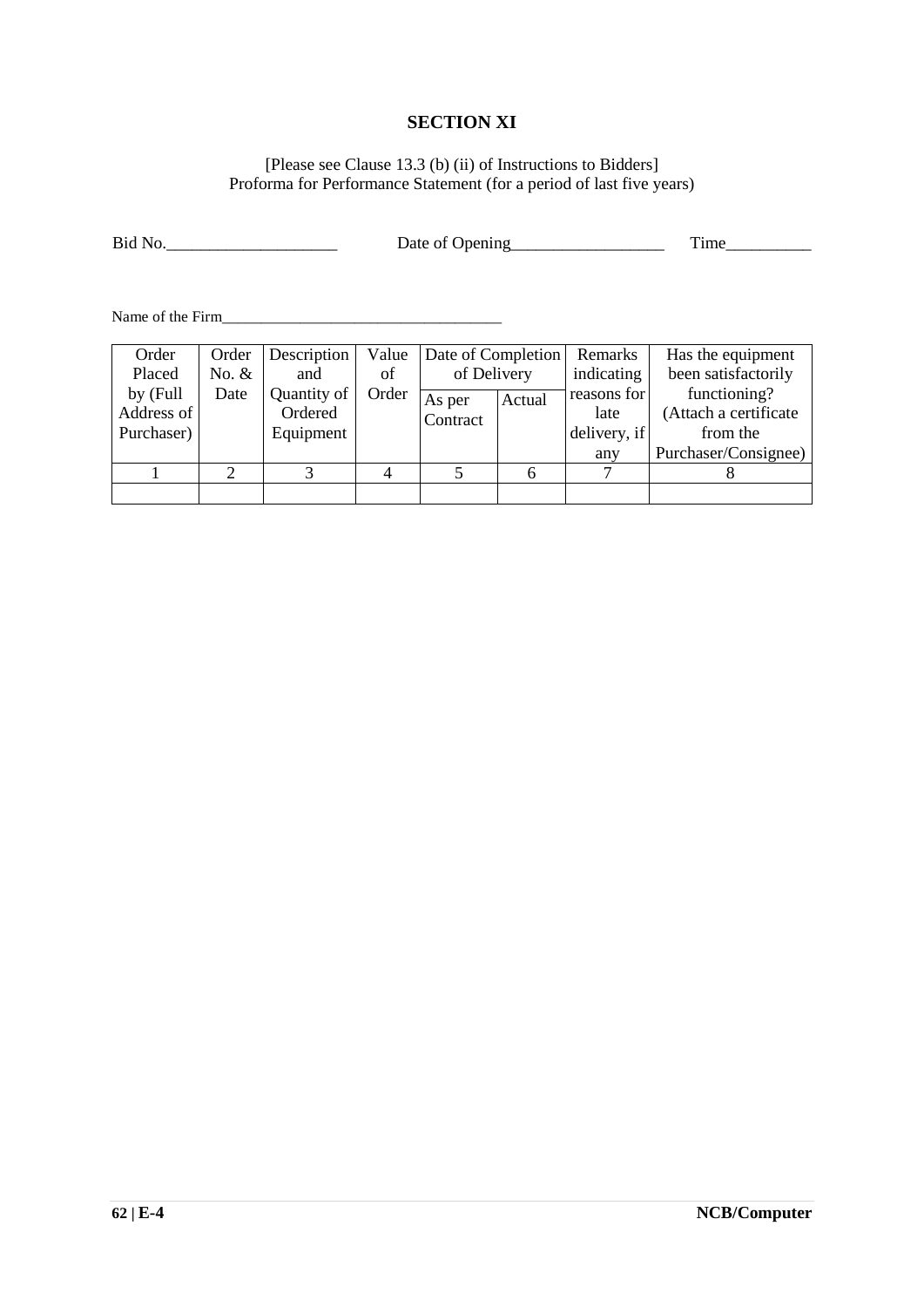# SECTION XI

[Please see Clause 13.3 (b) (ii) of Instructions to Bidders]
Proforma for Performance Statement (for a period of last five years)

Bid No.____________________ Date of Opening__________________ Time__________

Name of the Firm____________________________________

| Order Placed by (Full Address of Purchaser) | Order No. & Date | Description and Quantity of Ordered Equipment | Value of Order | Date of Completion of Delivery | | Remarks indicating reasons for late delivery, if any | Has the equipment been satisfactorily functioning? (Attach a certificate from the Purchaser/Consignee) |
|---|---|---|---|---|---|---|---|
| | | | | As per Contract | Actual | | |
| 1 | 2 | 3 | 4 | 5 | 6 | 7 | 8 |
| | | | | | | | |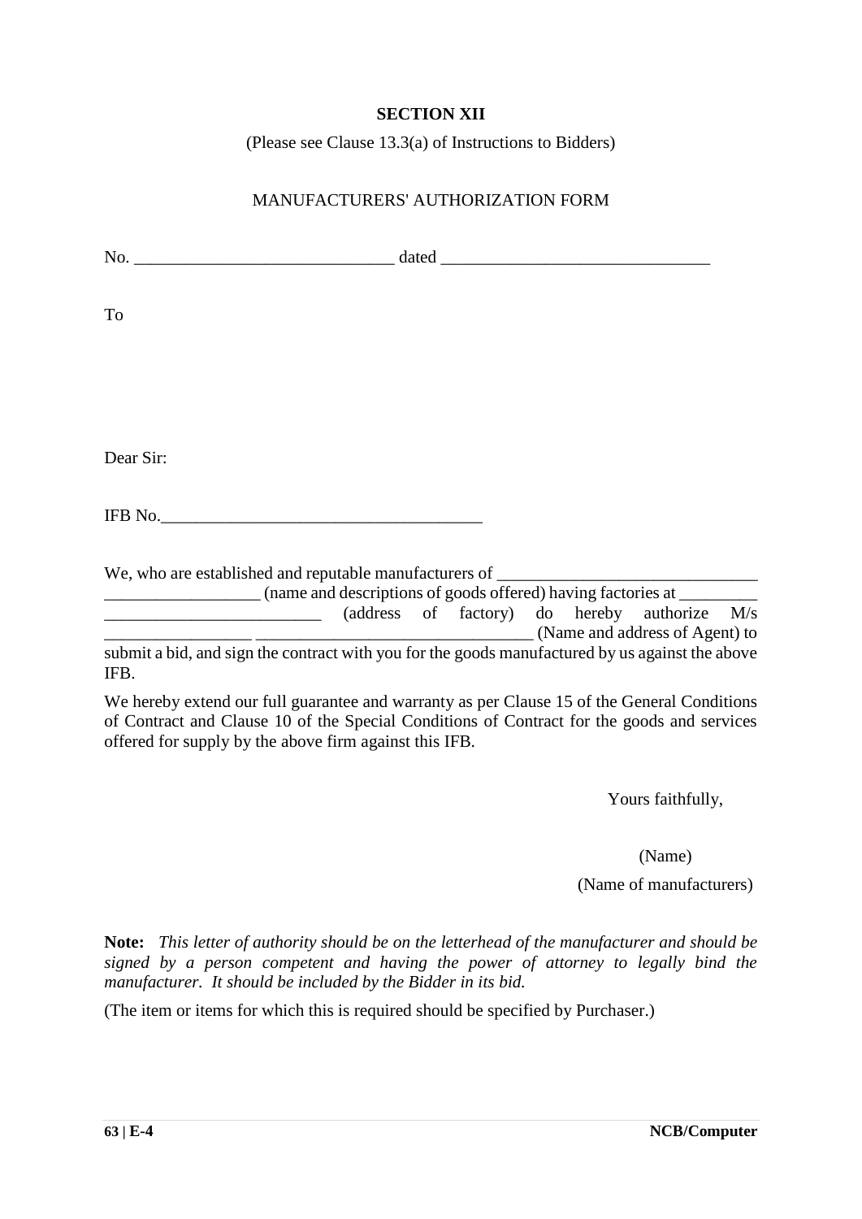## SECTION XII

(Please see Clause 13.3(a) of Instructions to Bidders)

MANUFACTURERS' AUTHORIZATION FORM

No. ______________________________ dated _______________________________

To

Dear Sir:

IFB No.____________________________________

We, who are established and reputable manufacturers of ______________________________ __________________ (name and descriptions of goods offered) having factories at _________ _________________________ (address of factory) do hereby authorize M/s _________________ ________________________________ (Name and address of Agent) to submit a bid, and sign the contract with you for the goods manufactured by us against the above IFB.

We hereby extend our full guarantee and warranty as per Clause 15 of the General Conditions of Contract and Clause 10 of the Special Conditions of Contract for the goods and services offered for supply by the above firm against this IFB.

Yours faithfully,

(Name)

(Name of manufacturers)

**Note:** *This letter of authority should be on the letterhead of the manufacturer and should be signed by a person competent and having the power of attorney to legally bind the manufacturer. It should be included by the Bidder in its bid.*

(The item or items for which this is required should be specified by Purchaser.)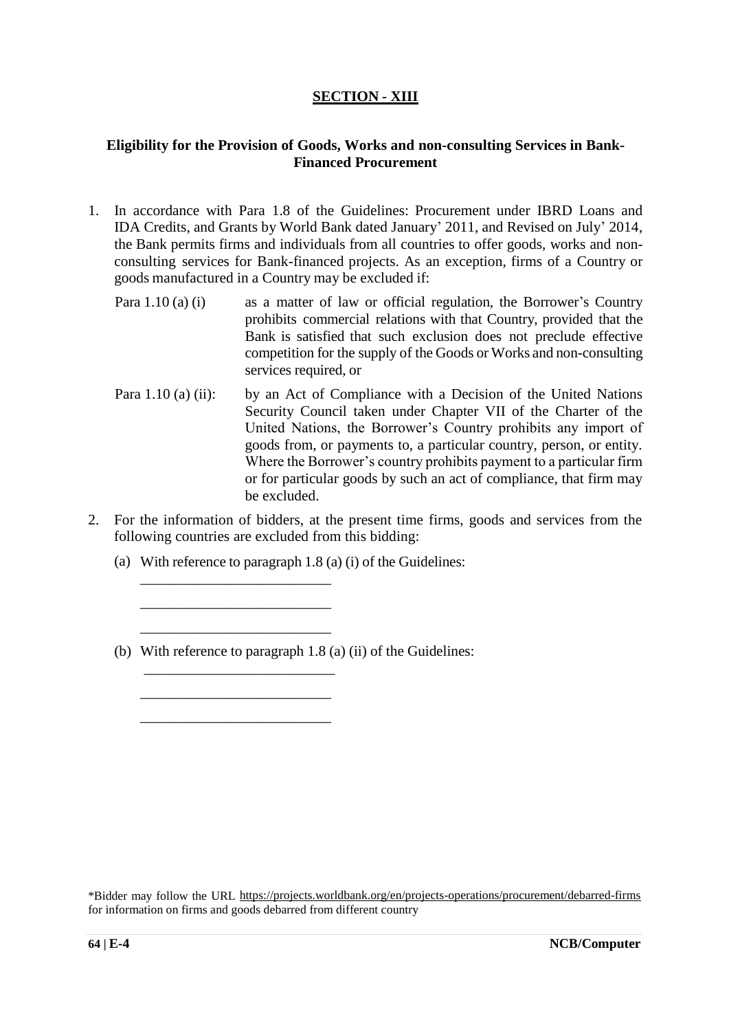## SECTION - XIII

### Eligibility for the Provision of Goods, Works and non-consulting Services in Bank-Financed Procurement

1. In accordance with Para 1.8 of the Guidelines: Procurement under IBRD Loans and IDA Credits, and Grants by World Bank dated January' 2011, and Revised on July' 2014, the Bank permits firms and individuals from all countries to offer goods, works and non-consulting services for Bank-financed projects. As an exception, firms of a Country or goods manufactured in a Country may be excluded if:

   Para 1.10 (a) (i) as a matter of law or official regulation, the Borrower's Country prohibits commercial relations with that Country, provided that the Bank is satisfied that such exclusion does not preclude effective competition for the supply of the Goods or Works and non-consulting services required, or

   Para 1.10 (a) (ii): by an Act of Compliance with a Decision of the United Nations Security Council taken under Chapter VII of the Charter of the United Nations, the Borrower's Country prohibits any import of goods from, or payments to, a particular country, person, or entity. Where the Borrower's country prohibits payment to a particular firm or for particular goods by such an act of compliance, that firm may be excluded.

2. For the information of bidders, at the present time firms, goods and services from the following countries are excluded from this bidding:

   (a) With reference to paragraph 1.8 (a) (i) of the Guidelines:

   ___________________________

   ___________________________

   ___________________________

   (b) With reference to paragraph 1.8 (a) (ii) of the Guidelines:

   ___________________________

   ___________________________

   ___________________________

*Bidder may follow the URL https://projects.worldbank.org/en/projects-operations/procurement/debarred-firms for information on firms and goods debarred from different country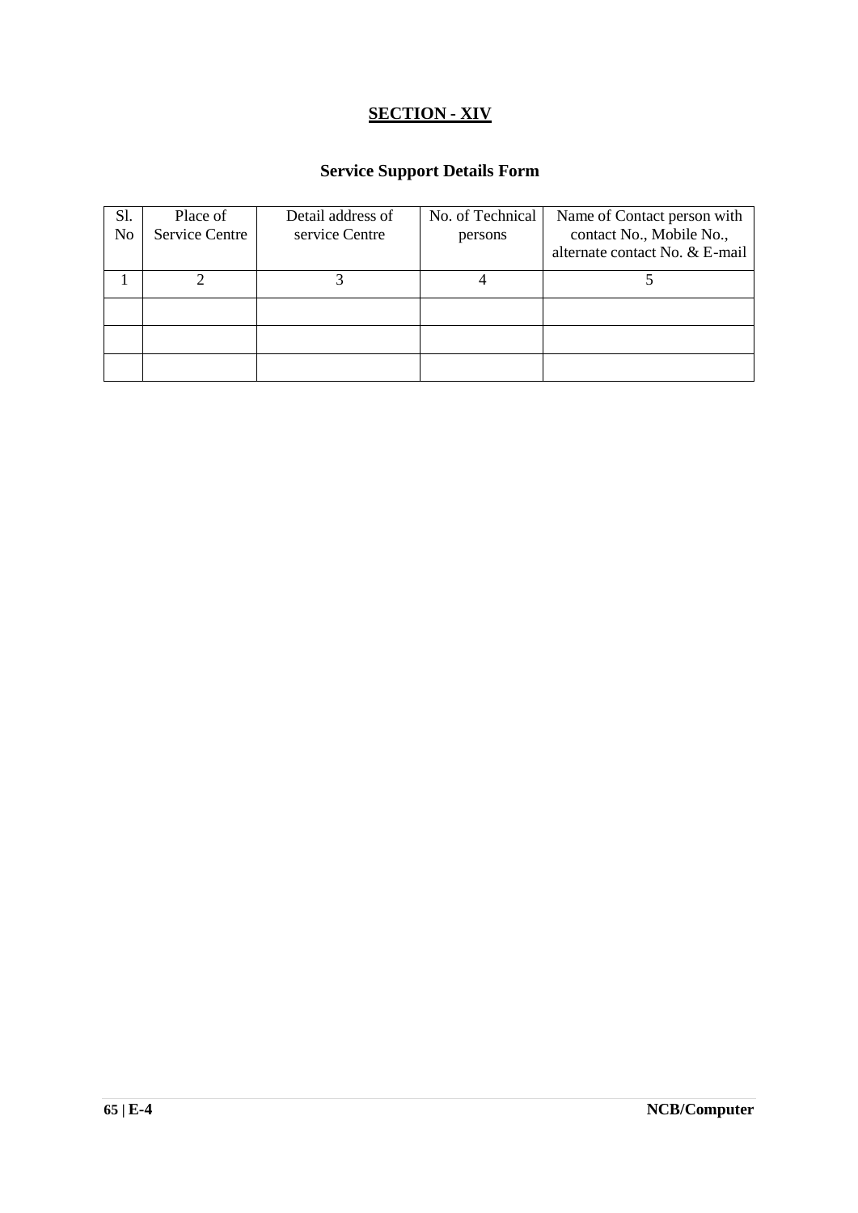# SECTION - XIV

## Service Support Details Form

| Sl. No | Place of Service Centre | Detail address of service Centre | No. of Technical persons | Name of Contact person with contact No., Mobile No., alternate contact No. & E-mail |
|---|---|---|---|---|
| 1 | 2 | 3 | 4 | 5 |
| | | | | |
| | | | | |
| | | | | |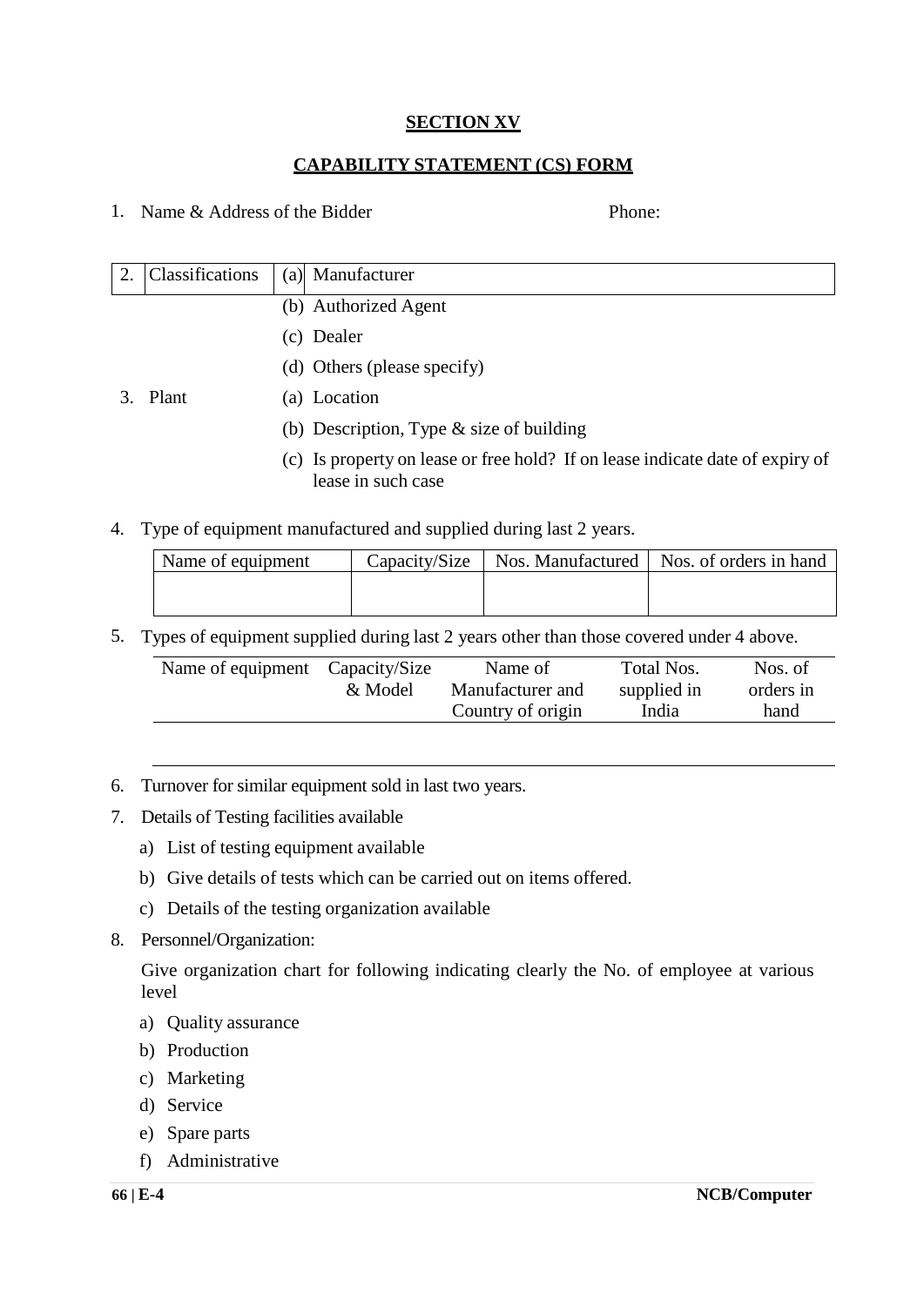## SECTION XV

## CAPABILITY STATEMENT (CS) FORM

1. Name & Address of the Bidder                                        Phone:

2. Classifications
   - (a) Manufacturer
   - (b) Authorized Agent
   - (c) Dealer
   - (d) Others (please specify)

3. Plant
   - (a) Location
   - (b) Description, Type & size of building
   - (c) Is property on lease or free hold? If on lease indicate date of expiry of lease in such case

4. Type of equipment manufactured and supplied during last 2 years.

| Name of equipment | Capacity/Size | Nos. Manufactured | Nos. of orders in hand |
|---|---|---|---|
| | | | |

5. Types of equipment supplied during last 2 years other than those covered under 4 above.

| Name of equipment | Capacity/Size & Model | Name of Manufacturer and Country of origin | Total Nos. supplied in India | Nos. of orders in hand |
|---|---|---|---|---|
| | | | | |

6. Turnover for similar equipment sold in last two years.

7. Details of Testing facilities available
   - a) List of testing equipment available
   - b) Give details of tests which can be carried out on items offered.
   - c) Details of the testing organization available

8. Personnel/Organization:

   Give organization chart for following indicating clearly the No. of employee at various level

   - a) Quality assurance
   - b) Production
   - c) Marketing
   - d) Service
   - e) Spare parts
   - f) Administrative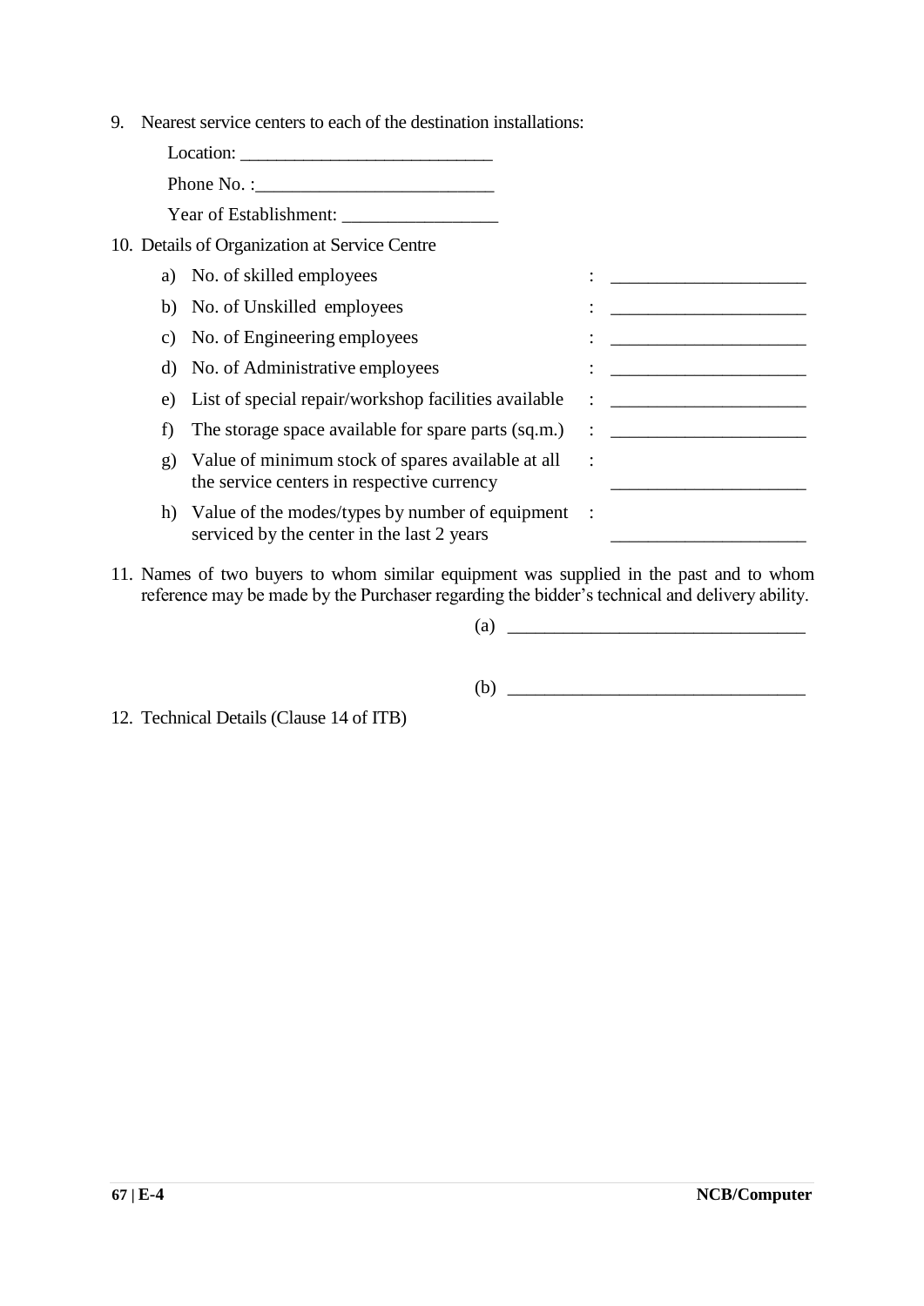9. Nearest service centers to each of the destination installations:

   Location: ___________________________

   Phone No. :_________________________

   Year of Establishment: ________________

10. Details of Organization at Service Centre

    a) No. of skilled employees : ____________________

    b) No. of Unskilled employees : ____________________

    c) No. of Engineering employees : ____________________

    d) No. of Administrative employees : ____________________

    e) List of special repair/workshop facilities available : ____________________

    f) The storage space available for spare parts (sq.m.) : ____________________

    g) Value of minimum stock of spares available at all the service centers in respective currency : ____________________

    h) Value of the modes/types by number of equipment serviced by the center in the last 2 years : ____________________

11. Names of two buyers to whom similar equipment was supplied in the past and to whom reference may be made by the Purchaser regarding the bidder's technical and delivery ability.

    (a) ________________________________

    (b) ________________________________

12. Technical Details (Clause 14 of ITB)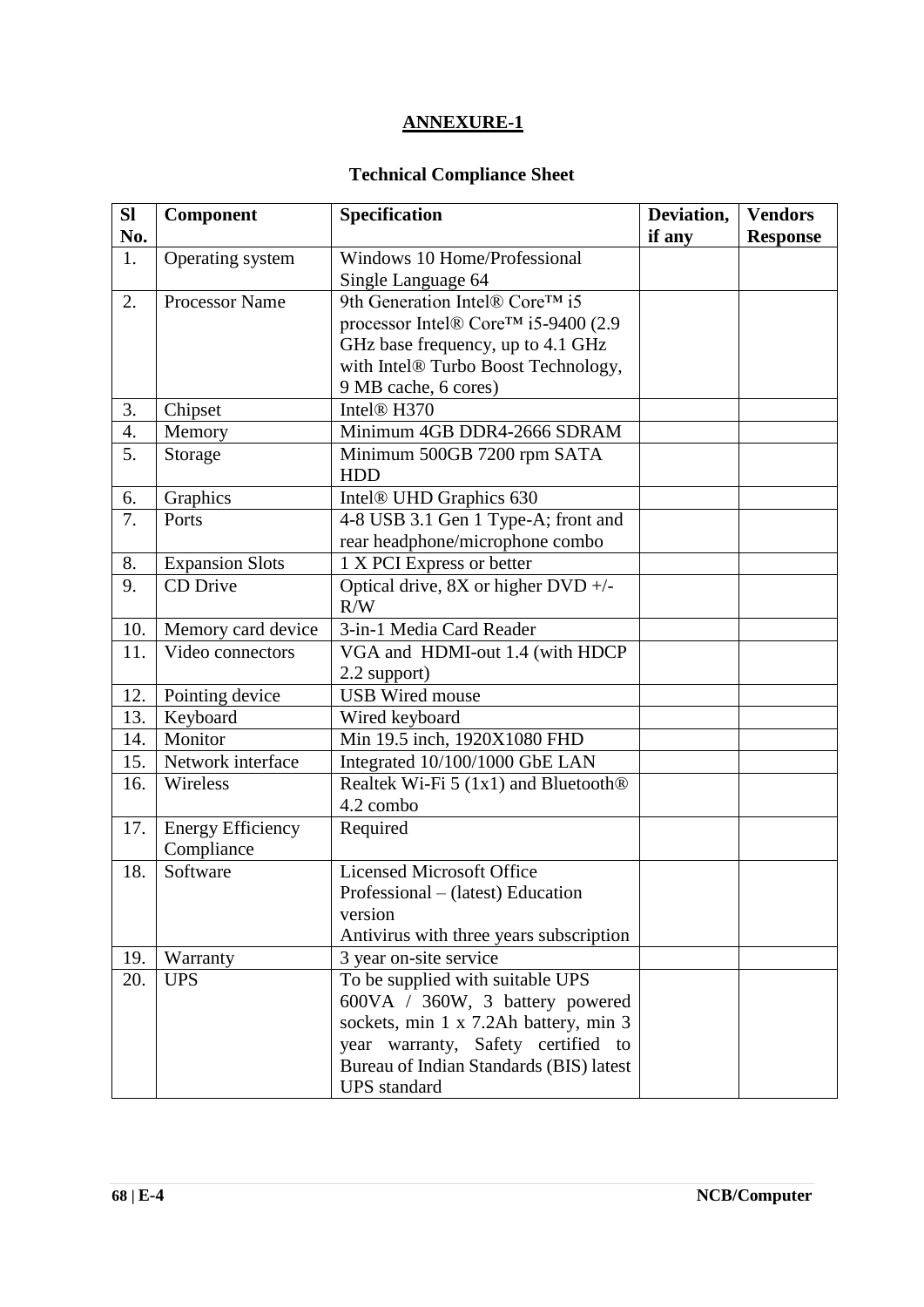## ANNEXURE-1

### Technical Compliance Sheet

| Sl No. | Component | Specification | Deviation, if any | Vendors Response |
|---|---|---|---|---|
| 1. | Operating system | Windows 10 Home/Professional Single Language 64 | | |
| 2. | Processor Name | 9th Generation Intel® Core™ i5 processor Intel® Core™ i5-9400 (2.9 GHz base frequency, up to 4.1 GHz with Intel® Turbo Boost Technology, 9 MB cache, 6 cores) | | |
| 3. | Chipset | Intel® H370 | | |
| 4. | Memory | Minimum 4GB DDR4-2666 SDRAM | | |
| 5. | Storage | Minimum 500GB 7200 rpm SATA HDD | | |
| 6. | Graphics | Intel® UHD Graphics 630 | | |
| 7. | Ports | 4-8 USB 3.1 Gen 1 Type-A; front and rear headphone/microphone combo | | |
| 8. | Expansion Slots | 1 X PCI Express or better | | |
| 9. | CD Drive | Optical drive, 8X or higher DVD +/- R/W | | |
| 10. | Memory card device | 3-in-1 Media Card Reader | | |
| 11. | Video connectors | VGA and HDMI-out 1.4 (with HDCP 2.2 support) | | |
| 12. | Pointing device | USB Wired mouse | | |
| 13. | Keyboard | Wired keyboard | | |
| 14. | Monitor | Min 19.5 inch, 1920X1080 FHD | | |
| 15. | Network interface | Integrated 10/100/1000 GbE LAN | | |
| 16. | Wireless | Realtek Wi-Fi 5 (1x1) and Bluetooth® 4.2 combo | | |
| 17. | Energy Efficiency Compliance | Required | | |
| 18. | Software | Licensed Microsoft Office Professional – (latest) Education version<br>Antivirus with three years subscription | | |
| 19. | Warranty | 3 year on-site service | | |
| 20. | UPS | To be supplied with suitable UPS 600VA / 360W, 3 battery powered sockets, min 1 x 7.2Ah battery, min 3 year warranty, Safety certified to Bureau of Indian Standards (BIS) latest UPS standard | | |